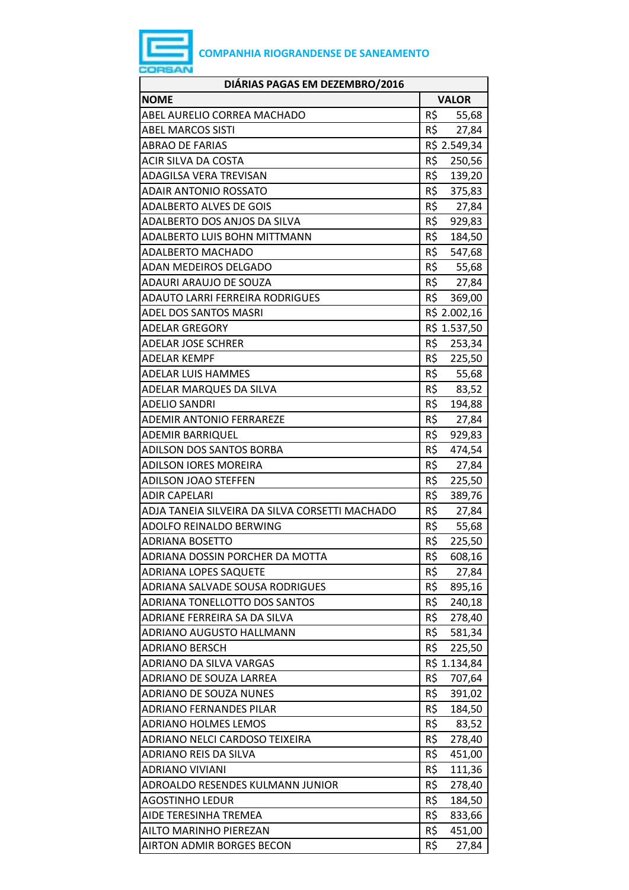**COMPANHIA RIOGRANDENSE DE SANEAMENTO**

| DIÁRIAS PAGAS EM DEZEMBRO/2016 | |
|---|---|
| **NOME** | **VALOR** |
| ABEL AURELIO CORREA MACHADO | R$ 55,68 |
| ABEL MARCOS SISTI | R$ 27,84 |
| ABRAO DE FARIAS | R$ 2.549,34 |
| ACIR SILVA DA COSTA | R$ 250,56 |
| ADAGILSA VERA TREVISAN | R$ 139,20 |
| ADAIR ANTONIO ROSSATO | R$ 375,83 |
| ADALBERTO ALVES DE GOIS | R$ 27,84 |
| ADALBERTO DOS ANJOS DA SILVA | R$ 929,83 |
| ADALBERTO LUIS BOHN MITTMANN | R$ 184,50 |
| ADALBERTO MACHADO | R$ 547,68 |
| ADAN MEDEIROS DELGADO | R$ 55,68 |
| ADAURI ARAUJO DE SOUZA | R$ 27,84 |
| ADAUTO LARRI FERREIRA RODRIGUES | R$ 369,00 |
| ADEL DOS SANTOS MASRI | R$ 2.002,16 |
| ADELAR GREGORY | R$ 1.537,50 |
| ADELAR JOSE SCHRER | R$ 253,34 |
| ADELAR KEMPF | R$ 225,50 |
| ADELAR LUIS HAMMES | R$ 55,68 |
| ADELAR MARQUES DA SILVA | R$ 83,52 |
| ADELIO SANDRI | R$ 194,88 |
| ADEMIR ANTONIO FERRAREZE | R$ 27,84 |
| ADEMIR BARRIQUEL | R$ 929,83 |
| ADILSON DOS SANTOS BORBA | R$ 474,54 |
| ADILSON IORES MOREIRA | R$ 27,84 |
| ADILSON JOAO STEFFEN | R$ 225,50 |
| ADIR CAPELARI | R$ 389,76 |
| ADJA TANEIA SILVEIRA DA SILVA CORSETTI MACHADO | R$ 27,84 |
| ADOLFO REINALDO BERWING | R$ 55,68 |
| ADRIANA BOSETTO | R$ 225,50 |
| ADRIANA DOSSIN PORCHER DA MOTTA | R$ 608,16 |
| ADRIANA LOPES SAQUETE | R$ 27,84 |
| ADRIANA SALVADE SOUSA RODRIGUES | R$ 895,16 |
| ADRIANA TONELLOTTO DOS SANTOS | R$ 240,18 |
| ADRIANE FERREIRA SA DA SILVA | R$ 278,40 |
| ADRIANO AUGUSTO HALLMANN | R$ 581,34 |
| ADRIANO BERSCH | R$ 225,50 |
| ADRIANO DA SILVA VARGAS | R$ 1.134,84 |
| ADRIANO DE SOUZA LARREA | R$ 707,64 |
| ADRIANO DE SOUZA NUNES | R$ 391,02 |
| ADRIANO FERNANDES PILAR | R$ 184,50 |
| ADRIANO HOLMES LEMOS | R$ 83,52 |
| ADRIANO NELCI CARDOSO TEIXEIRA | R$ 278,40 |
| ADRIANO REIS DA SILVA | R$ 451,00 |
| ADRIANO VIVIANI | R$ 111,36 |
| ADROALDO RESENDES KULMANN JUNIOR | R$ 278,40 |
| AGOSTINHO LEDUR | R$ 184,50 |
| AIDE TERESINHA TREMEA | R$ 833,66 |
| AILTO MARINHO PIEREZAN | R$ 451,00 |
| AIRTON ADMIR BORGES BECON | R$ 27,84 |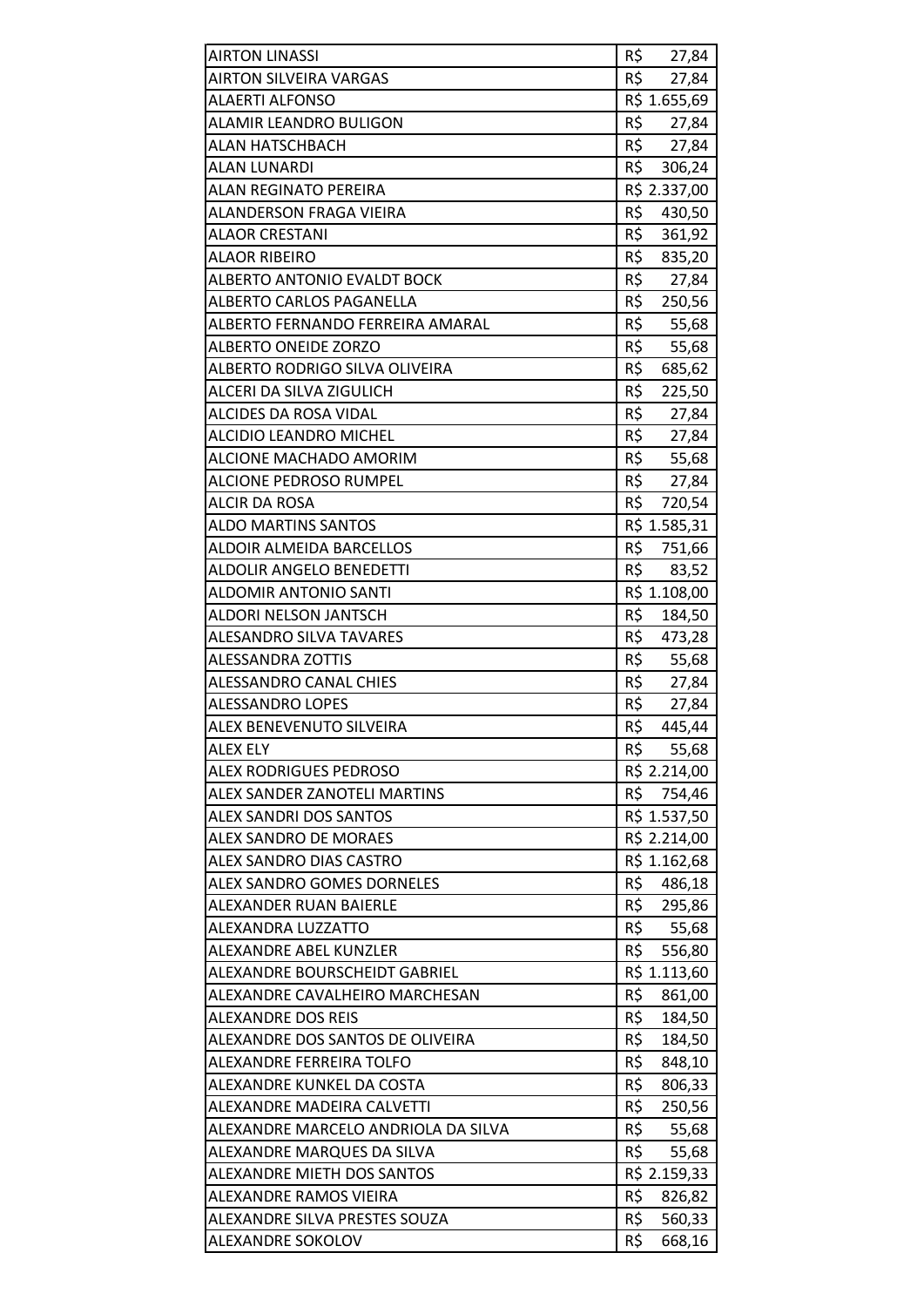| | |
|---|---|
| AIRTON LINASSI | R$ 27,84 |
| AIRTON SILVEIRA VARGAS | R$ 27,84 |
| ALAERTI ALFONSO | R$ 1.655,69 |
| ALAMIR LEANDRO BULIGON | R$ 27,84 |
| ALAN HATSCHBACH | R$ 27,84 |
| ALAN LUNARDI | R$ 306,24 |
| ALAN REGINATO PEREIRA | R$ 2.337,00 |
| ALANDERSON FRAGA VIEIRA | R$ 430,50 |
| ALAOR CRESTANI | R$ 361,92 |
| ALAOR RIBEIRO | R$ 835,20 |
| ALBERTO ANTONIO EVALDT BOCK | R$ 27,84 |
| ALBERTO CARLOS PAGANELLA | R$ 250,56 |
| ALBERTO FERNANDO FERREIRA AMARAL | R$ 55,68 |
| ALBERTO ONEIDE ZORZO | R$ 55,68 |
| ALBERTO RODRIGO SILVA OLIVEIRA | R$ 685,62 |
| ALCERI DA SILVA ZIGULICH | R$ 225,50 |
| ALCIDES DA ROSA VIDAL | R$ 27,84 |
| ALCIDIO LEANDRO MICHEL | R$ 27,84 |
| ALCIONE MACHADO AMORIM | R$ 55,68 |
| ALCIONE PEDROSO RUMPEL | R$ 27,84 |
| ALCIR DA ROSA | R$ 720,54 |
| ALDO MARTINS SANTOS | R$ 1.585,31 |
| ALDOIR ALMEIDA BARCELLOS | R$ 751,66 |
| ALDOLIR ANGELO BENEDETTI | R$ 83,52 |
| ALDOMIR ANTONIO SANTI | R$ 1.108,00 |
| ALDORI NELSON JANTSCH | R$ 184,50 |
| ALESANDRO SILVA TAVARES | R$ 473,28 |
| ALESSANDRA ZOTTIS | R$ 55,68 |
| ALESSANDRO CANAL CHIES | R$ 27,84 |
| ALESSANDRO LOPES | R$ 27,84 |
| ALEX BENEVENUTO SILVEIRA | R$ 445,44 |
| ALEX ELY | R$ 55,68 |
| ALEX RODRIGUES PEDROSO | R$ 2.214,00 |
| ALEX SANDER ZANOTELI MARTINS | R$ 754,46 |
| ALEX SANDRI DOS SANTOS | R$ 1.537,50 |
| ALEX SANDRO DE MORAES | R$ 2.214,00 |
| ALEX SANDRO DIAS CASTRO | R$ 1.162,68 |
| ALEX SANDRO GOMES DORNELES | R$ 486,18 |
| ALEXANDER RUAN BAIERLE | R$ 295,86 |
| ALEXANDRA LUZZATTO | R$ 55,68 |
| ALEXANDRE ABEL KUNZLER | R$ 556,80 |
| ALEXANDRE BOURSCHEIDT GABRIEL | R$ 1.113,60 |
| ALEXANDRE CAVALHEIRO MARCHESAN | R$ 861,00 |
| ALEXANDRE DOS REIS | R$ 184,50 |
| ALEXANDRE DOS SANTOS DE OLIVEIRA | R$ 184,50 |
| ALEXANDRE FERREIRA TOLFO | R$ 848,10 |
| ALEXANDRE KUNKEL DA COSTA | R$ 806,33 |
| ALEXANDRE MADEIRA CALVETTI | R$ 250,56 |
| ALEXANDRE MARCELO ANDRIOLA DA SILVA | R$ 55,68 |
| ALEXANDRE MARQUES DA SILVA | R$ 55,68 |
| ALEXANDRE MIETH DOS SANTOS | R$ 2.159,33 |
| ALEXANDRE RAMOS VIEIRA | R$ 826,82 |
| ALEXANDRE SILVA PRESTES SOUZA | R$ 560,33 |
| ALEXANDRE SOKOLOV | R$ 668,16 |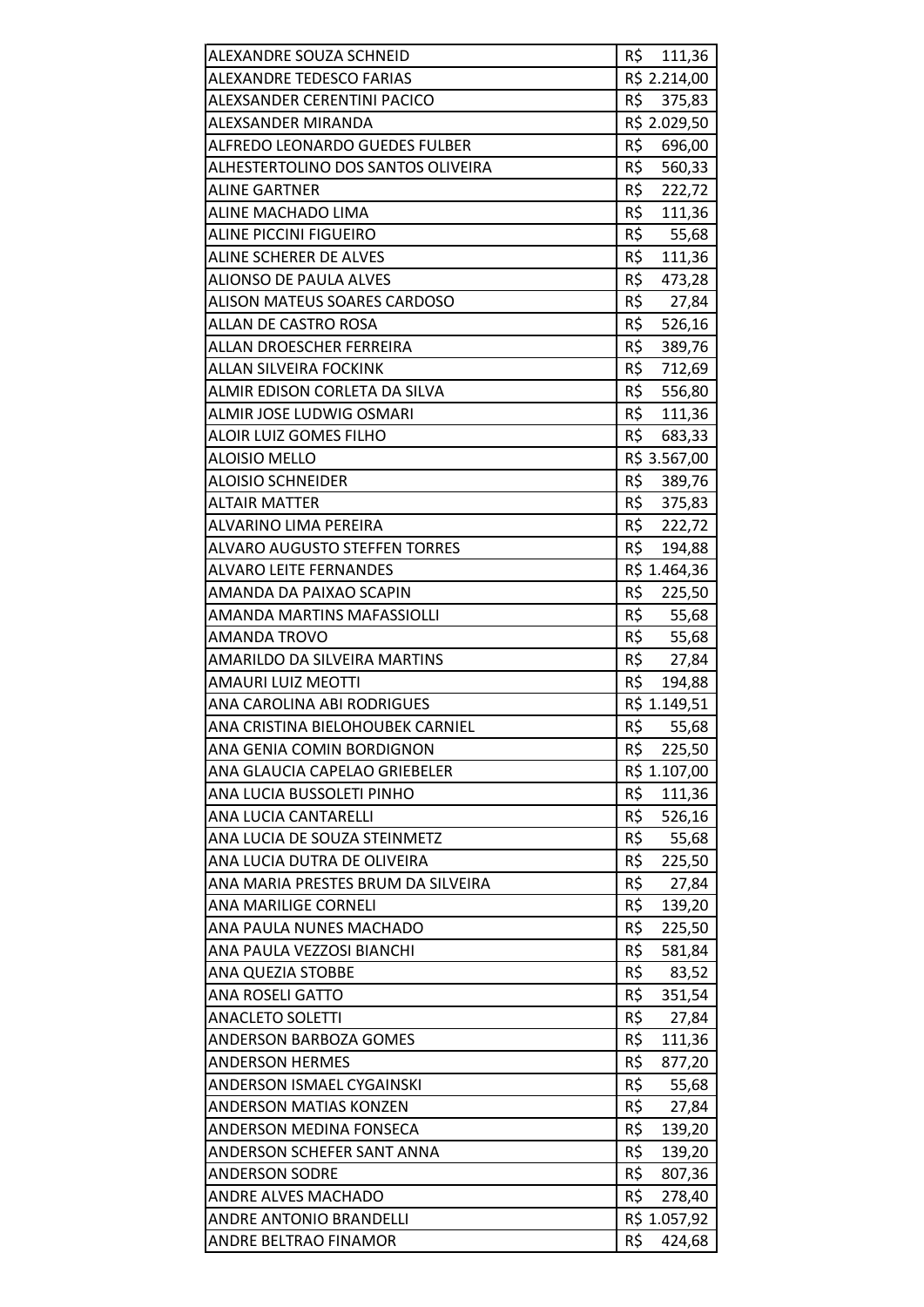| ALEXANDRE SOUZA SCHNEID | R$ 111,36 |
|---|---|
| ALEXANDRE TEDESCO FARIAS | R$ 2.214,00 |
| ALEXSANDER CERENTINI PACICO | R$ 375,83 |
| ALEXSANDER MIRANDA | R$ 2.029,50 |
| ALFREDO LEONARDO GUEDES FULBER | R$ 696,00 |
| ALHESTERTOLINO DOS SANTOS OLIVEIRA | R$ 560,33 |
| ALINE GARTNER | R$ 222,72 |
| ALINE MACHADO LIMA | R$ 111,36 |
| ALINE PICCINI FIGUEIRO | R$ 55,68 |
| ALINE SCHERER DE ALVES | R$ 111,36 |
| ALIONSO DE PAULA ALVES | R$ 473,28 |
| ALISON MATEUS SOARES CARDOSO | R$ 27,84 |
| ALLAN DE CASTRO ROSA | R$ 526,16 |
| ALLAN DROESCHER FERREIRA | R$ 389,76 |
| ALLAN SILVEIRA FOCKINK | R$ 712,69 |
| ALMIR EDISON CORLETA DA SILVA | R$ 556,80 |
| ALMIR JOSE LUDWIG OSMARI | R$ 111,36 |
| ALOIR LUIZ GOMES FILHO | R$ 683,33 |
| ALOISIO MELLO | R$ 3.567,00 |
| ALOISIO SCHNEIDER | R$ 389,76 |
| ALTAIR MATTER | R$ 375,83 |
| ALVARINO LIMA PEREIRA | R$ 222,72 |
| ALVARO AUGUSTO STEFFEN TORRES | R$ 194,88 |
| ALVARO LEITE FERNANDES | R$ 1.464,36 |
| AMANDA DA PAIXAO SCAPIN | R$ 225,50 |
| AMANDA MARTINS MAFASSIOLLI | R$ 55,68 |
| AMANDA TROVO | R$ 55,68 |
| AMARILDO DA SILVEIRA MARTINS | R$ 27,84 |
| AMAURI LUIZ MEOTTI | R$ 194,88 |
| ANA CAROLINA ABI RODRIGUES | R$ 1.149,51 |
| ANA CRISTINA BIELOHOUBEK CARNIEL | R$ 55,68 |
| ANA GENIA COMIN BORDIGNON | R$ 225,50 |
| ANA GLAUCIA CAPELAO GRIEBELER | R$ 1.107,00 |
| ANA LUCIA BUSSOLETI PINHO | R$ 111,36 |
| ANA LUCIA CANTARELLI | R$ 526,16 |
| ANA LUCIA DE SOUZA STEINMETZ | R$ 55,68 |
| ANA LUCIA DUTRA DE OLIVEIRA | R$ 225,50 |
| ANA MARIA PRESTES BRUM DA SILVEIRA | R$ 27,84 |
| ANA MARILIGE CORNELI | R$ 139,20 |
| ANA PAULA NUNES MACHADO | R$ 225,50 |
| ANA PAULA VEZZOSI BIANCHI | R$ 581,84 |
| ANA QUEZIA STOBBE | R$ 83,52 |
| ANA ROSELI GATTO | R$ 351,54 |
| ANACLETO SOLETTI | R$ 27,84 |
| ANDERSON BARBOZA GOMES | R$ 111,36 |
| ANDERSON HERMES | R$ 877,20 |
| ANDERSON ISMAEL CYGAINSKI | R$ 55,68 |
| ANDERSON MATIAS KONZEN | R$ 27,84 |
| ANDERSON MEDINA FONSECA | R$ 139,20 |
| ANDERSON SCHEFER SANT ANNA | R$ 139,20 |
| ANDERSON SODRE | R$ 807,36 |
| ANDRE ALVES MACHADO | R$ 278,40 |
| ANDRE ANTONIO BRANDELLI | R$ 1.057,92 |
| ANDRE BELTRAO FINAMOR | R$ 424,68 |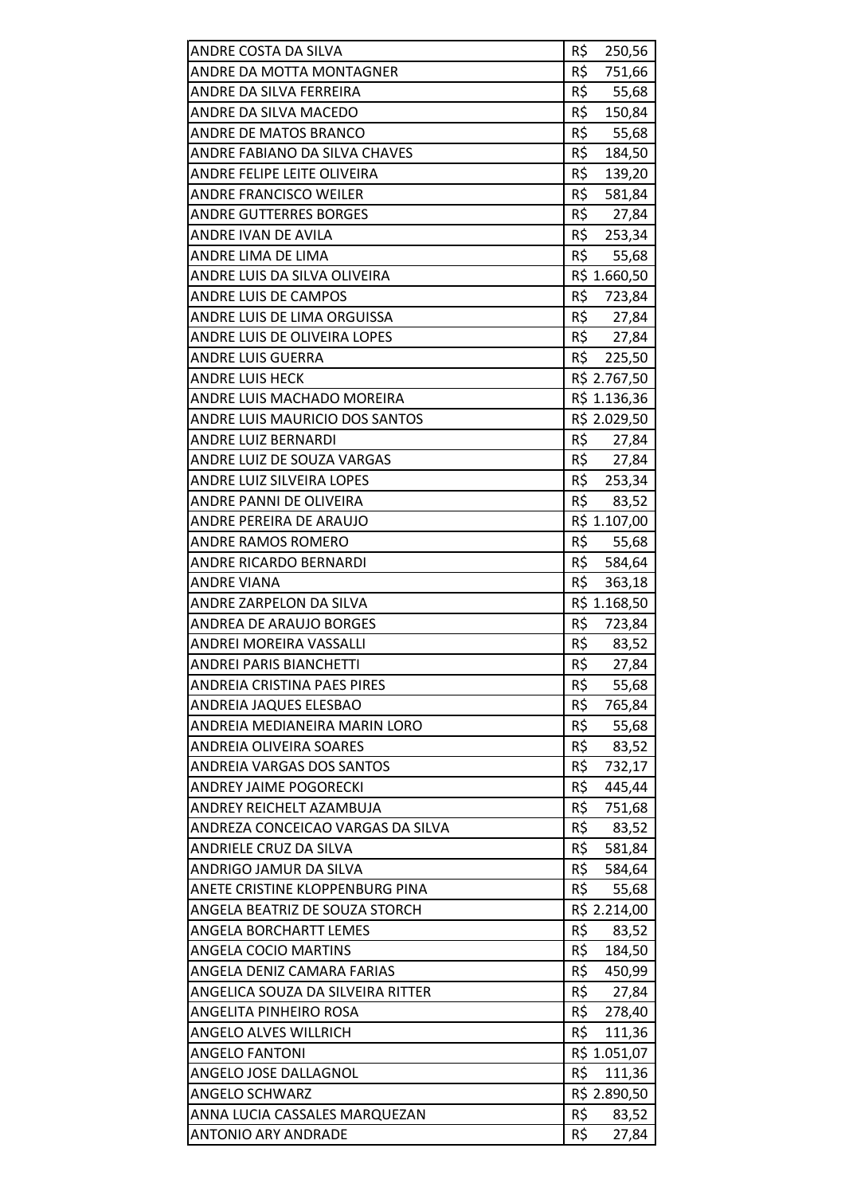| | |
|---|---|
| ANDRE COSTA DA SILVA | R$ 250,56 |
| ANDRE DA MOTTA MONTAGNER | R$ 751,66 |
| ANDRE DA SILVA FERREIRA | R$ 55,68 |
| ANDRE DA SILVA MACEDO | R$ 150,84 |
| ANDRE DE MATOS BRANCO | R$ 55,68 |
| ANDRE FABIANO DA SILVA CHAVES | R$ 184,50 |
| ANDRE FELIPE LEITE OLIVEIRA | R$ 139,20 |
| ANDRE FRANCISCO WEILER | R$ 581,84 |
| ANDRE GUTTERRES BORGES | R$ 27,84 |
| ANDRE IVAN DE AVILA | R$ 253,34 |
| ANDRE LIMA DE LIMA | R$ 55,68 |
| ANDRE LUIS DA SILVA OLIVEIRA | R$ 1.660,50 |
| ANDRE LUIS DE CAMPOS | R$ 723,84 |
| ANDRE LUIS DE LIMA ORGUISSA | R$ 27,84 |
| ANDRE LUIS DE OLIVEIRA LOPES | R$ 27,84 |
| ANDRE LUIS GUERRA | R$ 225,50 |
| ANDRE LUIS HECK | R$ 2.767,50 |
| ANDRE LUIS MACHADO MOREIRA | R$ 1.136,36 |
| ANDRE LUIS MAURICIO DOS SANTOS | R$ 2.029,50 |
| ANDRE LUIZ BERNARDI | R$ 27,84 |
| ANDRE LUIZ DE SOUZA VARGAS | R$ 27,84 |
| ANDRE LUIZ SILVEIRA LOPES | R$ 253,34 |
| ANDRE PANNI DE OLIVEIRA | R$ 83,52 |
| ANDRE PEREIRA DE ARAUJO | R$ 1.107,00 |
| ANDRE RAMOS ROMERO | R$ 55,68 |
| ANDRE RICARDO BERNARDI | R$ 584,64 |
| ANDRE VIANA | R$ 363,18 |
| ANDRE ZARPELON DA SILVA | R$ 1.168,50 |
| ANDREA DE ARAUJO BORGES | R$ 723,84 |
| ANDREI MOREIRA VASSALLI | R$ 83,52 |
| ANDREI PARIS BIANCHETTI | R$ 27,84 |
| ANDREIA CRISTINA PAES PIRES | R$ 55,68 |
| ANDREIA JAQUES ELESBAO | R$ 765,84 |
| ANDREIA MEDIANEIRA MARIN LORO | R$ 55,68 |
| ANDREIA OLIVEIRA SOARES | R$ 83,52 |
| ANDREIA VARGAS DOS SANTOS | R$ 732,17 |
| ANDREY JAIME POGORECKI | R$ 445,44 |
| ANDREY REICHELT AZAMBUJA | R$ 751,68 |
| ANDREZA CONCEICAO VARGAS DA SILVA | R$ 83,52 |
| ANDRIELE CRUZ DA SILVA | R$ 581,84 |
| ANDRIGO JAMUR DA SILVA | R$ 584,64 |
| ANETE CRISTINE KLOPPENBURG PINA | R$ 55,68 |
| ANGELA BEATRIZ DE SOUZA STORCH | R$ 2.214,00 |
| ANGELA BORCHARTT LEMES | R$ 83,52 |
| ANGELA COCIO MARTINS | R$ 184,50 |
| ANGELA DENIZ CAMARA FARIAS | R$ 450,99 |
| ANGELICA SOUZA DA SILVEIRA RITTER | R$ 27,84 |
| ANGELITA PINHEIRO ROSA | R$ 278,40 |
| ANGELO ALVES WILLRICH | R$ 111,36 |
| ANGELO FANTONI | R$ 1.051,07 |
| ANGELO JOSE DALLAGNOL | R$ 111,36 |
| ANGELO SCHWARZ | R$ 2.890,50 |
| ANNA LUCIA CASSALES MARQUEZAN | R$ 83,52 |
| ANTONIO ARY ANDRADE | R$ 27,84 |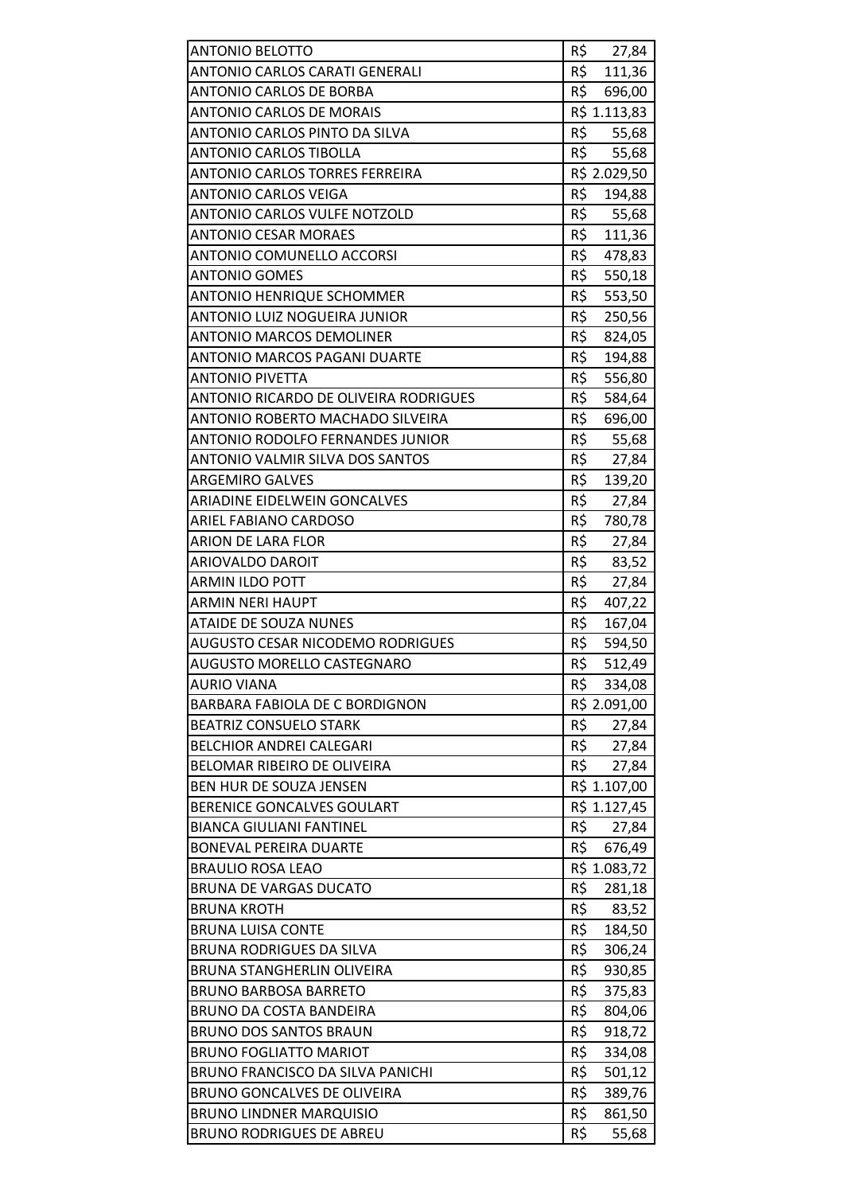| | |
|---|---|
| ANTONIO BELOTTO | R$ 27,84 |
| ANTONIO CARLOS CARATI GENERALI | R$ 111,36 |
| ANTONIO CARLOS DE BORBA | R$ 696,00 |
| ANTONIO CARLOS DE MORAIS | R$ 1.113,83 |
| ANTONIO CARLOS PINTO DA SILVA | R$ 55,68 |
| ANTONIO CARLOS TIBOLLA | R$ 55,68 |
| ANTONIO CARLOS TORRES FERREIRA | R$ 2.029,50 |
| ANTONIO CARLOS VEIGA | R$ 194,88 |
| ANTONIO CARLOS VULFE NOTZOLD | R$ 55,68 |
| ANTONIO CESAR MORAES | R$ 111,36 |
| ANTONIO COMUNELLO ACCORSI | R$ 478,83 |
| ANTONIO GOMES | R$ 550,18 |
| ANTONIO HENRIQUE SCHOMMER | R$ 553,50 |
| ANTONIO LUIZ NOGUEIRA JUNIOR | R$ 250,56 |
| ANTONIO MARCOS DEMOLINER | R$ 824,05 |
| ANTONIO MARCOS PAGANI DUARTE | R$ 194,88 |
| ANTONIO PIVETTA | R$ 556,80 |
| ANTONIO RICARDO DE OLIVEIRA RODRIGUES | R$ 584,64 |
| ANTONIO ROBERTO MACHADO SILVEIRA | R$ 696,00 |
| ANTONIO RODOLFO FERNANDES JUNIOR | R$ 55,68 |
| ANTONIO VALMIR SILVA DOS SANTOS | R$ 27,84 |
| ARGEMIRO GALVES | R$ 139,20 |
| ARIADINE EIDELWEIN GONCALVES | R$ 27,84 |
| ARIEL FABIANO CARDOSO | R$ 780,78 |
| ARION DE LARA FLOR | R$ 27,84 |
| ARIOVALDO DAROIT | R$ 83,52 |
| ARMIN ILDO POTT | R$ 27,84 |
| ARMIN NERI HAUPT | R$ 407,22 |
| ATAIDE DE SOUZA NUNES | R$ 167,04 |
| AUGUSTO CESAR NICODEMO RODRIGUES | R$ 594,50 |
| AUGUSTO MORELLO CASTEGNARO | R$ 512,49 |
| AURIO VIANA | R$ 334,08 |
| BARBARA FABIOLA DE C BORDIGNON | R$ 2.091,00 |
| BEATRIZ CONSUELO STARK | R$ 27,84 |
| BELCHIOR ANDREI CALEGARI | R$ 27,84 |
| BELOMAR RIBEIRO DE OLIVEIRA | R$ 27,84 |
| BEN HUR DE SOUZA JENSEN | R$ 1.107,00 |
| BERENICE GONCALVES GOULART | R$ 1.127,45 |
| BIANCA GIULIANI FANTINEL | R$ 27,84 |
| BONEVAL PEREIRA DUARTE | R$ 676,49 |
| BRAULIO ROSA LEAO | R$ 1.083,72 |
| BRUNA DE VARGAS DUCATO | R$ 281,18 |
| BRUNA KROTH | R$ 83,52 |
| BRUNA LUISA CONTE | R$ 184,50 |
| BRUNA RODRIGUES DA SILVA | R$ 306,24 |
| BRUNA STANGHERLIN OLIVEIRA | R$ 930,85 |
| BRUNO BARBOSA BARRETO | R$ 375,83 |
| BRUNO DA COSTA BANDEIRA | R$ 804,06 |
| BRUNO DOS SANTOS BRAUN | R$ 918,72 |
| BRUNO FOGLIATTO MARIOT | R$ 334,08 |
| BRUNO FRANCISCO DA SILVA PANICHI | R$ 501,12 |
| BRUNO GONCALVES DE OLIVEIRA | R$ 389,76 |
| BRUNO LINDNER MARQUISIO | R$ 861,50 |
| BRUNO RODRIGUES DE ABREU | R$ 55,68 |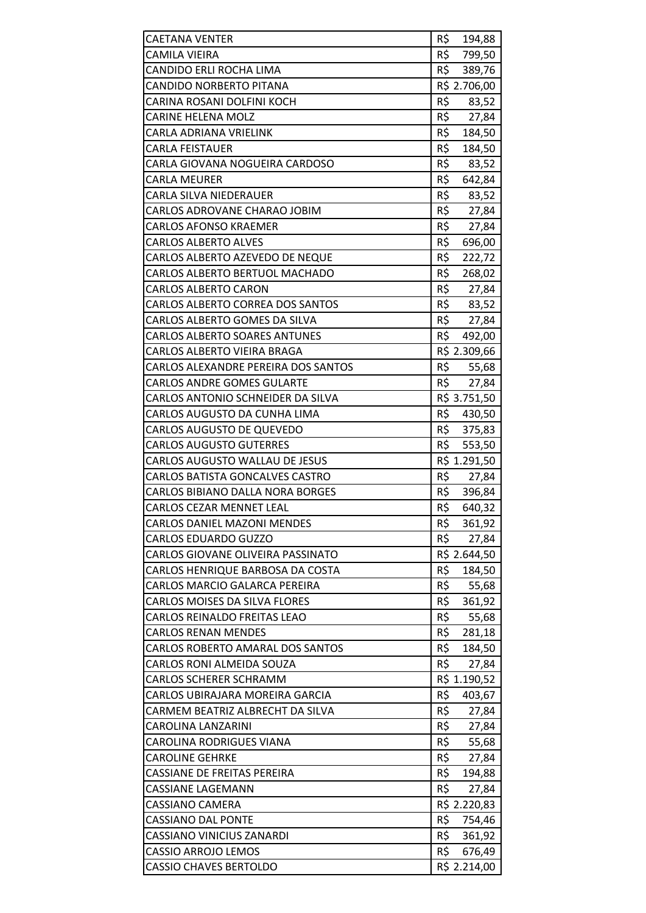| | |
|---|---|
| CAETANA VENTER | R$ 194,88 |
| CAMILA VIEIRA | R$ 799,50 |
| CANDIDO ERLI ROCHA LIMA | R$ 389,76 |
| CANDIDO NORBERTO PITANA | R$ 2.706,00 |
| CARINA ROSANI DOLFINI KOCH | R$ 83,52 |
| CARINE HELENA MOLZ | R$ 27,84 |
| CARLA ADRIANA VRIELINK | R$ 184,50 |
| CARLA FEISTAUER | R$ 184,50 |
| CARLA GIOVANA NOGUEIRA CARDOSO | R$ 83,52 |
| CARLA MEURER | R$ 642,84 |
| CARLA SILVA NIEDERAUER | R$ 83,52 |
| CARLOS ADROVANE CHARAO JOBIM | R$ 27,84 |
| CARLOS AFONSO KRAEMER | R$ 27,84 |
| CARLOS ALBERTO ALVES | R$ 696,00 |
| CARLOS ALBERTO AZEVEDO DE NEQUE | R$ 222,72 |
| CARLOS ALBERTO BERTUOL MACHADO | R$ 268,02 |
| CARLOS ALBERTO CARON | R$ 27,84 |
| CARLOS ALBERTO CORREA DOS SANTOS | R$ 83,52 |
| CARLOS ALBERTO GOMES DA SILVA | R$ 27,84 |
| CARLOS ALBERTO SOARES ANTUNES | R$ 492,00 |
| CARLOS ALBERTO VIEIRA BRAGA | R$ 2.309,66 |
| CARLOS ALEXANDRE PEREIRA DOS SANTOS | R$ 55,68 |
| CARLOS ANDRE GOMES GULARTE | R$ 27,84 |
| CARLOS ANTONIO SCHNEIDER DA SILVA | R$ 3.751,50 |
| CARLOS AUGUSTO DA CUNHA LIMA | R$ 430,50 |
| CARLOS AUGUSTO DE QUEVEDO | R$ 375,83 |
| CARLOS AUGUSTO GUTERRES | R$ 553,50 |
| CARLOS AUGUSTO WALLAU DE JESUS | R$ 1.291,50 |
| CARLOS BATISTA GONCALVES CASTRO | R$ 27,84 |
| CARLOS BIBIANO DALLA NORA BORGES | R$ 396,84 |
| CARLOS CEZAR MENNET LEAL | R$ 640,32 |
| CARLOS DANIEL MAZONI MENDES | R$ 361,92 |
| CARLOS EDUARDO GUZZO | R$ 27,84 |
| CARLOS GIOVANE OLIVEIRA PASSINATO | R$ 2.644,50 |
| CARLOS HENRIQUE BARBOSA DA COSTA | R$ 184,50 |
| CARLOS MARCIO GALARCA PEREIRA | R$ 55,68 |
| CARLOS MOISES DA SILVA FLORES | R$ 361,92 |
| CARLOS REINALDO FREITAS LEAO | R$ 55,68 |
| CARLOS RENAN MENDES | R$ 281,18 |
| CARLOS ROBERTO AMARAL DOS SANTOS | R$ 184,50 |
| CARLOS RONI ALMEIDA SOUZA | R$ 27,84 |
| CARLOS SCHERER SCHRAMM | R$ 1.190,52 |
| CARLOS UBIRAJARA MOREIRA GARCIA | R$ 403,67 |
| CARMEM BEATRIZ ALBRECHT DA SILVA | R$ 27,84 |
| CAROLINA LANZARINI | R$ 27,84 |
| CAROLINA RODRIGUES VIANA | R$ 55,68 |
| CAROLINE GEHRKE | R$ 27,84 |
| CASSIANE DE FREITAS PEREIRA | R$ 194,88 |
| CASSIANE LAGEMANN | R$ 27,84 |
| CASSIANO CAMERA | R$ 2.220,83 |
| CASSIANO DAL PONTE | R$ 754,46 |
| CASSIANO VINICIUS ZANARDI | R$ 361,92 |
| CASSIO ARROJO LEMOS | R$ 676,49 |
| CASSIO CHAVES BERTOLDO | R$ 2.214,00 |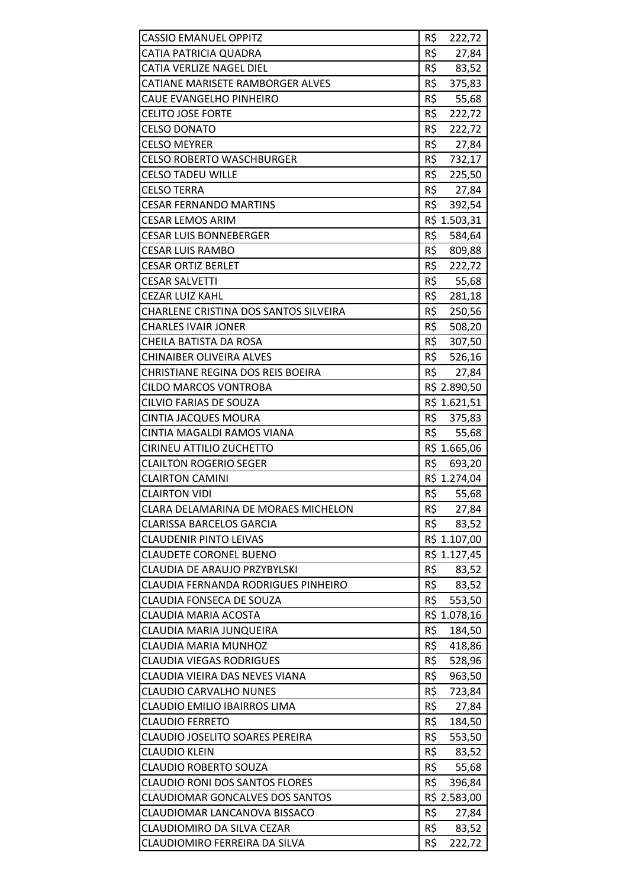| | |
|---|---|
| CASSIO EMANUEL OPPITZ | R$ 222,72 |
| CATIA PATRICIA QUADRA | R$ 27,84 |
| CATIA VERLIZE NAGEL DIEL | R$ 83,52 |
| CATIANE MARISETE RAMBORGER ALVES | R$ 375,83 |
| CAUE EVANGELHO PINHEIRO | R$ 55,68 |
| CELITO JOSE FORTE | R$ 222,72 |
| CELSO DONATO | R$ 222,72 |
| CELSO MEYRER | R$ 27,84 |
| CELSO ROBERTO WASCHBURGER | R$ 732,17 |
| CELSO TADEU WILLE | R$ 225,50 |
| CELSO TERRA | R$ 27,84 |
| CESAR FERNANDO MARTINS | R$ 392,54 |
| CESAR LEMOS ARIM | R$ 1.503,31 |
| CESAR LUIS BONNEBERGER | R$ 584,64 |
| CESAR LUIS RAMBO | R$ 809,88 |
| CESAR ORTIZ BERLET | R$ 222,72 |
| CESAR SALVETTI | R$ 55,68 |
| CEZAR LUIZ KAHL | R$ 281,18 |
| CHARLENE CRISTINA DOS SANTOS SILVEIRA | R$ 250,56 |
| CHARLES IVAIR JONER | R$ 508,20 |
| CHEILA BATISTA DA ROSA | R$ 307,50 |
| CHINAIBER OLIVEIRA ALVES | R$ 526,16 |
| CHRISTIANE REGINA DOS REIS BOEIRA | R$ 27,84 |
| CILDO MARCOS VONTROBA | R$ 2.890,50 |
| CILVIO FARIAS DE SOUZA | R$ 1.621,51 |
| CINTIA JACQUES MOURA | R$ 375,83 |
| CINTIA MAGALDI RAMOS VIANA | R$ 55,68 |
| CIRINEU ATTILIO ZUCHETTO | R$ 1.665,06 |
| CLAILTON ROGERIO SEGER | R$ 693,20 |
| CLAIRTON CAMINI | R$ 1.274,04 |
| CLAIRTON VIDI | R$ 55,68 |
| CLARA DELAMARINA DE MORAES MICHELON | R$ 27,84 |
| CLARISSA BARCELOS GARCIA | R$ 83,52 |
| CLAUDENIR PINTO LEIVAS | R$ 1.107,00 |
| CLAUDETE CORONEL BUENO | R$ 1.127,45 |
| CLAUDIA DE ARAUJO PRZYBYLSKI | R$ 83,52 |
| CLAUDIA FERNANDA RODRIGUES PINHEIRO | R$ 83,52 |
| CLAUDIA FONSECA DE SOUZA | R$ 553,50 |
| CLAUDIA MARIA ACOSTA | R$ 1.078,16 |
| CLAUDIA MARIA JUNQUEIRA | R$ 184,50 |
| CLAUDIA MARIA MUNHOZ | R$ 418,86 |
| CLAUDIA VIEGAS RODRIGUES | R$ 528,96 |
| CLAUDIA VIEIRA DAS NEVES VIANA | R$ 963,50 |
| CLAUDIO CARVALHO NUNES | R$ 723,84 |
| CLAUDIO EMILIO IBAIRROS LIMA | R$ 27,84 |
| CLAUDIO FERRETO | R$ 184,50 |
| CLAUDIO JOSELITO SOARES PEREIRA | R$ 553,50 |
| CLAUDIO KLEIN | R$ 83,52 |
| CLAUDIO ROBERTO SOUZA | R$ 55,68 |
| CLAUDIO RONI DOS SANTOS FLORES | R$ 396,84 |
| CLAUDIOMAR GONCALVES DOS SANTOS | R$ 2.583,00 |
| CLAUDIOMAR LANCANOVA BISSACO | R$ 27,84 |
| CLAUDIOMIRO DA SILVA CEZAR | R$ 83,52 |
| CLAUDIOMIRO FERREIRA DA SILVA | R$ 222,72 |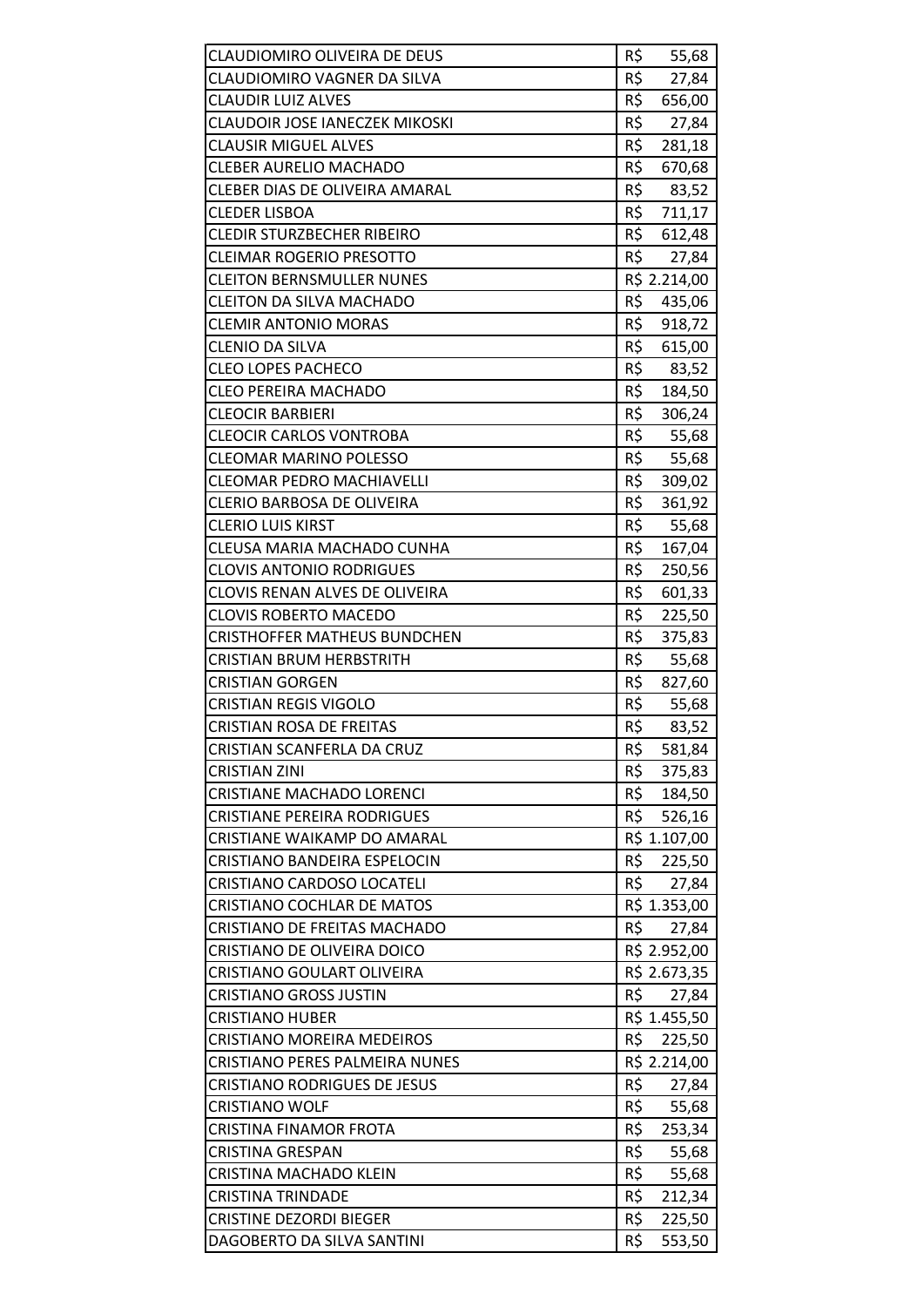| | |
|---|---|
| CLAUDIOMIRO OLIVEIRA DE DEUS | R$ 55,68 |
| CLAUDIOMIRO VAGNER DA SILVA | R$ 27,84 |
| CLAUDIR LUIZ ALVES | R$ 656,00 |
| CLAUDOIR JOSE IANECZEK MIKOSKI | R$ 27,84 |
| CLAUSIR MIGUEL ALVES | R$ 281,18 |
| CLEBER AURELIO MACHADO | R$ 670,68 |
| CLEBER DIAS DE OLIVEIRA AMARAL | R$ 83,52 |
| CLEDER LISBOA | R$ 711,17 |
| CLEDIR STURZBECHER RIBEIRO | R$ 612,48 |
| CLEIMAR ROGERIO PRESOTTO | R$ 27,84 |
| CLEITON BERNSMULLER NUNES | R$ 2.214,00 |
| CLEITON DA SILVA MACHADO | R$ 435,06 |
| CLEMIR ANTONIO MORAS | R$ 918,72 |
| CLENIO DA SILVA | R$ 615,00 |
| CLEO LOPES PACHECO | R$ 83,52 |
| CLEO PEREIRA MACHADO | R$ 184,50 |
| CLEOCIR BARBIERI | R$ 306,24 |
| CLEOCIR CARLOS VONTROBA | R$ 55,68 |
| CLEOMAR MARINO POLESSO | R$ 55,68 |
| CLEOMAR PEDRO MACHIAVELLI | R$ 309,02 |
| CLERIO BARBOSA DE OLIVEIRA | R$ 361,92 |
| CLERIO LUIS KIRST | R$ 55,68 |
| CLEUSA MARIA MACHADO CUNHA | R$ 167,04 |
| CLOVIS ANTONIO RODRIGUES | R$ 250,56 |
| CLOVIS RENAN ALVES DE OLIVEIRA | R$ 601,33 |
| CLOVIS ROBERTO MACEDO | R$ 225,50 |
| CRISTHOFFER MATHEUS BUNDCHEN | R$ 375,83 |
| CRISTIAN BRUM HERBSTRITH | R$ 55,68 |
| CRISTIAN GORGEN | R$ 827,60 |
| CRISTIAN REGIS VIGOLO | R$ 55,68 |
| CRISTIAN ROSA DE FREITAS | R$ 83,52 |
| CRISTIAN SCANFERLA DA CRUZ | R$ 581,84 |
| CRISTIAN ZINI | R$ 375,83 |
| CRISTIANE MACHADO LORENCI | R$ 184,50 |
| CRISTIANE PEREIRA RODRIGUES | R$ 526,16 |
| CRISTIANE WAIKAMP DO AMARAL | R$ 1.107,00 |
| CRISTIANO BANDEIRA ESPELOCIN | R$ 225,50 |
| CRISTIANO CARDOSO LOCATELI | R$ 27,84 |
| CRISTIANO COCHLAR DE MATOS | R$ 1.353,00 |
| CRISTIANO DE FREITAS MACHADO | R$ 27,84 |
| CRISTIANO DE OLIVEIRA DOICO | R$ 2.952,00 |
| CRISTIANO GOULART OLIVEIRA | R$ 2.673,35 |
| CRISTIANO GROSS JUSTIN | R$ 27,84 |
| CRISTIANO HUBER | R$ 1.455,50 |
| CRISTIANO MOREIRA MEDEIROS | R$ 225,50 |
| CRISTIANO PERES PALMEIRA NUNES | R$ 2.214,00 |
| CRISTIANO RODRIGUES DE JESUS | R$ 27,84 |
| CRISTIANO WOLF | R$ 55,68 |
| CRISTINA FINAMOR FROTA | R$ 253,34 |
| CRISTINA GRESPAN | R$ 55,68 |
| CRISTINA MACHADO KLEIN | R$ 55,68 |
| CRISTINA TRINDADE | R$ 212,34 |
| CRISTINE DEZORDI BIEGER | R$ 225,50 |
| DAGOBERTO DA SILVA SANTINI | R$ 553,50 |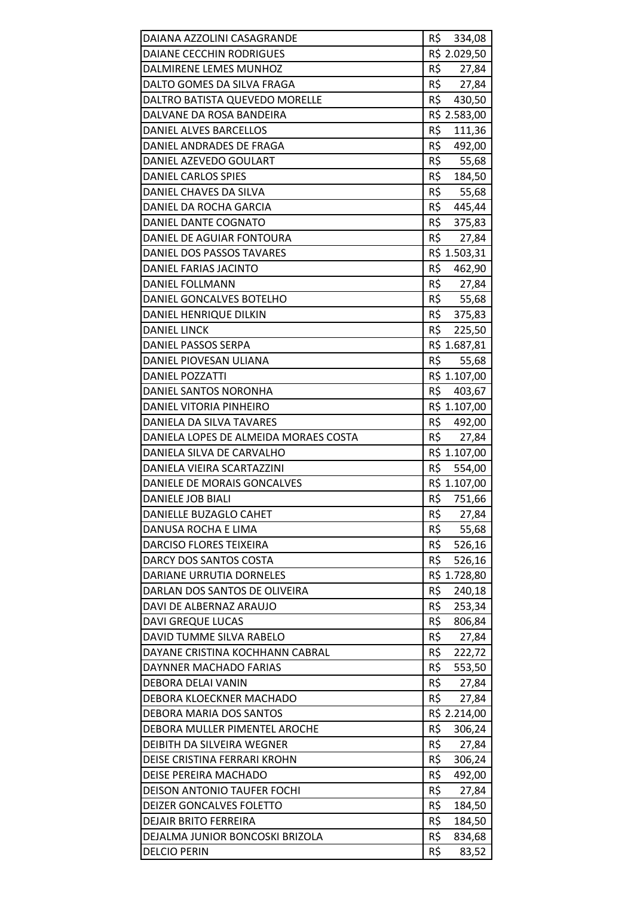| | |
|---|---|
| DAIANA AZZOLINI CASAGRANDE | R$ 334,08 |
| DAIANE CECCHIN RODRIGUES | R$ 2.029,50 |
| DALMIRENE LEMES MUNHOZ | R$ 27,84 |
| DALTO GOMES DA SILVA FRAGA | R$ 27,84 |
| DALTRO BATISTA QUEVEDO MORELLE | R$ 430,50 |
| DALVANE DA ROSA BANDEIRA | R$ 2.583,00 |
| DANIEL ALVES BARCELLOS | R$ 111,36 |
| DANIEL ANDRADES DE FRAGA | R$ 492,00 |
| DANIEL AZEVEDO GOULART | R$ 55,68 |
| DANIEL CARLOS SPIES | R$ 184,50 |
| DANIEL CHAVES DA SILVA | R$ 55,68 |
| DANIEL DA ROCHA GARCIA | R$ 445,44 |
| DANIEL DANTE COGNATO | R$ 375,83 |
| DANIEL DE AGUIAR FONTOURA | R$ 27,84 |
| DANIEL DOS PASSOS TAVARES | R$ 1.503,31 |
| DANIEL FARIAS JACINTO | R$ 462,90 |
| DANIEL FOLLMANN | R$ 27,84 |
| DANIEL GONCALVES BOTELHO | R$ 55,68 |
| DANIEL HENRIQUE DILKIN | R$ 375,83 |
| DANIEL LINCK | R$ 225,50 |
| DANIEL PASSOS SERPA | R$ 1.687,81 |
| DANIEL PIOVESAN ULIANA | R$ 55,68 |
| DANIEL POZZATTI | R$ 1.107,00 |
| DANIEL SANTOS NORONHA | R$ 403,67 |
| DANIEL VITORIA PINHEIRO | R$ 1.107,00 |
| DANIELA DA SILVA TAVARES | R$ 492,00 |
| DANIELA LOPES DE ALMEIDA MORAES COSTA | R$ 27,84 |
| DANIELA SILVA DE CARVALHO | R$ 1.107,00 |
| DANIELA VIEIRA SCARTAZZINI | R$ 554,00 |
| DANIELE DE MORAIS GONCALVES | R$ 1.107,00 |
| DANIELE JOB BIALI | R$ 751,66 |
| DANIELLE BUZAGLO CAHET | R$ 27,84 |
| DANUSA ROCHA E LIMA | R$ 55,68 |
| DARCISO FLORES TEIXEIRA | R$ 526,16 |
| DARCY DOS SANTOS COSTA | R$ 526,16 |
| DARIANE URRUTIA DORNELES | R$ 1.728,80 |
| DARLAN DOS SANTOS DE OLIVEIRA | R$ 240,18 |
| DAVI DE ALBERNAZ ARAUJO | R$ 253,34 |
| DAVI GREQUE LUCAS | R$ 806,84 |
| DAVID TUMME SILVA RABELO | R$ 27,84 |
| DAYANE CRISTINA KOCHHANN CABRAL | R$ 222,72 |
| DAYNNER MACHADO FARIAS | R$ 553,50 |
| DEBORA DELAI VANIN | R$ 27,84 |
| DEBORA KLOECKNER MACHADO | R$ 27,84 |
| DEBORA MARIA DOS SANTOS | R$ 2.214,00 |
| DEBORA MULLER PIMENTEL AROCHE | R$ 306,24 |
| DEIBITH DA SILVEIRA WEGNER | R$ 27,84 |
| DEISE CRISTINA FERRARI KROHN | R$ 306,24 |
| DEISE PEREIRA MACHADO | R$ 492,00 |
| DEISON ANTONIO TAUFER FOCHI | R$ 27,84 |
| DEIZER GONCALVES FOLETTO | R$ 184,50 |
| DEJAIR BRITO FERREIRA | R$ 184,50 |
| DEJALMA JUNIOR BONCOSKI BRIZOLA | R$ 834,68 |
| DELCIO PERIN | R$ 83,52 |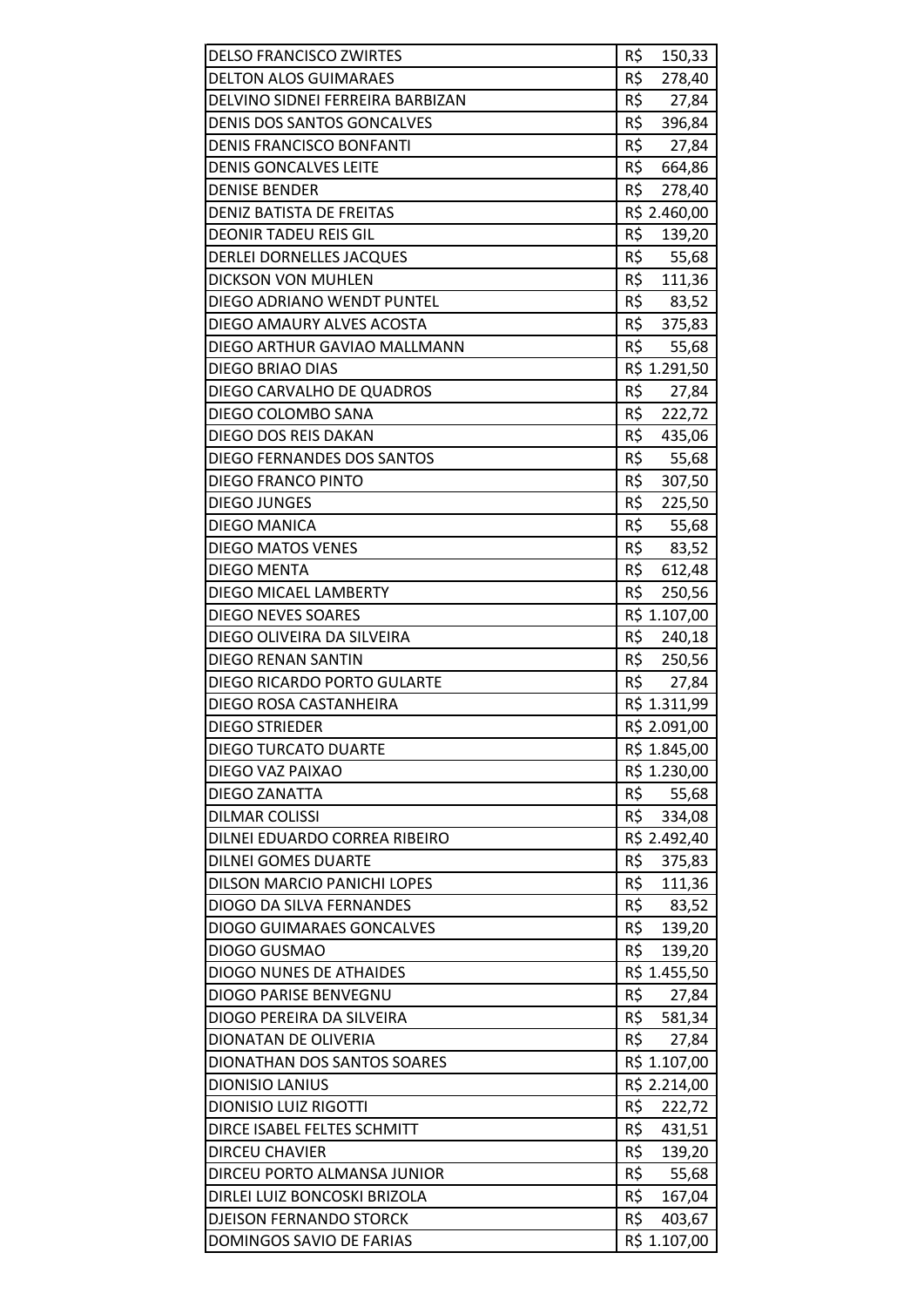| | |
|---|---|
| DELSO FRANCISCO ZWIRTES | R$ 150,33 |
| DELTON ALOS GUIMARAES | R$ 278,40 |
| DELVINO SIDNEI FERREIRA BARBIZAN | R$ 27,84 |
| DENIS DOS SANTOS GONCALVES | R$ 396,84 |
| DENIS FRANCISCO BONFANTI | R$ 27,84 |
| DENIS GONCALVES LEITE | R$ 664,86 |
| DENISE BENDER | R$ 278,40 |
| DENIZ BATISTA DE FREITAS | R$ 2.460,00 |
| DEONIR TADEU REIS GIL | R$ 139,20 |
| DERLEI DORNELLES JACQUES | R$ 55,68 |
| DICKSON VON MUHLEN | R$ 111,36 |
| DIEGO ADRIANO WENDT PUNTEL | R$ 83,52 |
| DIEGO AMAURY ALVES ACOSTA | R$ 375,83 |
| DIEGO ARTHUR GAVIAO MALLMANN | R$ 55,68 |
| DIEGO BRIAO DIAS | R$ 1.291,50 |
| DIEGO CARVALHO DE QUADROS | R$ 27,84 |
| DIEGO COLOMBO SANA | R$ 222,72 |
| DIEGO DOS REIS DAKAN | R$ 435,06 |
| DIEGO FERNANDES DOS SANTOS | R$ 55,68 |
| DIEGO FRANCO PINTO | R$ 307,50 |
| DIEGO JUNGES | R$ 225,50 |
| DIEGO MANICA | R$ 55,68 |
| DIEGO MATOS VENES | R$ 83,52 |
| DIEGO MENTA | R$ 612,48 |
| DIEGO MICAEL LAMBERTY | R$ 250,56 |
| DIEGO NEVES SOARES | R$ 1.107,00 |
| DIEGO OLIVEIRA DA SILVEIRA | R$ 240,18 |
| DIEGO RENAN SANTIN | R$ 250,56 |
| DIEGO RICARDO PORTO GULARTE | R$ 27,84 |
| DIEGO ROSA CASTANHEIRA | R$ 1.311,99 |
| DIEGO STRIEDER | R$ 2.091,00 |
| DIEGO TURCATO DUARTE | R$ 1.845,00 |
| DIEGO VAZ PAIXAO | R$ 1.230,00 |
| DIEGO ZANATTA | R$ 55,68 |
| DILMAR COLISSI | R$ 334,08 |
| DILNEI EDUARDO CORREA RIBEIRO | R$ 2.492,40 |
| DILNEI GOMES DUARTE | R$ 375,83 |
| DILSON MARCIO PANICHI LOPES | R$ 111,36 |
| DIOGO DA SILVA FERNANDES | R$ 83,52 |
| DIOGO GUIMARAES GONCALVES | R$ 139,20 |
| DIOGO GUSMAO | R$ 139,20 |
| DIOGO NUNES DE ATHAIDES | R$ 1.455,50 |
| DIOGO PARISE BENVEGNU | R$ 27,84 |
| DIOGO PEREIRA DA SILVEIRA | R$ 581,34 |
| DIONATAN DE OLIVERIA | R$ 27,84 |
| DIONATHAN DOS SANTOS SOARES | R$ 1.107,00 |
| DIONISIO LANIUS | R$ 2.214,00 |
| DIONISIO LUIZ RIGOTTI | R$ 222,72 |
| DIRCE ISABEL FELTES SCHMITT | R$ 431,51 |
| DIRCEU CHAVIER | R$ 139,20 |
| DIRCEU PORTO ALMANSA JUNIOR | R$ 55,68 |
| DIRLEI LUIZ BONCOSKI BRIZOLA | R$ 167,04 |
| DJEISON FERNANDO STORCK | R$ 403,67 |
| DOMINGOS SAVIO DE FARIAS | R$ 1.107,00 |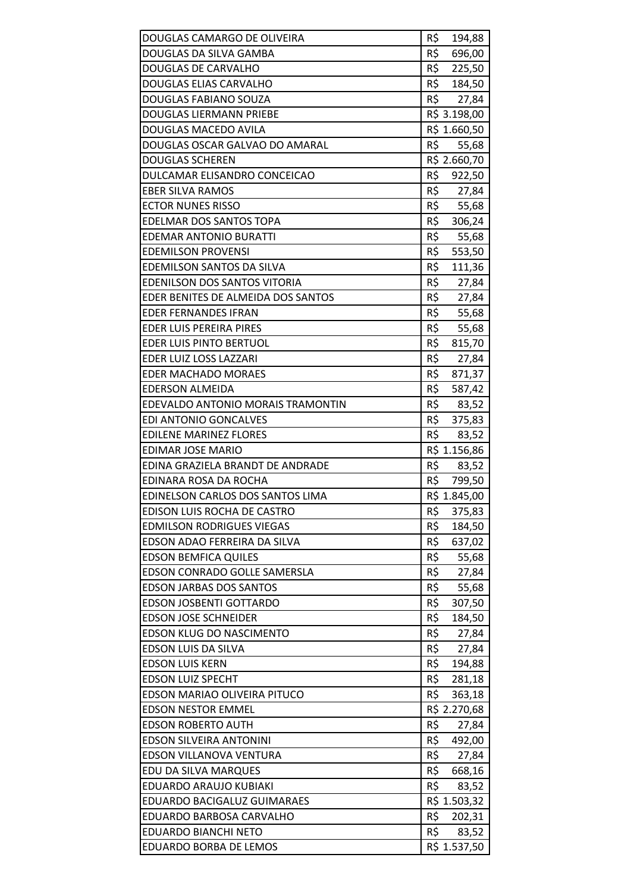| | |
|---|---|
| DOUGLAS CAMARGO DE OLIVEIRA | R$ 194,88 |
| DOUGLAS DA SILVA GAMBA | R$ 696,00 |
| DOUGLAS DE CARVALHO | R$ 225,50 |
| DOUGLAS ELIAS CARVALHO | R$ 184,50 |
| DOUGLAS FABIANO SOUZA | R$ 27,84 |
| DOUGLAS LIERMANN PRIEBE | R$ 3.198,00 |
| DOUGLAS MACEDO AVILA | R$ 1.660,50 |
| DOUGLAS OSCAR GALVAO DO AMARAL | R$ 55,68 |
| DOUGLAS SCHEREN | R$ 2.660,70 |
| DULCAMAR ELISANDRO CONCEICAO | R$ 922,50 |
| EBER SILVA RAMOS | R$ 27,84 |
| ECTOR NUNES RISSO | R$ 55,68 |
| EDELMAR DOS SANTOS TOPA | R$ 306,24 |
| EDEMAR ANTONIO BURATTI | R$ 55,68 |
| EDEMILSON PROVENSI | R$ 553,50 |
| EDEMILSON SANTOS DA SILVA | R$ 111,36 |
| EDENILSON DOS SANTOS VITORIA | R$ 27,84 |
| EDER BENITES DE ALMEIDA DOS SANTOS | R$ 27,84 |
| EDER FERNANDES IFRAN | R$ 55,68 |
| EDER LUIS PEREIRA PIRES | R$ 55,68 |
| EDER LUIS PINTO BERTUOL | R$ 815,70 |
| EDER LUIZ LOSS LAZZARI | R$ 27,84 |
| EDER MACHADO MORAES | R$ 871,37 |
| EDERSON ALMEIDA | R$ 587,42 |
| EDEVALDO ANTONIO MORAIS TRAMONTIN | R$ 83,52 |
| EDI ANTONIO GONCALVES | R$ 375,83 |
| EDILENE MARINEZ FLORES | R$ 83,52 |
| EDIMAR JOSE MARIO | R$ 1.156,86 |
| EDINA GRAZIELA BRANDT DE ANDRADE | R$ 83,52 |
| EDINARA ROSA DA ROCHA | R$ 799,50 |
| EDINELSON CARLOS DOS SANTOS LIMA | R$ 1.845,00 |
| EDISON LUIS ROCHA DE CASTRO | R$ 375,83 |
| EDMILSON RODRIGUES VIEGAS | R$ 184,50 |
| EDSON ADAO FERREIRA DA SILVA | R$ 637,02 |
| EDSON BEMFICA QUILES | R$ 55,68 |
| EDSON CONRADO GOLLE SAMERSLA | R$ 27,84 |
| EDSON JARBAS DOS SANTOS | R$ 55,68 |
| EDSON JOSBENTI GOTTARDO | R$ 307,50 |
| EDSON JOSE SCHNEIDER | R$ 184,50 |
| EDSON KLUG DO NASCIMENTO | R$ 27,84 |
| EDSON LUIS DA SILVA | R$ 27,84 |
| EDSON LUIS KERN | R$ 194,88 |
| EDSON LUIZ SPECHT | R$ 281,18 |
| EDSON MARIAO OLIVEIRA PITUCO | R$ 363,18 |
| EDSON NESTOR EMMEL | R$ 2.270,68 |
| EDSON ROBERTO AUTH | R$ 27,84 |
| EDSON SILVEIRA ANTONINI | R$ 492,00 |
| EDSON VILLANOVA VENTURA | R$ 27,84 |
| EDU DA SILVA MARQUES | R$ 668,16 |
| EDUARDO ARAUJO KUBIAKI | R$ 83,52 |
| EDUARDO BACIGALUZ GUIMARAES | R$ 1.503,32 |
| EDUARDO BARBOSA CARVALHO | R$ 202,31 |
| EDUARDO BIANCHI NETO | R$ 83,52 |
| EDUARDO BORBA DE LEMOS | R$ 1.537,50 |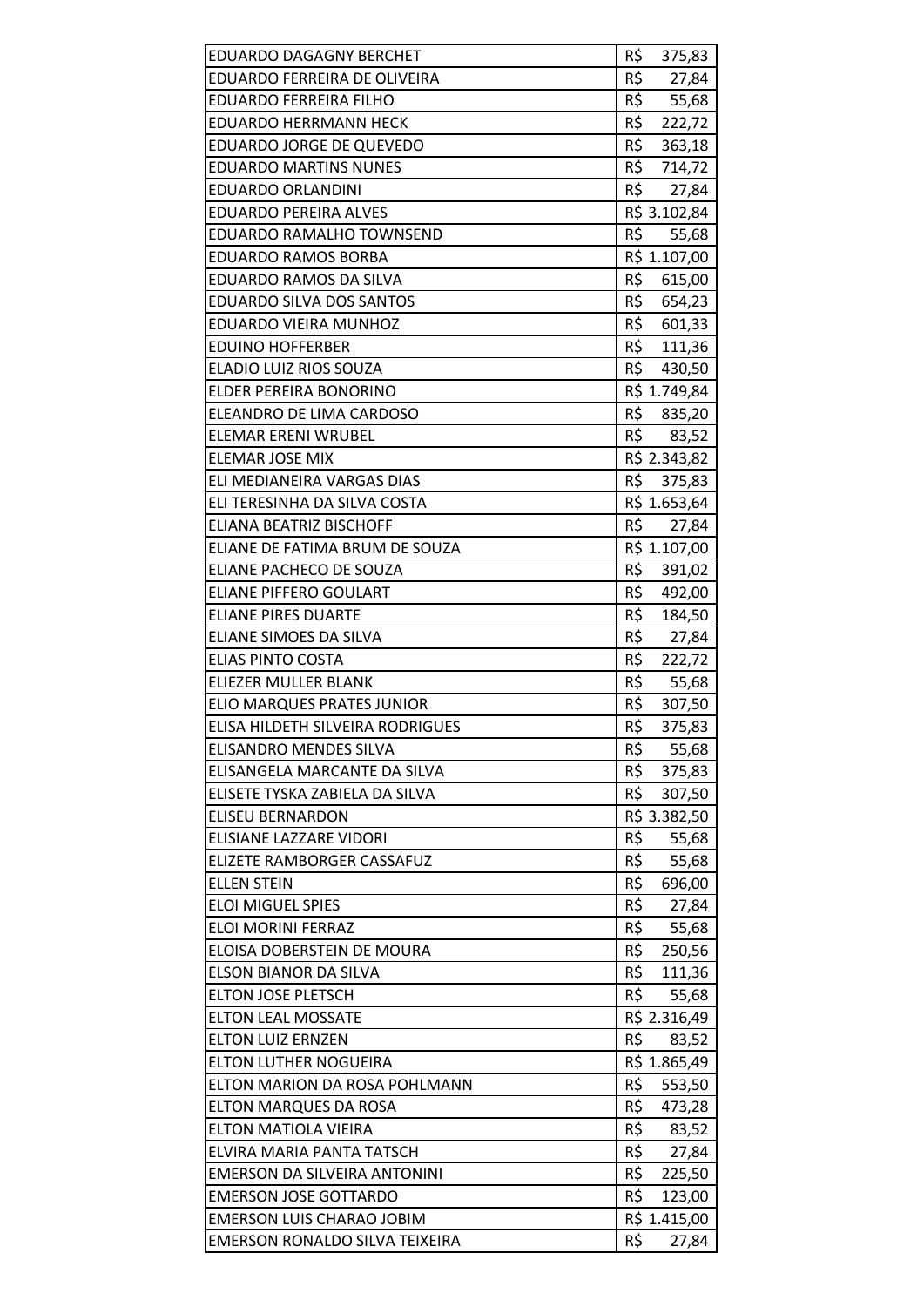| | |
|---|---|
| EDUARDO DAGAGNY BERCHET | R$ 375,83 |
| EDUARDO FERREIRA DE OLIVEIRA | R$ 27,84 |
| EDUARDO FERREIRA FILHO | R$ 55,68 |
| EDUARDO HERRMANN HECK | R$ 222,72 |
| EDUARDO JORGE DE QUEVEDO | R$ 363,18 |
| EDUARDO MARTINS NUNES | R$ 714,72 |
| EDUARDO ORLANDINI | R$ 27,84 |
| EDUARDO PEREIRA ALVES | R$ 3.102,84 |
| EDUARDO RAMALHO TOWNSEND | R$ 55,68 |
| EDUARDO RAMOS BORBA | R$ 1.107,00 |
| EDUARDO RAMOS DA SILVA | R$ 615,00 |
| EDUARDO SILVA DOS SANTOS | R$ 654,23 |
| EDUARDO VIEIRA MUNHOZ | R$ 601,33 |
| EDUINO HOFFERBER | R$ 111,36 |
| ELADIO LUIZ RIOS SOUZA | R$ 430,50 |
| ELDER PEREIRA BONORINO | R$ 1.749,84 |
| ELEANDRO DE LIMA CARDOSO | R$ 835,20 |
| ELEMAR ERENI WRUBEL | R$ 83,52 |
| ELEMAR JOSE MIX | R$ 2.343,82 |
| ELI MEDIANEIRA VARGAS DIAS | R$ 375,83 |
| ELI TERESINHA DA SILVA COSTA | R$ 1.653,64 |
| ELIANA BEATRIZ BISCHOFF | R$ 27,84 |
| ELIANE DE FATIMA BRUM DE SOUZA | R$ 1.107,00 |
| ELIANE PACHECO DE SOUZA | R$ 391,02 |
| ELIANE PIFFERO GOULART | R$ 492,00 |
| ELIANE PIRES DUARTE | R$ 184,50 |
| ELIANE SIMOES DA SILVA | R$ 27,84 |
| ELIAS PINTO COSTA | R$ 222,72 |
| ELIEZER MULLER BLANK | R$ 55,68 |
| ELIO MARQUES PRATES JUNIOR | R$ 307,50 |
| ELISA HILDETH SILVEIRA RODRIGUES | R$ 375,83 |
| ELISANDRO MENDES SILVA | R$ 55,68 |
| ELISANGELA MARCANTE DA SILVA | R$ 375,83 |
| ELISETE TYSKA ZABIELA DA SILVA | R$ 307,50 |
| ELISEU BERNARDON | R$ 3.382,50 |
| ELISIANE LAZZARE VIDORI | R$ 55,68 |
| ELIZETE RAMBORGER CASSAFUZ | R$ 55,68 |
| ELLEN STEIN | R$ 696,00 |
| ELOI MIGUEL SPIES | R$ 27,84 |
| ELOI MORINI FERRAZ | R$ 55,68 |
| ELOISA DOBERSTEIN DE MOURA | R$ 250,56 |
| ELSON BIANOR DA SILVA | R$ 111,36 |
| ELTON JOSE PLETSCH | R$ 55,68 |
| ELTON LEAL MOSSATE | R$ 2.316,49 |
| ELTON LUIZ ERNZEN | R$ 83,52 |
| ELTON LUTHER NOGUEIRA | R$ 1.865,49 |
| ELTON MARION DA ROSA POHLMANN | R$ 553,50 |
| ELTON MARQUES DA ROSA | R$ 473,28 |
| ELTON MATIOLA VIEIRA | R$ 83,52 |
| ELVIRA MARIA PANTA TATSCH | R$ 27,84 |
| EMERSON DA SILVEIRA ANTONINI | R$ 225,50 |
| EMERSON JOSE GOTTARDO | R$ 123,00 |
| EMERSON LUIS CHARAO JOBIM | R$ 1.415,00 |
| EMERSON RONALDO SILVA TEIXEIRA | R$ 27,84 |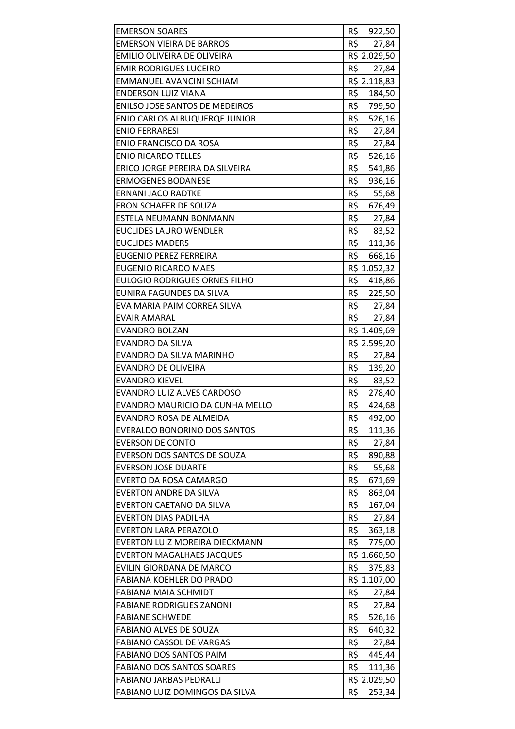| | |
|---|---|
| EMERSON SOARES | R$ 922,50 |
| EMERSON VIEIRA DE BARROS | R$ 27,84 |
| EMILIO OLIVEIRA DE OLIVEIRA | R$ 2.029,50 |
| EMIR RODRIGUES LUCEIRO | R$ 27,84 |
| EMMANUEL AVANCINI SCHIAM | R$ 2.118,83 |
| ENDERSON LUIZ VIANA | R$ 184,50 |
| ENILSO JOSE SANTOS DE MEDEIROS | R$ 799,50 |
| ENIO CARLOS ALBUQUERQE JUNIOR | R$ 526,16 |
| ENIO FERRARESI | R$ 27,84 |
| ENIO FRANCISCO DA ROSA | R$ 27,84 |
| ENIO RICARDO TELLES | R$ 526,16 |
| ERICO JORGE PEREIRA DA SILVEIRA | R$ 541,86 |
| ERMOGENES BODANESE | R$ 936,16 |
| ERNANI JACO RADTKE | R$ 55,68 |
| ERON SCHAFER DE SOUZA | R$ 676,49 |
| ESTELA NEUMANN BONMANN | R$ 27,84 |
| EUCLIDES LAURO WENDLER | R$ 83,52 |
| EUCLIDES MADERS | R$ 111,36 |
| EUGENIO PEREZ FERREIRA | R$ 668,16 |
| EUGENIO RICARDO MAES | R$ 1.052,32 |
| EULOGIO RODRIGUES ORNES FILHO | R$ 418,86 |
| EUNIRA FAGUNDES DA SILVA | R$ 225,50 |
| EVA MARIA PAIM CORREA SILVA | R$ 27,84 |
| EVAIR AMARAL | R$ 27,84 |
| EVANDRO BOLZAN | R$ 1.409,69 |
| EVANDRO DA SILVA | R$ 2.599,20 |
| EVANDRO DA SILVA MARINHO | R$ 27,84 |
| EVANDRO DE OLIVEIRA | R$ 139,20 |
| EVANDRO KIEVEL | R$ 83,52 |
| EVANDRO LUIZ ALVES CARDOSO | R$ 278,40 |
| EVANDRO MAURICIO DA CUNHA MELLO | R$ 424,68 |
| EVANDRO ROSA DE ALMEIDA | R$ 492,00 |
| EVERALDO BONORINO DOS SANTOS | R$ 111,36 |
| EVERSON DE CONTO | R$ 27,84 |
| EVERSON DOS SANTOS DE SOUZA | R$ 890,88 |
| EVERSON JOSE DUARTE | R$ 55,68 |
| EVERTO DA ROSA CAMARGO | R$ 671,69 |
| EVERTON ANDRE DA SILVA | R$ 863,04 |
| EVERTON CAETANO DA SILVA | R$ 167,04 |
| EVERTON DIAS PADILHA | R$ 27,84 |
| EVERTON LARA PERAZOLO | R$ 363,18 |
| EVERTON LUIZ MOREIRA DIECKMANN | R$ 779,00 |
| EVERTON MAGALHAES JACQUES | R$ 1.660,50 |
| EVILIN GIORDANA DE MARCO | R$ 375,83 |
| FABIANA KOEHLER DO PRADO | R$ 1.107,00 |
| FABIANA MAIA SCHMIDT | R$ 27,84 |
| FABIANE RODRIGUES ZANONI | R$ 27,84 |
| FABIANE SCHWEDE | R$ 526,16 |
| FABIANO ALVES DE SOUZA | R$ 640,32 |
| FABIANO CASSOL DE VARGAS | R$ 27,84 |
| FABIANO DOS SANTOS PAIM | R$ 445,44 |
| FABIANO DOS SANTOS SOARES | R$ 111,36 |
| FABIANO JARBAS PEDRALLI | R$ 2.029,50 |
| FABIANO LUIZ DOMINGOS DA SILVA | R$ 253,34 |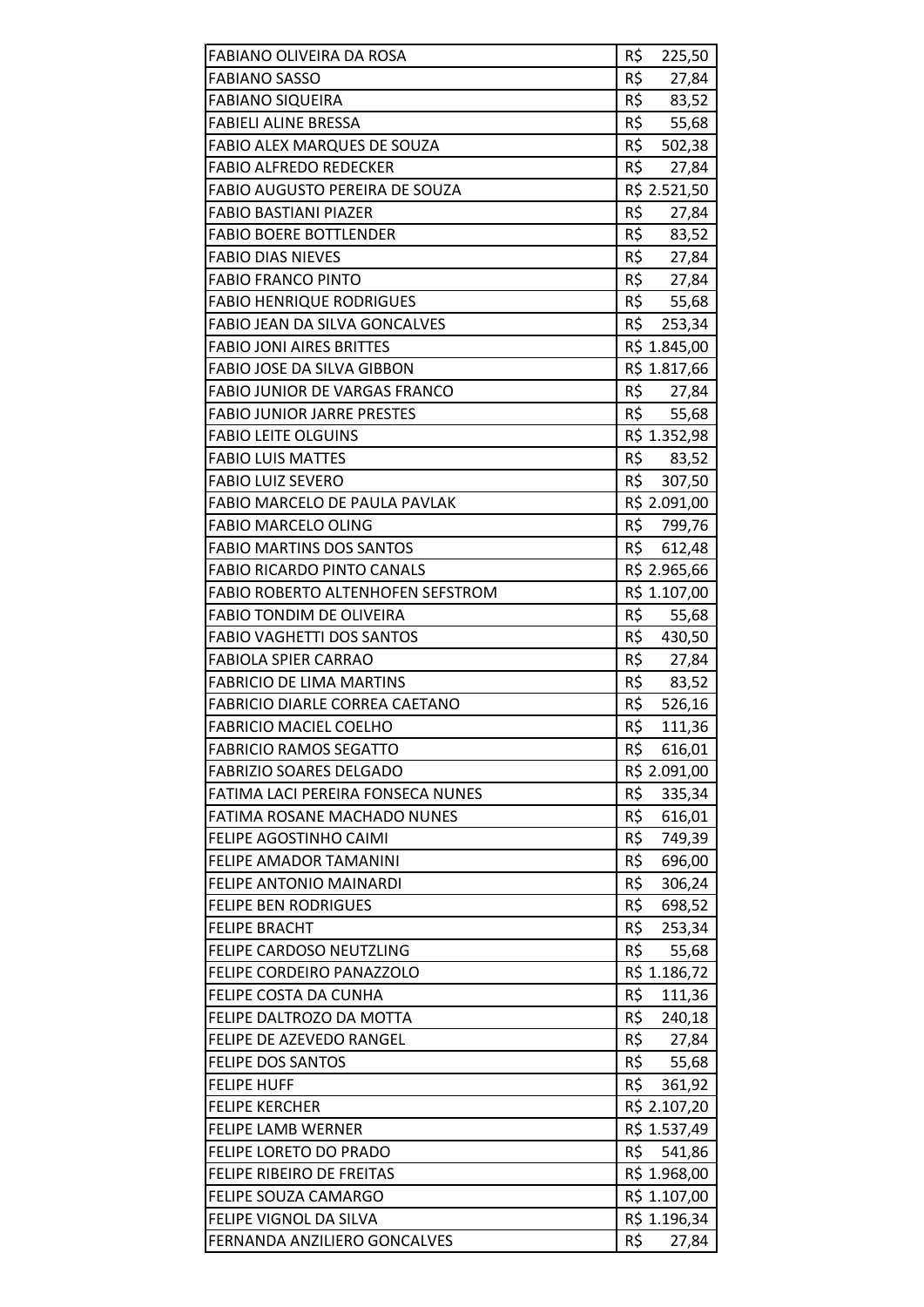| | |
|---|---|
| FABIANO OLIVEIRA DA ROSA | R$ 225,50 |
| FABIANO SASSO | R$ 27,84 |
| FABIANO SIQUEIRA | R$ 83,52 |
| FABIELI ALINE BRESSA | R$ 55,68 |
| FABIO ALEX MARQUES DE SOUZA | R$ 502,38 |
| FABIO ALFREDO REDECKER | R$ 27,84 |
| FABIO AUGUSTO PEREIRA DE SOUZA | R$ 2.521,50 |
| FABIO BASTIANI PIAZER | R$ 27,84 |
| FABIO BOERE BOTTLENDER | R$ 83,52 |
| FABIO DIAS NIEVES | R$ 27,84 |
| FABIO FRANCO PINTO | R$ 27,84 |
| FABIO HENRIQUE RODRIGUES | R$ 55,68 |
| FABIO JEAN DA SILVA GONCALVES | R$ 253,34 |
| FABIO JONI AIRES BRITTES | R$ 1.845,00 |
| FABIO JOSE DA SILVA GIBBON | R$ 1.817,66 |
| FABIO JUNIOR DE VARGAS FRANCO | R$ 27,84 |
| FABIO JUNIOR JARRE PRESTES | R$ 55,68 |
| FABIO LEITE OLGUINS | R$ 1.352,98 |
| FABIO LUIS MATTES | R$ 83,52 |
| FABIO LUIZ SEVERO | R$ 307,50 |
| FABIO MARCELO DE PAULA PAVLAK | R$ 2.091,00 |
| FABIO MARCELO OLING | R$ 799,76 |
| FABIO MARTINS DOS SANTOS | R$ 612,48 |
| FABIO RICARDO PINTO CANALS | R$ 2.965,66 |
| FABIO ROBERTO ALTENHOFEN SEFSTROM | R$ 1.107,00 |
| FABIO TONDIM DE OLIVEIRA | R$ 55,68 |
| FABIO VAGHETTI DOS SANTOS | R$ 430,50 |
| FABIOLA SPIER CARRAO | R$ 27,84 |
| FABRICIO DE LIMA MARTINS | R$ 83,52 |
| FABRICIO DIARLE CORREA CAETANO | R$ 526,16 |
| FABRICIO MACIEL COELHO | R$ 111,36 |
| FABRICIO RAMOS SEGATTO | R$ 616,01 |
| FABRIZIO SOARES DELGADO | R$ 2.091,00 |
| FATIMA LACI PEREIRA FONSECA NUNES | R$ 335,34 |
| FATIMA ROSANE MACHADO NUNES | R$ 616,01 |
| FELIPE AGOSTINHO CAIMI | R$ 749,39 |
| FELIPE AMADOR TAMANINI | R$ 696,00 |
| FELIPE ANTONIO MAINARDI | R$ 306,24 |
| FELIPE BEN RODRIGUES | R$ 698,52 |
| FELIPE BRACHT | R$ 253,34 |
| FELIPE CARDOSO NEUTZLING | R$ 55,68 |
| FELIPE CORDEIRO PANAZZOLO | R$ 1.186,72 |
| FELIPE COSTA DA CUNHA | R$ 111,36 |
| FELIPE DALTROZO DA MOTTA | R$ 240,18 |
| FELIPE DE AZEVEDO RANGEL | R$ 27,84 |
| FELIPE DOS SANTOS | R$ 55,68 |
| FELIPE HUFF | R$ 361,92 |
| FELIPE KERCHER | R$ 2.107,20 |
| FELIPE LAMB WERNER | R$ 1.537,49 |
| FELIPE LORETO DO PRADO | R$ 541,86 |
| FELIPE RIBEIRO DE FREITAS | R$ 1.968,00 |
| FELIPE SOUZA CAMARGO | R$ 1.107,00 |
| FELIPE VIGNOL DA SILVA | R$ 1.196,34 |
| FERNANDA ANZILIERO GONCALVES | R$ 27,84 |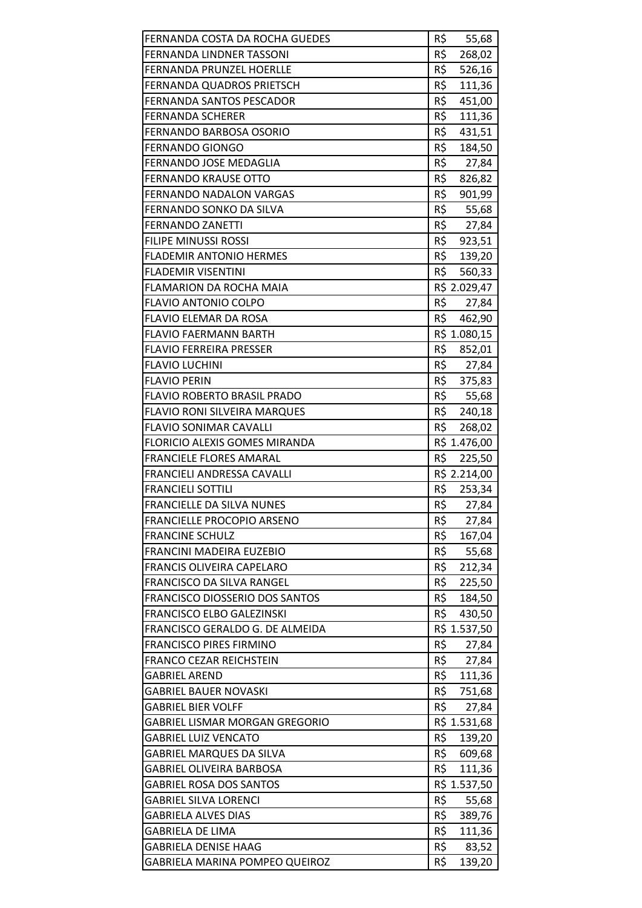| | |
|---|---|
| FERNANDA COSTA DA ROCHA GUEDES | R$ 55,68 |
| FERNANDA LINDNER TASSONI | R$ 268,02 |
| FERNANDA PRUNZEL HOERLLE | R$ 526,16 |
| FERNANDA QUADROS PRIETSCH | R$ 111,36 |
| FERNANDA SANTOS PESCADOR | R$ 451,00 |
| FERNANDA SCHERER | R$ 111,36 |
| FERNANDO BARBOSA OSORIO | R$ 431,51 |
| FERNANDO GIONGO | R$ 184,50 |
| FERNANDO JOSE MEDAGLIA | R$ 27,84 |
| FERNANDO KRAUSE OTTO | R$ 826,82 |
| FERNANDO NADALON VARGAS | R$ 901,99 |
| FERNANDO SONKO DA SILVA | R$ 55,68 |
| FERNANDO ZANETTI | R$ 27,84 |
| FILIPE MINUSSI ROSSI | R$ 923,51 |
| FLADEMIR ANTONIO HERMES | R$ 139,20 |
| FLADEMIR VISENTINI | R$ 560,33 |
| FLAMARION DA ROCHA MAIA | R$ 2.029,47 |
| FLAVIO ANTONIO COLPO | R$ 27,84 |
| FLAVIO ELEMAR DA ROSA | R$ 462,90 |
| FLAVIO FAERMANN BARTH | R$ 1.080,15 |
| FLAVIO FERREIRA PRESSER | R$ 852,01 |
| FLAVIO LUCHINI | R$ 27,84 |
| FLAVIO PERIN | R$ 375,83 |
| FLAVIO ROBERTO BRASIL PRADO | R$ 55,68 |
| FLAVIO RONI SILVEIRA MARQUES | R$ 240,18 |
| FLAVIO SONIMAR CAVALLI | R$ 268,02 |
| FLORICIO ALEXIS GOMES MIRANDA | R$ 1.476,00 |
| FRANCIELE FLORES AMARAL | R$ 225,50 |
| FRANCIELI ANDRESSA CAVALLI | R$ 2.214,00 |
| FRANCIELI SOTTILI | R$ 253,34 |
| FRANCIELLE DA SILVA NUNES | R$ 27,84 |
| FRANCIELLE PROCOPIO ARSENO | R$ 27,84 |
| FRANCINE SCHULZ | R$ 167,04 |
| FRANCINI MADEIRA EUZEBIO | R$ 55,68 |
| FRANCIS OLIVEIRA CAPELARO | R$ 212,34 |
| FRANCISCO DA SILVA RANGEL | R$ 225,50 |
| FRANCISCO DIOSSERIO DOS SANTOS | R$ 184,50 |
| FRANCISCO ELBO GALEZINSKI | R$ 430,50 |
| FRANCISCO GERALDO G. DE ALMEIDA | R$ 1.537,50 |
| FRANCISCO PIRES FIRMINO | R$ 27,84 |
| FRANCO CEZAR REICHSTEIN | R$ 27,84 |
| GABRIEL AREND | R$ 111,36 |
| GABRIEL BAUER NOVASKI | R$ 751,68 |
| GABRIEL BIER VOLFF | R$ 27,84 |
| GABRIEL LISMAR MORGAN GREGORIO | R$ 1.531,68 |
| GABRIEL LUIZ VENCATO | R$ 139,20 |
| GABRIEL MARQUES DA SILVA | R$ 609,68 |
| GABRIEL OLIVEIRA BARBOSA | R$ 111,36 |
| GABRIEL ROSA DOS SANTOS | R$ 1.537,50 |
| GABRIEL SILVA LORENCI | R$ 55,68 |
| GABRIELA ALVES DIAS | R$ 389,76 |
| GABRIELA DE LIMA | R$ 111,36 |
| GABRIELA DENISE HAAG | R$ 83,52 |
| GABRIELA MARINA POMPEO QUEIROZ | R$ 139,20 |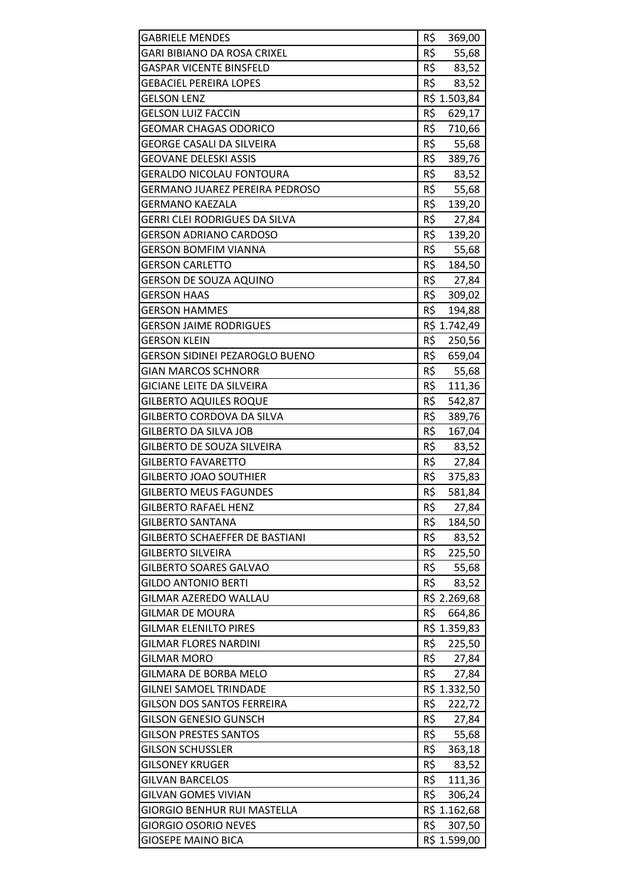| | |
|---|---|
| GABRIELE MENDES | R$ 369,00 |
| GARI BIBIANO DA ROSA CRIXEL | R$ 55,68 |
| GASPAR VICENTE BINSFELD | R$ 83,52 |
| GEBACIEL PEREIRA LOPES | R$ 83,52 |
| GELSON LENZ | R$ 1.503,84 |
| GELSON LUIZ FACCIN | R$ 629,17 |
| GEOMAR CHAGAS ODORICO | R$ 710,66 |
| GEORGE CASALI DA SILVEIRA | R$ 55,68 |
| GEOVANE DELESKI ASSIS | R$ 389,76 |
| GERALDO NICOLAU FONTOURA | R$ 83,52 |
| GERMANO JUAREZ PEREIRA PEDROSO | R$ 55,68 |
| GERMANO KAEZALA | R$ 139,20 |
| GERRI CLEI RODRIGUES DA SILVA | R$ 27,84 |
| GERSON ADRIANO CARDOSO | R$ 139,20 |
| GERSON BOMFIM VIANNA | R$ 55,68 |
| GERSON CARLETTO | R$ 184,50 |
| GERSON DE SOUZA AQUINO | R$ 27,84 |
| GERSON HAAS | R$ 309,02 |
| GERSON HAMMES | R$ 194,88 |
| GERSON JAIME RODRIGUES | R$ 1.742,49 |
| GERSON KLEIN | R$ 250,56 |
| GERSON SIDINEI PEZAROGLO BUENO | R$ 659,04 |
| GIAN MARCOS SCHNORR | R$ 55,68 |
| GICIANE LEITE DA SILVEIRA | R$ 111,36 |
| GILBERTO AQUILES ROQUE | R$ 542,87 |
| GILBERTO CORDOVA DA SILVA | R$ 389,76 |
| GILBERTO DA SILVA JOB | R$ 167,04 |
| GILBERTO DE SOUZA SILVEIRA | R$ 83,52 |
| GILBERTO FAVARETTO | R$ 27,84 |
| GILBERTO JOAO SOUTHIER | R$ 375,83 |
| GILBERTO MEUS FAGUNDES | R$ 581,84 |
| GILBERTO RAFAEL HENZ | R$ 27,84 |
| GILBERTO SANTANA | R$ 184,50 |
| GILBERTO SCHAEFFER DE BASTIANI | R$ 83,52 |
| GILBERTO SILVEIRA | R$ 225,50 |
| GILBERTO SOARES GALVAO | R$ 55,68 |
| GILDO ANTONIO BERTI | R$ 83,52 |
| GILMAR AZEREDO WALLAU | R$ 2.269,68 |
| GILMAR DE MOURA | R$ 664,86 |
| GILMAR ELENILTO PIRES | R$ 1.359,83 |
| GILMAR FLORES NARDINI | R$ 225,50 |
| GILMAR MORO | R$ 27,84 |
| GILMARA DE BORBA MELO | R$ 27,84 |
| GILNEI SAMOEL TRINDADE | R$ 1.332,50 |
| GILSON DOS SANTOS FERREIRA | R$ 222,72 |
| GILSON GENESIO GUNSCH | R$ 27,84 |
| GILSON PRESTES SANTOS | R$ 55,68 |
| GILSON SCHUSSLER | R$ 363,18 |
| GILSONEY KRUGER | R$ 83,52 |
| GILVAN BARCELOS | R$ 111,36 |
| GILVAN GOMES VIVIAN | R$ 306,24 |
| GIORGIO BENHUR RUI MASTELLA | R$ 1.162,68 |
| GIORGIO OSORIO NEVES | R$ 307,50 |
| GIOSEPE MAINO BICA | R$ 1.599,00 |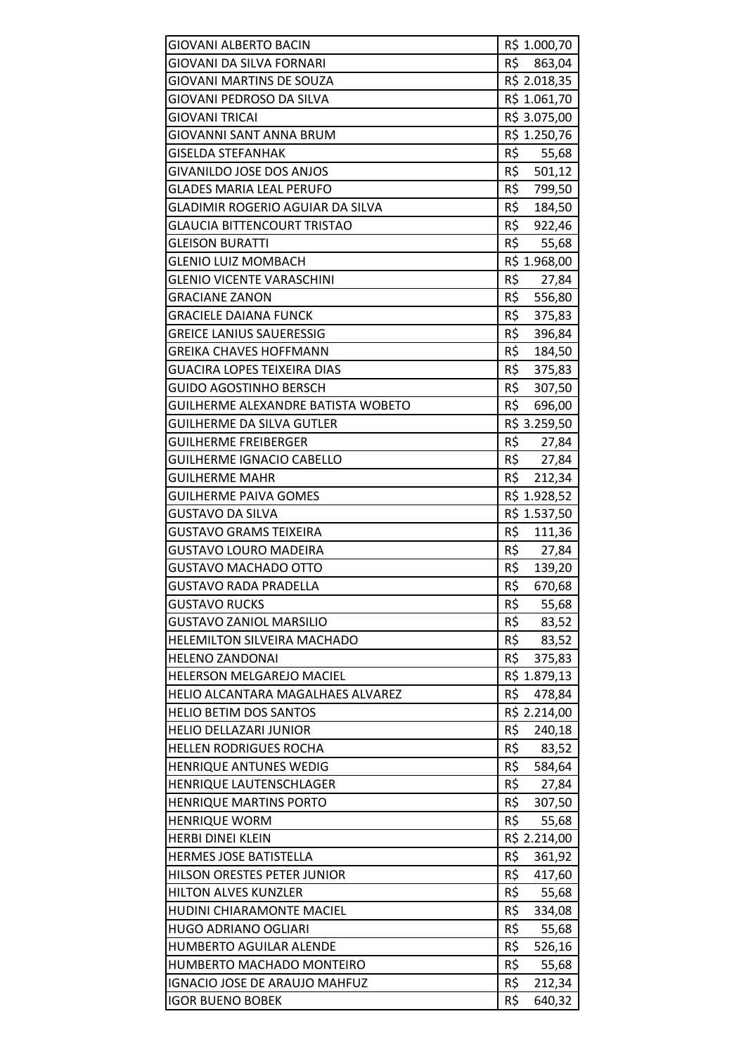| | |
|---|---|
| GIOVANI ALBERTO BACIN | R$ 1.000,70 |
| GIOVANI DA SILVA FORNARI | R$ 863,04 |
| GIOVANI MARTINS DE SOUZA | R$ 2.018,35 |
| GIOVANI PEDROSO DA SILVA | R$ 1.061,70 |
| GIOVANI TRICAI | R$ 3.075,00 |
| GIOVANNI SANT ANNA BRUM | R$ 1.250,76 |
| GISELDA STEFANHAK | R$ 55,68 |
| GIVANILDO JOSE DOS ANJOS | R$ 501,12 |
| GLADES MARIA LEAL PERUFO | R$ 799,50 |
| GLADIMIR ROGERIO AGUIAR DA SILVA | R$ 184,50 |
| GLAUCIA BITTENCOURT TRISTAO | R$ 922,46 |
| GLEISON BURATTI | R$ 55,68 |
| GLENIO LUIZ MOMBACH | R$ 1.968,00 |
| GLENIO VICENTE VARASCHINI | R$ 27,84 |
| GRACIANE ZANON | R$ 556,80 |
| GRACIELE DAIANA FUNCK | R$ 375,83 |
| GREICE LANIUS SAUERESSIG | R$ 396,84 |
| GREIKA CHAVES HOFFMANN | R$ 184,50 |
| GUACIRA LOPES TEIXEIRA DIAS | R$ 375,83 |
| GUIDO AGOSTINHO BERSCH | R$ 307,50 |
| GUILHERME ALEXANDRE BATISTA WOBETO | R$ 696,00 |
| GUILHERME DA SILVA GUTLER | R$ 3.259,50 |
| GUILHERME FREIBERGER | R$ 27,84 |
| GUILHERME IGNACIO CABELLO | R$ 27,84 |
| GUILHERME MAHR | R$ 212,34 |
| GUILHERME PAIVA GOMES | R$ 1.928,52 |
| GUSTAVO DA SILVA | R$ 1.537,50 |
| GUSTAVO GRAMS TEIXEIRA | R$ 111,36 |
| GUSTAVO LOURO MADEIRA | R$ 27,84 |
| GUSTAVO MACHADO OTTO | R$ 139,20 |
| GUSTAVO RADA PRADELLA | R$ 670,68 |
| GUSTAVO RUCKS | R$ 55,68 |
| GUSTAVO ZANIOL MARSILIO | R$ 83,52 |
| HELEMILTON SILVEIRA MACHADO | R$ 83,52 |
| HELENO ZANDONAI | R$ 375,83 |
| HELERSON MELGAREJO MACIEL | R$ 1.879,13 |
| HELIO ALCANTARA MAGALHAES ALVAREZ | R$ 478,84 |
| HELIO BETIM DOS SANTOS | R$ 2.214,00 |
| HELIO DELLAZARI JUNIOR | R$ 240,18 |
| HELLEN RODRIGUES ROCHA | R$ 83,52 |
| HENRIQUE ANTUNES WEDIG | R$ 584,64 |
| HENRIQUE LAUTENSCHLAGER | R$ 27,84 |
| HENRIQUE MARTINS PORTO | R$ 307,50 |
| HENRIQUE WORM | R$ 55,68 |
| HERBI DINEI KLEIN | R$ 2.214,00 |
| HERMES JOSE BATISTELLA | R$ 361,92 |
| HILSON ORESTES PETER JUNIOR | R$ 417,60 |
| HILTON ALVES KUNZLER | R$ 55,68 |
| HUDINI CHIARAMONTE MACIEL | R$ 334,08 |
| HUGO ADRIANO OGLIARI | R$ 55,68 |
| HUMBERTO AGUILAR ALENDE | R$ 526,16 |
| HUMBERTO MACHADO MONTEIRO | R$ 55,68 |
| IGNACIO JOSE DE ARAUJO MAHFUZ | R$ 212,34 |
| IGOR BUENO BOBEK | R$ 640,32 |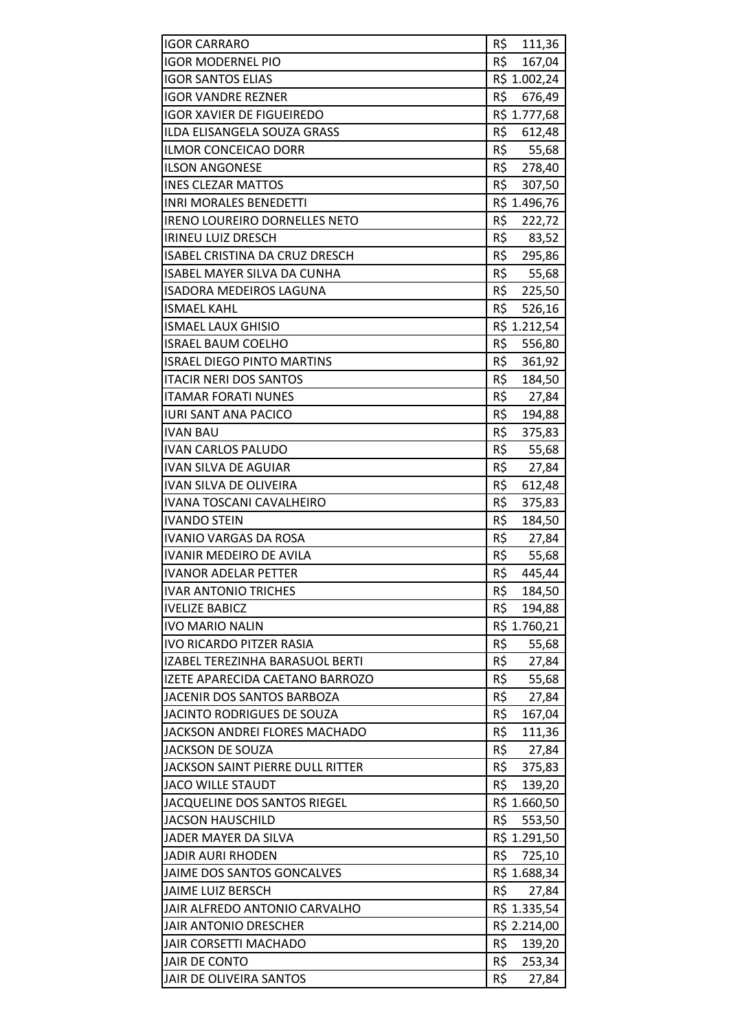| | |
|---|---|
| IGOR CARRARO | R$ 111,36 |
| IGOR MODERNEL PIO | R$ 167,04 |
| IGOR SANTOS ELIAS | R$ 1.002,24 |
| IGOR VANDRE REZNER | R$ 676,49 |
| IGOR XAVIER DE FIGUEIREDO | R$ 1.777,68 |
| ILDA ELISANGELA SOUZA GRASS | R$ 612,48 |
| ILMOR CONCEICAO DORR | R$ 55,68 |
| ILSON ANGONESE | R$ 278,40 |
| INES CLEZAR MATTOS | R$ 307,50 |
| INRI MORALES BENEDETTI | R$ 1.496,76 |
| IRENO LOUREIRO DORNELLES NETO | R$ 222,72 |
| IRINEU LUIZ DRESCH | R$ 83,52 |
| ISABEL CRISTINA DA CRUZ DRESCH | R$ 295,86 |
| ISABEL MAYER SILVA DA CUNHA | R$ 55,68 |
| ISADORA MEDEIROS LAGUNA | R$ 225,50 |
| ISMAEL KAHL | R$ 526,16 |
| ISMAEL LAUX GHISIO | R$ 1.212,54 |
| ISRAEL BAUM COELHO | R$ 556,80 |
| ISRAEL DIEGO PINTO MARTINS | R$ 361,92 |
| ITACIR NERI DOS SANTOS | R$ 184,50 |
| ITAMAR FORATI NUNES | R$ 27,84 |
| IURI SANT ANA PACICO | R$ 194,88 |
| IVAN BAU | R$ 375,83 |
| IVAN CARLOS PALUDO | R$ 55,68 |
| IVAN SILVA DE AGUIAR | R$ 27,84 |
| IVAN SILVA DE OLIVEIRA | R$ 612,48 |
| IVANA TOSCANI CAVALHEIRO | R$ 375,83 |
| IVANDO STEIN | R$ 184,50 |
| IVANIO VARGAS DA ROSA | R$ 27,84 |
| IVANIR MEDEIRO DE AVILA | R$ 55,68 |
| IVANOR ADELAR PETTER | R$ 445,44 |
| IVAR ANTONIO TRICHES | R$ 184,50 |
| IVELIZE BABICZ | R$ 194,88 |
| IVO MARIO NALIN | R$ 1.760,21 |
| IVO RICARDO PITZER RASIA | R$ 55,68 |
| IZABEL TEREZINHA BARASUOL BERTI | R$ 27,84 |
| IZETE APARECIDA CAETANO BARROZO | R$ 55,68 |
| JACENIR DOS SANTOS BARBOZA | R$ 27,84 |
| JACINTO RODRIGUES DE SOUZA | R$ 167,04 |
| JACKSON ANDREI FLORES MACHADO | R$ 111,36 |
| JACKSON DE SOUZA | R$ 27,84 |
| JACKSON SAINT PIERRE DULL RITTER | R$ 375,83 |
| JACO WILLE STAUDT | R$ 139,20 |
| JACQUELINE DOS SANTOS RIEGEL | R$ 1.660,50 |
| JACSON HAUSCHILD | R$ 553,50 |
| JADER MAYER DA SILVA | R$ 1.291,50 |
| JADIR AURI RHODEN | R$ 725,10 |
| JAIME DOS SANTOS GONCALVES | R$ 1.688,34 |
| JAIME LUIZ BERSCH | R$ 27,84 |
| JAIR ALFREDO ANTONIO CARVALHO | R$ 1.335,54 |
| JAIR ANTONIO DRESCHER | R$ 2.214,00 |
| JAIR CORSETTI MACHADO | R$ 139,20 |
| JAIR DE CONTO | R$ 253,34 |
| JAIR DE OLIVEIRA SANTOS | R$ 27,84 |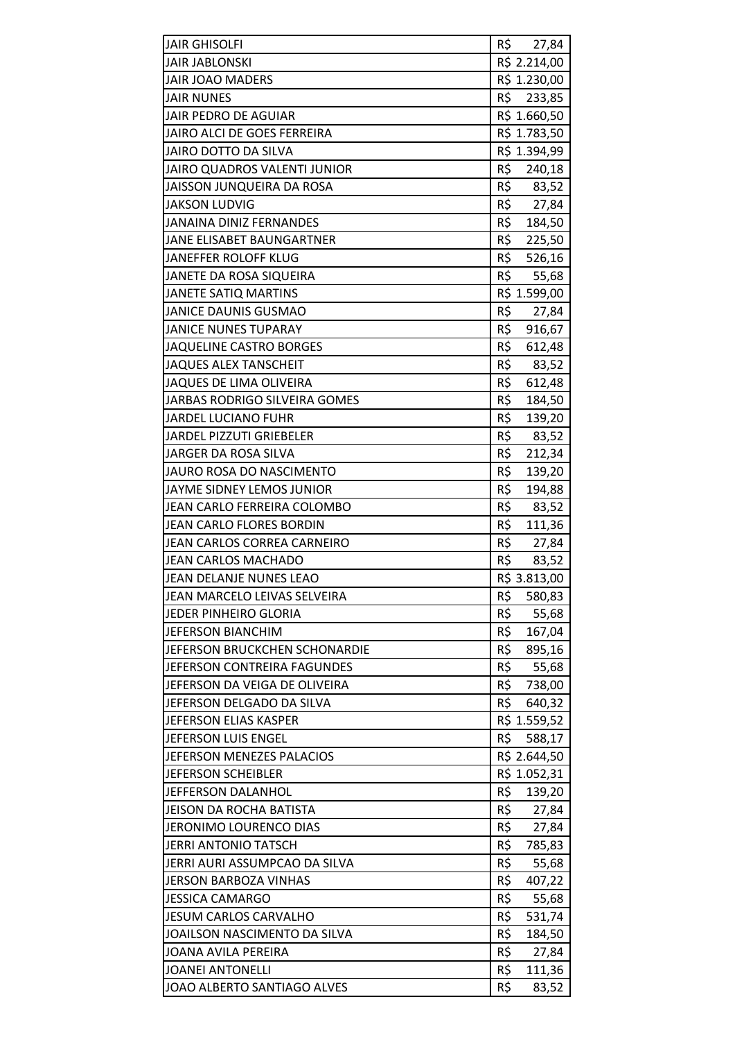| | |
|---|---|
| JAIR GHISOLFI | R$ 27,84 |
| JAIR JABLONSKI | R$ 2.214,00 |
| JAIR JOAO MADERS | R$ 1.230,00 |
| JAIR NUNES | R$ 233,85 |
| JAIR PEDRO DE AGUIAR | R$ 1.660,50 |
| JAIRO ALCI DE GOES FERREIRA | R$ 1.783,50 |
| JAIRO DOTTO DA SILVA | R$ 1.394,99 |
| JAIRO QUADROS VALENTI JUNIOR | R$ 240,18 |
| JAISSON JUNQUEIRA DA ROSA | R$ 83,52 |
| JAKSON LUDVIG | R$ 27,84 |
| JANAINA DINIZ FERNANDES | R$ 184,50 |
| JANE ELISABET BAUNGARTNER | R$ 225,50 |
| JANEFFER ROLOFF KLUG | R$ 526,16 |
| JANETE DA ROSA SIQUEIRA | R$ 55,68 |
| JANETE SATIQ MARTINS | R$ 1.599,00 |
| JANICE DAUNIS GUSMAO | R$ 27,84 |
| JANICE NUNES TUPARAY | R$ 916,67 |
| JAQUELINE CASTRO BORGES | R$ 612,48 |
| JAQUES ALEX TANSCHEIT | R$ 83,52 |
| JAQUES DE LIMA OLIVEIRA | R$ 612,48 |
| JARBAS RODRIGO SILVEIRA GOMES | R$ 184,50 |
| JARDEL LUCIANO FUHR | R$ 139,20 |
| JARDEL PIZZUTI GRIEBELER | R$ 83,52 |
| JARGER DA ROSA SILVA | R$ 212,34 |
| JAURO ROSA DO NASCIMENTO | R$ 139,20 |
| JAYME SIDNEY LEMOS JUNIOR | R$ 194,88 |
| JEAN CARLO FERREIRA COLOMBO | R$ 83,52 |
| JEAN CARLO FLORES BORDIN | R$ 111,36 |
| JEAN CARLOS CORREA CARNEIRO | R$ 27,84 |
| JEAN CARLOS MACHADO | R$ 83,52 |
| JEAN DELANJE NUNES LEAO | R$ 3.813,00 |
| JEAN MARCELO LEIVAS SELVEIRA | R$ 580,83 |
| JEDER PINHEIRO GLORIA | R$ 55,68 |
| JEFERSON BIANCHIM | R$ 167,04 |
| JEFERSON BRUCKCHEN SCHONARDIE | R$ 895,16 |
| JEFERSON CONTREIRA FAGUNDES | R$ 55,68 |
| JEFERSON DA VEIGA DE OLIVEIRA | R$ 738,00 |
| JEFERSON DELGADO DA SILVA | R$ 640,32 |
| JEFERSON ELIAS KASPER | R$ 1.559,52 |
| JEFERSON LUIS ENGEL | R$ 588,17 |
| JEFERSON MENEZES PALACIOS | R$ 2.644,50 |
| JEFERSON SCHEIBLER | R$ 1.052,31 |
| JEFFERSON DALANHOL | R$ 139,20 |
| JEISON DA ROCHA BATISTA | R$ 27,84 |
| JERONIMO LOURENCO DIAS | R$ 27,84 |
| JERRI ANTONIO TATSCH | R$ 785,83 |
| JERRI AURI ASSUMPCAO DA SILVA | R$ 55,68 |
| JERSON BARBOZA VINHAS | R$ 407,22 |
| JESSICA CAMARGO | R$ 55,68 |
| JESUM CARLOS CARVALHO | R$ 531,74 |
| JOAILSON NASCIMENTO DA SILVA | R$ 184,50 |
| JOANA AVILA PEREIRA | R$ 27,84 |
| JOANEI ANTONELLI | R$ 111,36 |
| JOAO ALBERTO SANTIAGO ALVES | R$ 83,52 |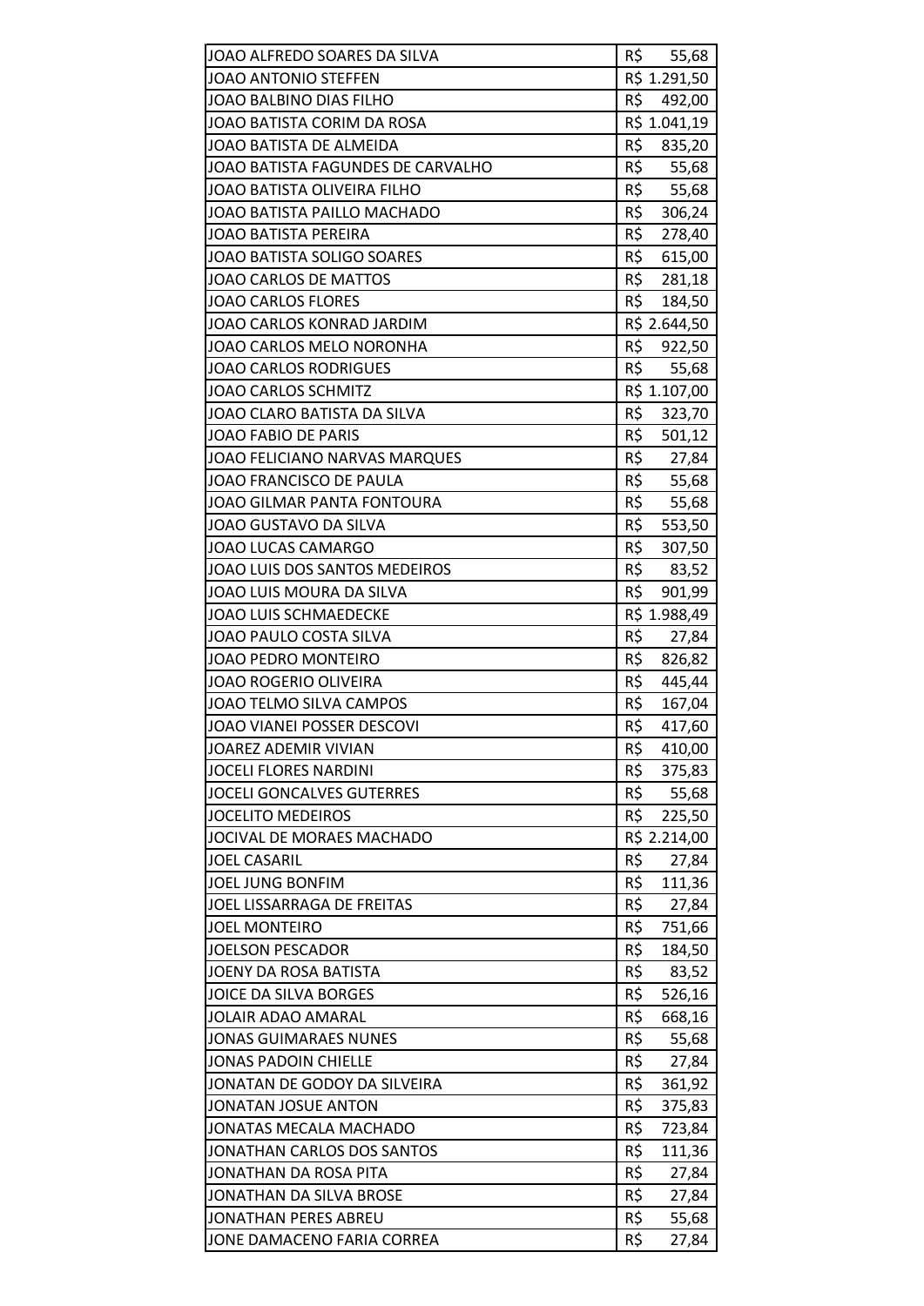| | |
|---|---|
| JOAO ALFREDO SOARES DA SILVA | R$ 55,68 |
| JOAO ANTONIO STEFFEN | R$ 1.291,50 |
| JOAO BALBINO DIAS FILHO | R$ 492,00 |
| JOAO BATISTA CORIM DA ROSA | R$ 1.041,19 |
| JOAO BATISTA DE ALMEIDA | R$ 835,20 |
| JOAO BATISTA FAGUNDES DE CARVALHO | R$ 55,68 |
| JOAO BATISTA OLIVEIRA FILHO | R$ 55,68 |
| JOAO BATISTA PAILLO MACHADO | R$ 306,24 |
| JOAO BATISTA PEREIRA | R$ 278,40 |
| JOAO BATISTA SOLIGO SOARES | R$ 615,00 |
| JOAO CARLOS DE MATTOS | R$ 281,18 |
| JOAO CARLOS FLORES | R$ 184,50 |
| JOAO CARLOS KONRAD JARDIM | R$ 2.644,50 |
| JOAO CARLOS MELO NORONHA | R$ 922,50 |
| JOAO CARLOS RODRIGUES | R$ 55,68 |
| JOAO CARLOS SCHMITZ | R$ 1.107,00 |
| JOAO CLARO BATISTA DA SILVA | R$ 323,70 |
| JOAO FABIO DE PARIS | R$ 501,12 |
| JOAO FELICIANO NARVAS MARQUES | R$ 27,84 |
| JOAO FRANCISCO DE PAULA | R$ 55,68 |
| JOAO GILMAR PANTA FONTOURA | R$ 55,68 |
| JOAO GUSTAVO DA SILVA | R$ 553,50 |
| JOAO LUCAS CAMARGO | R$ 307,50 |
| JOAO LUIS DOS SANTOS MEDEIROS | R$ 83,52 |
| JOAO LUIS MOURA DA SILVA | R$ 901,99 |
| JOAO LUIS SCHMAEDECKE | R$ 1.988,49 |
| JOAO PAULO COSTA SILVA | R$ 27,84 |
| JOAO PEDRO MONTEIRO | R$ 826,82 |
| JOAO ROGERIO OLIVEIRA | R$ 445,44 |
| JOAO TELMO SILVA CAMPOS | R$ 167,04 |
| JOAO VIANEI POSSER DESCOVI | R$ 417,60 |
| JOAREZ ADEMIR VIVIAN | R$ 410,00 |
| JOCELI FLORES NARDINI | R$ 375,83 |
| JOCELI GONCALVES GUTERRES | R$ 55,68 |
| JOCELITO MEDEIROS | R$ 225,50 |
| JOCIVAL DE MORAES MACHADO | R$ 2.214,00 |
| JOEL CASARIL | R$ 27,84 |
| JOEL JUNG BONFIM | R$ 111,36 |
| JOEL LISSARRAGA DE FREITAS | R$ 27,84 |
| JOEL MONTEIRO | R$ 751,66 |
| JOELSON PESCADOR | R$ 184,50 |
| JOENY DA ROSA BATISTA | R$ 83,52 |
| JOICE DA SILVA BORGES | R$ 526,16 |
| JOLAIR ADAO AMARAL | R$ 668,16 |
| JONAS GUIMARAES NUNES | R$ 55,68 |
| JONAS PADOIN CHIELLE | R$ 27,84 |
| JONATAN DE GODOY DA SILVEIRA | R$ 361,92 |
| JONATAN JOSUE ANTON | R$ 375,83 |
| JONATAS MECALA MACHADO | R$ 723,84 |
| JONATHAN CARLOS DOS SANTOS | R$ 111,36 |
| JONATHAN DA ROSA PITA | R$ 27,84 |
| JONATHAN DA SILVA BROSE | R$ 27,84 |
| JONATHAN PERES ABREU | R$ 55,68 |
| JONE DAMACENO FARIA CORREA | R$ 27,84 |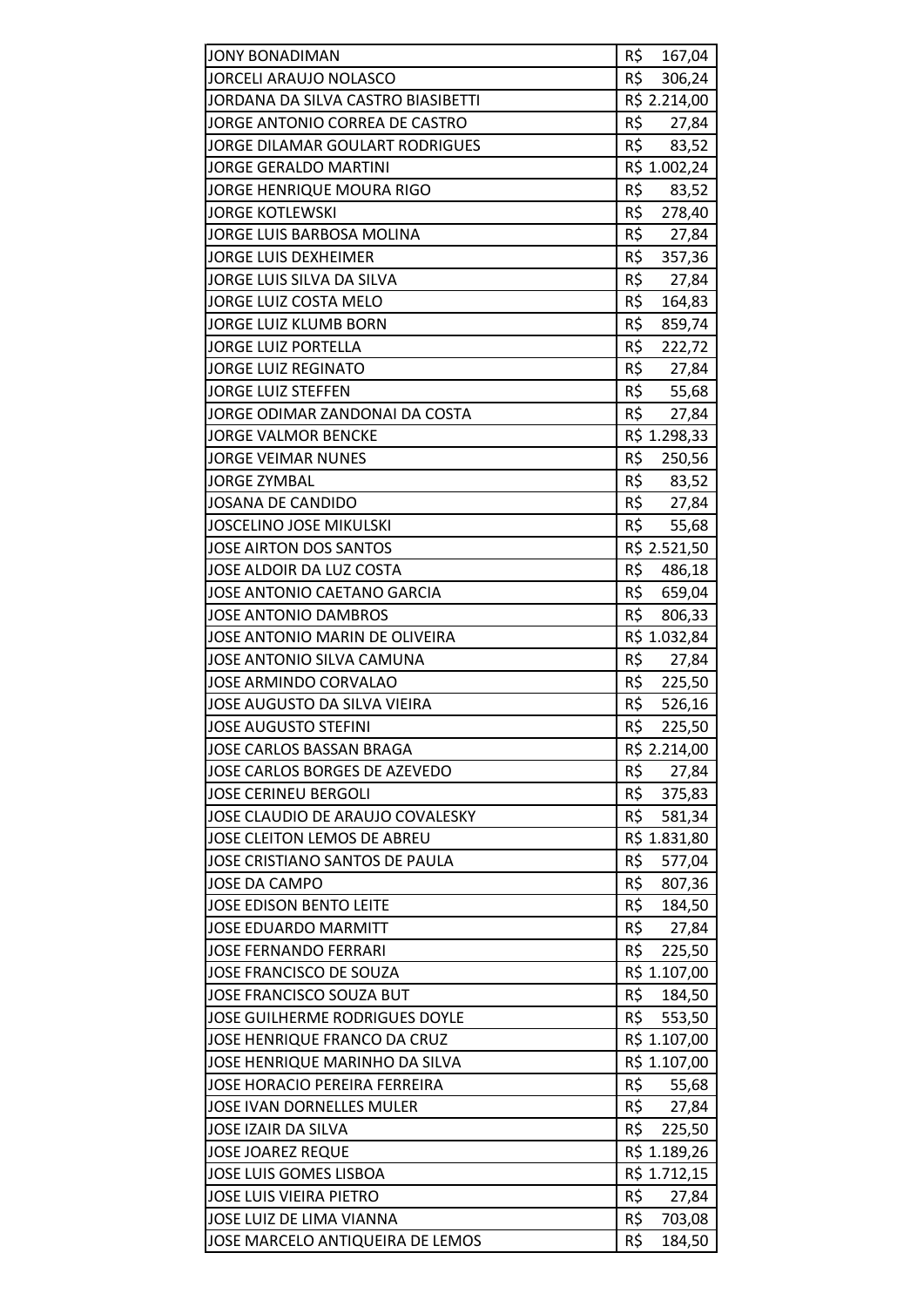| JONY BONADIMAN | R$ 167,04 |
|---|---|
| JORCELI ARAUJO NOLASCO | R$ 306,24 |
| JORDANA DA SILVA CASTRO BIASIBETTI | R$ 2.214,00 |
| JORGE ANTONIO CORREA DE CASTRO | R$ 27,84 |
| JORGE DILAMAR GOULART RODRIGUES | R$ 83,52 |
| JORGE GERALDO MARTINI | R$ 1.002,24 |
| JORGE HENRIQUE MOURA RIGO | R$ 83,52 |
| JORGE KOTLEWSKI | R$ 278,40 |
| JORGE LUIS BARBOSA MOLINA | R$ 27,84 |
| JORGE LUIS DEXHEIMER | R$ 357,36 |
| JORGE LUIS SILVA DA SILVA | R$ 27,84 |
| JORGE LUIZ COSTA MELO | R$ 164,83 |
| JORGE LUIZ KLUMB BORN | R$ 859,74 |
| JORGE LUIZ PORTELLA | R$ 222,72 |
| JORGE LUIZ REGINATO | R$ 27,84 |
| JORGE LUIZ STEFFEN | R$ 55,68 |
| JORGE ODIMAR ZANDONAI DA COSTA | R$ 27,84 |
| JORGE VALMOR BENCKE | R$ 1.298,33 |
| JORGE VEIMAR NUNES | R$ 250,56 |
| JORGE ZYMBAL | R$ 83,52 |
| JOSANA DE CANDIDO | R$ 27,84 |
| JOSCELINO JOSE MIKULSKI | R$ 55,68 |
| JOSE AIRTON DOS SANTOS | R$ 2.521,50 |
| JOSE ALDOIR DA LUZ COSTA | R$ 486,18 |
| JOSE ANTONIO CAETANO GARCIA | R$ 659,04 |
| JOSE ANTONIO DAMBROS | R$ 806,33 |
| JOSE ANTONIO MARIN DE OLIVEIRA | R$ 1.032,84 |
| JOSE ANTONIO SILVA CAMUNA | R$ 27,84 |
| JOSE ARMINDO CORVALAO | R$ 225,50 |
| JOSE AUGUSTO DA SILVA VIEIRA | R$ 526,16 |
| JOSE AUGUSTO STEFINI | R$ 225,50 |
| JOSE CARLOS BASSAN BRAGA | R$ 2.214,00 |
| JOSE CARLOS BORGES DE AZEVEDO | R$ 27,84 |
| JOSE CERINEU BERGOLI | R$ 375,83 |
| JOSE CLAUDIO DE ARAUJO COVALESKY | R$ 581,34 |
| JOSE CLEITON LEMOS DE ABREU | R$ 1.831,80 |
| JOSE CRISTIANO SANTOS DE PAULA | R$ 577,04 |
| JOSE DA CAMPO | R$ 807,36 |
| JOSE EDISON BENTO LEITE | R$ 184,50 |
| JOSE EDUARDO MARMITT | R$ 27,84 |
| JOSE FERNANDO FERRARI | R$ 225,50 |
| JOSE FRANCISCO DE SOUZA | R$ 1.107,00 |
| JOSE FRANCISCO SOUZA BUT | R$ 184,50 |
| JOSE GUILHERME RODRIGUES DOYLE | R$ 553,50 |
| JOSE HENRIQUE FRANCO DA CRUZ | R$ 1.107,00 |
| JOSE HENRIQUE MARINHO DA SILVA | R$ 1.107,00 |
| JOSE HORACIO PEREIRA FERREIRA | R$ 55,68 |
| JOSE IVAN DORNELLES MULER | R$ 27,84 |
| JOSE IZAIR DA SILVA | R$ 225,50 |
| JOSE JOAREZ REQUE | R$ 1.189,26 |
| JOSE LUIS GOMES LISBOA | R$ 1.712,15 |
| JOSE LUIS VIEIRA PIETRO | R$ 27,84 |
| JOSE LUIZ DE LIMA VIANNA | R$ 703,08 |
| JOSE MARCELO ANTIQUEIRA DE LEMOS | R$ 184,50 |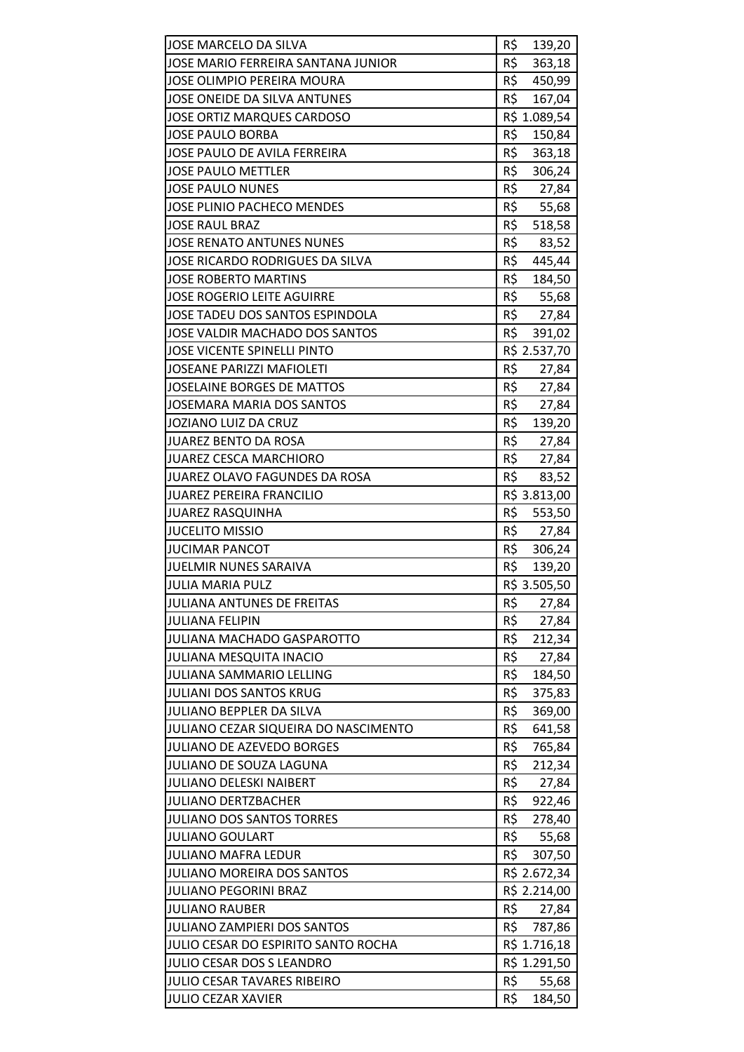| | |
|---|---|
| JOSE MARCELO DA SILVA | R$ 139,20 |
| JOSE MARIO FERREIRA SANTANA JUNIOR | R$ 363,18 |
| JOSE OLIMPIO PEREIRA MOURA | R$ 450,99 |
| JOSE ONEIDE DA SILVA ANTUNES | R$ 167,04 |
| JOSE ORTIZ MARQUES CARDOSO | R$ 1.089,54 |
| JOSE PAULO BORBA | R$ 150,84 |
| JOSE PAULO DE AVILA FERREIRA | R$ 363,18 |
| JOSE PAULO METTLER | R$ 306,24 |
| JOSE PAULO NUNES | R$ 27,84 |
| JOSE PLINIO PACHECO MENDES | R$ 55,68 |
| JOSE RAUL BRAZ | R$ 518,58 |
| JOSE RENATO ANTUNES NUNES | R$ 83,52 |
| JOSE RICARDO RODRIGUES DA SILVA | R$ 445,44 |
| JOSE ROBERTO MARTINS | R$ 184,50 |
| JOSE ROGERIO LEITE AGUIRRE | R$ 55,68 |
| JOSE TADEU DOS SANTOS ESPINDOLA | R$ 27,84 |
| JOSE VALDIR MACHADO DOS SANTOS | R$ 391,02 |
| JOSE VICENTE SPINELLI PINTO | R$ 2.537,70 |
| JOSEANE PARIZZI MAFIOLETI | R$ 27,84 |
| JOSELAINE BORGES DE MATTOS | R$ 27,84 |
| JOSEMARA MARIA DOS SANTOS | R$ 27,84 |
| JOZIANO LUIZ DA CRUZ | R$ 139,20 |
| JUAREZ BENTO DA ROSA | R$ 27,84 |
| JUAREZ CESCA MARCHIORO | R$ 27,84 |
| JUAREZ OLAVO FAGUNDES DA ROSA | R$ 83,52 |
| JUAREZ PEREIRA FRANCILIO | R$ 3.813,00 |
| JUAREZ RASQUINHA | R$ 553,50 |
| JUCELITO MISSIO | R$ 27,84 |
| JUCIMAR PANCOT | R$ 306,24 |
| JUELMIR NUNES SARAIVA | R$ 139,20 |
| JULIA MARIA PULZ | R$ 3.505,50 |
| JULIANA ANTUNES DE FREITAS | R$ 27,84 |
| JULIANA FELIPIN | R$ 27,84 |
| JULIANA MACHADO GASPAROTTO | R$ 212,34 |
| JULIANA MESQUITA INACIO | R$ 27,84 |
| JULIANA SAMMARIO LELLING | R$ 184,50 |
| JULIANI DOS SANTOS KRUG | R$ 375,83 |
| JULIANO BEPPLER DA SILVA | R$ 369,00 |
| JULIANO CEZAR SIQUEIRA DO NASCIMENTO | R$ 641,58 |
| JULIANO DE AZEVEDO BORGES | R$ 765,84 |
| JULIANO DE SOUZA LAGUNA | R$ 212,34 |
| JULIANO DELESKI NAIBERT | R$ 27,84 |
| JULIANO DERTZBACHER | R$ 922,46 |
| JULIANO DOS SANTOS TORRES | R$ 278,40 |
| JULIANO GOULART | R$ 55,68 |
| JULIANO MAFRA LEDUR | R$ 307,50 |
| JULIANO MOREIRA DOS SANTOS | R$ 2.672,34 |
| JULIANO PEGORINI BRAZ | R$ 2.214,00 |
| JULIANO RAUBER | R$ 27,84 |
| JULIANO ZAMPIERI DOS SANTOS | R$ 787,86 |
| JULIO CESAR DO ESPIRITO SANTO ROCHA | R$ 1.716,18 |
| JULIO CESAR DOS S LEANDRO | R$ 1.291,50 |
| JULIO CESAR TAVARES RIBEIRO | R$ 55,68 |
| JULIO CEZAR XAVIER | R$ 184,50 |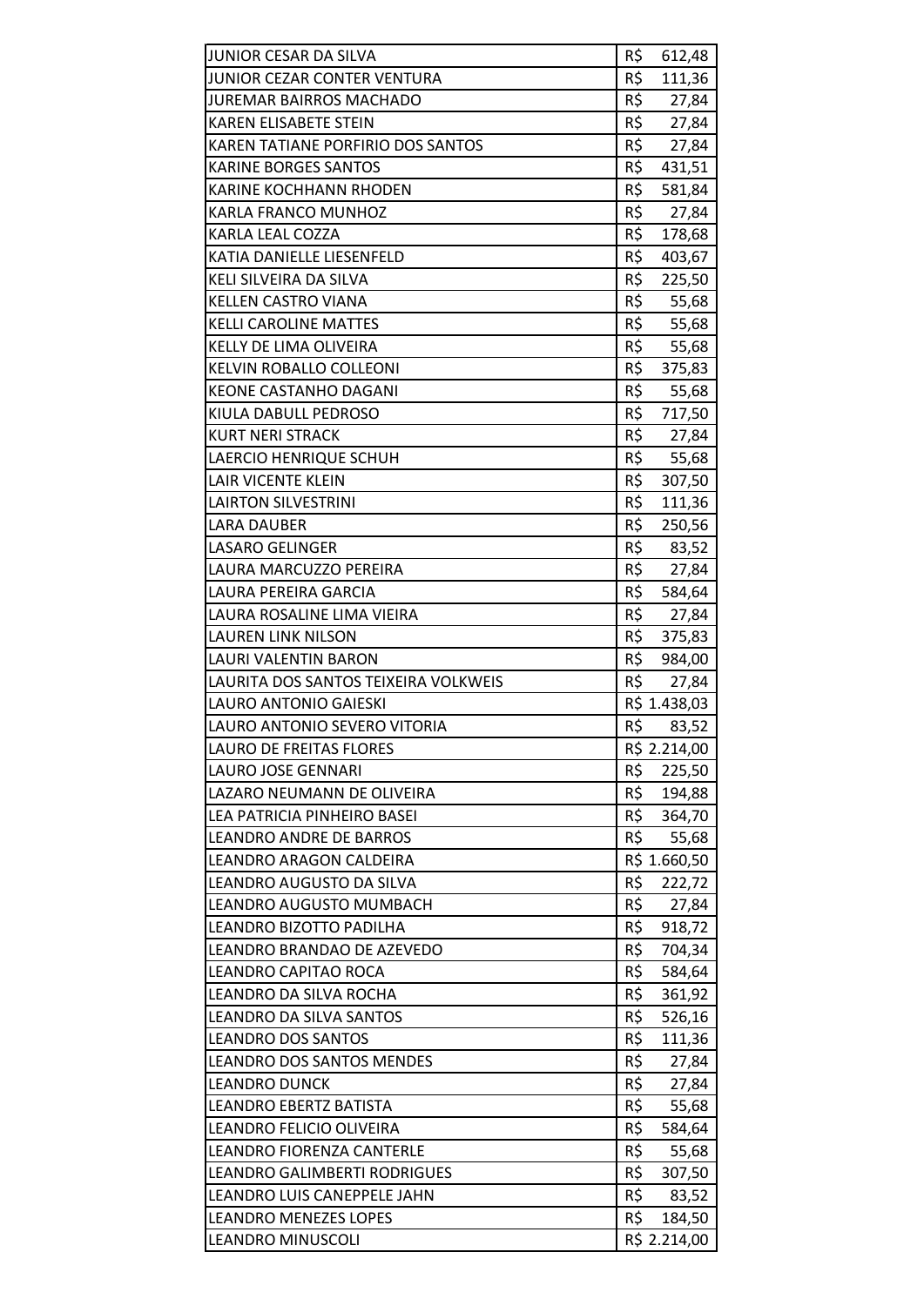| JUNIOR CESAR DA SILVA | R$ 612,48 |
|---|---|
| JUNIOR CEZAR CONTER VENTURA | R$ 111,36 |
| JUREMAR BAIRROS MACHADO | R$ 27,84 |
| KAREN ELISABETE STEIN | R$ 27,84 |
| KAREN TATIANE PORFIRIO DOS SANTOS | R$ 27,84 |
| KARINE BORGES SANTOS | R$ 431,51 |
| KARINE KOCHHANN RHODEN | R$ 581,84 |
| KARLA FRANCO MUNHOZ | R$ 27,84 |
| KARLA LEAL COZZA | R$ 178,68 |
| KATIA DANIELLE LIESENFELD | R$ 403,67 |
| KELI SILVEIRA DA SILVA | R$ 225,50 |
| KELLEN CASTRO VIANA | R$ 55,68 |
| KELLI CAROLINE MATTES | R$ 55,68 |
| KELLY DE LIMA OLIVEIRA | R$ 55,68 |
| KELVIN ROBALLO COLLEONI | R$ 375,83 |
| KEONE CASTANHO DAGANI | R$ 55,68 |
| KIULA DABULL PEDROSO | R$ 717,50 |
| KURT NERI STRACK | R$ 27,84 |
| LAERCIO HENRIQUE SCHUH | R$ 55,68 |
| LAIR VICENTE KLEIN | R$ 307,50 |
| LAIRTON SILVESTRINI | R$ 111,36 |
| LARA DAUBER | R$ 250,56 |
| LASARO GELINGER | R$ 83,52 |
| LAURA MARCUZZO PEREIRA | R$ 27,84 |
| LAURA PEREIRA GARCIA | R$ 584,64 |
| LAURA ROSALINE LIMA VIEIRA | R$ 27,84 |
| LAUREN LINK NILSON | R$ 375,83 |
| LAURI VALENTIN BARON | R$ 984,00 |
| LAURITA DOS SANTOS TEIXEIRA VOLKWEIS | R$ 27,84 |
| LAURO ANTONIO GAIESKI | R$ 1.438,03 |
| LAURO ANTONIO SEVERO VITORIA | R$ 83,52 |
| LAURO DE FREITAS FLORES | R$ 2.214,00 |
| LAURO JOSE GENNARI | R$ 225,50 |
| LAZARO NEUMANN DE OLIVEIRA | R$ 194,88 |
| LEA PATRICIA PINHEIRO BASEI | R$ 364,70 |
| LEANDRO ANDRE DE BARROS | R$ 55,68 |
| LEANDRO ARAGON CALDEIRA | R$ 1.660,50 |
| LEANDRO AUGUSTO DA SILVA | R$ 222,72 |
| LEANDRO AUGUSTO MUMBACH | R$ 27,84 |
| LEANDRO BIZOTTO PADILHA | R$ 918,72 |
| LEANDRO BRANDAO DE AZEVEDO | R$ 704,34 |
| LEANDRO CAPITAO ROCA | R$ 584,64 |
| LEANDRO DA SILVA ROCHA | R$ 361,92 |
| LEANDRO DA SILVA SANTOS | R$ 526,16 |
| LEANDRO DOS SANTOS | R$ 111,36 |
| LEANDRO DOS SANTOS MENDES | R$ 27,84 |
| LEANDRO DUNCK | R$ 27,84 |
| LEANDRO EBERTZ BATISTA | R$ 55,68 |
| LEANDRO FELICIO OLIVEIRA | R$ 584,64 |
| LEANDRO FIORENZA CANTERLE | R$ 55,68 |
| LEANDRO GALIMBERTI RODRIGUES | R$ 307,50 |
| LEANDRO LUIS CANEPPELE JAHN | R$ 83,52 |
| LEANDRO MENEZES LOPES | R$ 184,50 |
| LEANDRO MINUSCOLI | R$ 2.214,00 |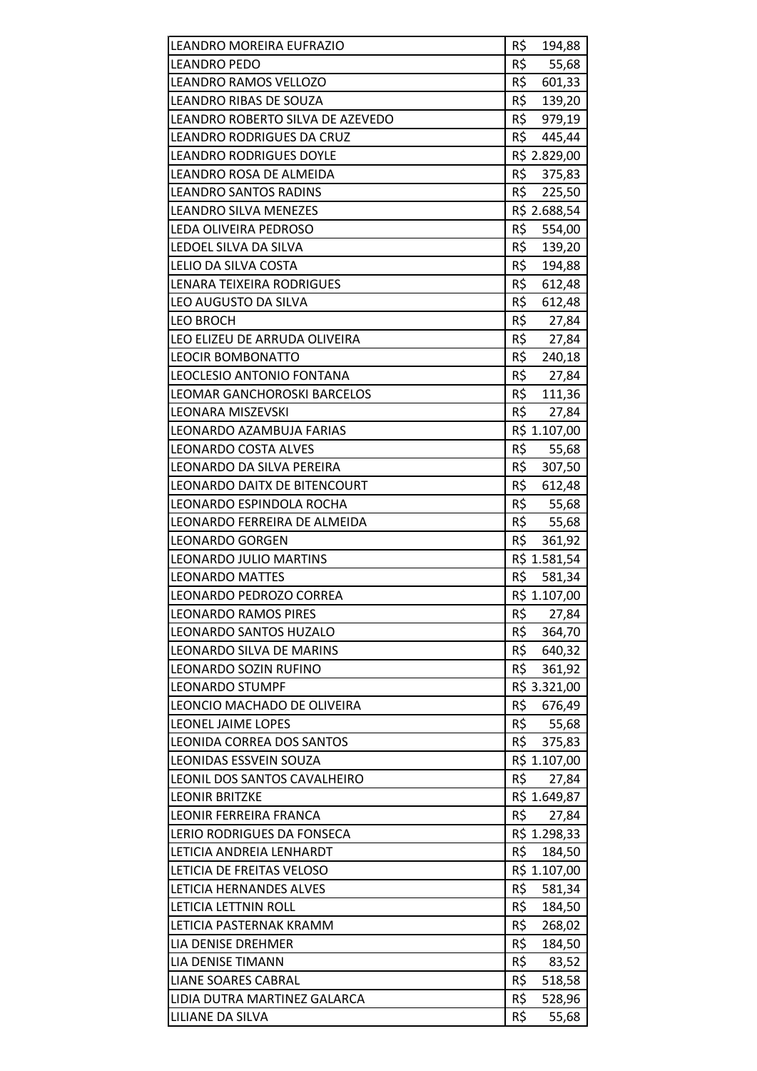| | |
|---|---|
| LEANDRO MOREIRA EUFRAZIO | R$ 194,88 |
| LEANDRO PEDO | R$ 55,68 |
| LEANDRO RAMOS VELLOZO | R$ 601,33 |
| LEANDRO RIBAS DE SOUZA | R$ 139,20 |
| LEANDRO ROBERTO SILVA DE AZEVEDO | R$ 979,19 |
| LEANDRO RODRIGUES DA CRUZ | R$ 445,44 |
| LEANDRO RODRIGUES DOYLE | R$ 2.829,00 |
| LEANDRO ROSA DE ALMEIDA | R$ 375,83 |
| LEANDRO SANTOS RADINS | R$ 225,50 |
| LEANDRO SILVA MENEZES | R$ 2.688,54 |
| LEDA OLIVEIRA PEDROSO | R$ 554,00 |
| LEDOEL SILVA DA SILVA | R$ 139,20 |
| LELIO DA SILVA COSTA | R$ 194,88 |
| LENARA TEIXEIRA RODRIGUES | R$ 612,48 |
| LEO AUGUSTO DA SILVA | R$ 612,48 |
| LEO BROCH | R$ 27,84 |
| LEO ELIZEU DE ARRUDA OLIVEIRA | R$ 27,84 |
| LEOCIR BOMBONATTO | R$ 240,18 |
| LEOCLESIO ANTONIO FONTANA | R$ 27,84 |
| LEOMAR GANCHOROSKI BARCELOS | R$ 111,36 |
| LEONARA MISZEVSKI | R$ 27,84 |
| LEONARDO AZAMBUJA FARIAS | R$ 1.107,00 |
| LEONARDO COSTA ALVES | R$ 55,68 |
| LEONARDO DA SILVA PEREIRA | R$ 307,50 |
| LEONARDO DAITX DE BITENCOURT | R$ 612,48 |
| LEONARDO ESPINDOLA ROCHA | R$ 55,68 |
| LEONARDO FERREIRA DE ALMEIDA | R$ 55,68 |
| LEONARDO GORGEN | R$ 361,92 |
| LEONARDO JULIO MARTINS | R$ 1.581,54 |
| LEONARDO MATTES | R$ 581,34 |
| LEONARDO PEDROZO CORREA | R$ 1.107,00 |
| LEONARDO RAMOS PIRES | R$ 27,84 |
| LEONARDO SANTOS HUZALO | R$ 364,70 |
| LEONARDO SILVA DE MARINS | R$ 640,32 |
| LEONARDO SOZIN RUFINO | R$ 361,92 |
| LEONARDO STUMPF | R$ 3.321,00 |
| LEONCIO MACHADO DE OLIVEIRA | R$ 676,49 |
| LEONEL JAIME LOPES | R$ 55,68 |
| LEONIDA CORREA DOS SANTOS | R$ 375,83 |
| LEONIDAS ESSVEIN SOUZA | R$ 1.107,00 |
| LEONIL DOS SANTOS CAVALHEIRO | R$ 27,84 |
| LEONIR BRITZKE | R$ 1.649,87 |
| LEONIR FERREIRA FRANCA | R$ 27,84 |
| LERIO RODRIGUES DA FONSECA | R$ 1.298,33 |
| LETICIA ANDREIA LENHARDT | R$ 184,50 |
| LETICIA DE FREITAS VELOSO | R$ 1.107,00 |
| LETICIA HERNANDES ALVES | R$ 581,34 |
| LETICIA LETTNIN ROLL | R$ 184,50 |
| LETICIA PASTERNAK KRAMM | R$ 268,02 |
| LIA DENISE DREHMER | R$ 184,50 |
| LIA DENISE TIMANN | R$ 83,52 |
| LIANE SOARES CABRAL | R$ 518,58 |
| LIDIA DUTRA MARTINEZ GALARCA | R$ 528,96 |
| LILIANE DA SILVA | R$ 55,68 |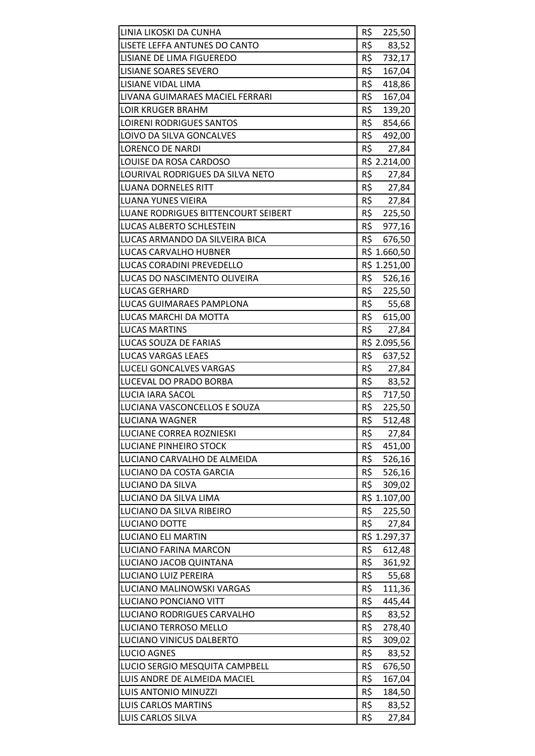| | |
|---|---|
| LINIA LIKOSKI DA CUNHA | R$ 225,50 |
| LISETE LEFFA ANTUNES DO CANTO | R$ 83,52 |
| LISIANE DE LIMA FIGUEREDO | R$ 732,17 |
| LISIANE SOARES SEVERO | R$ 167,04 |
| LISIANE VIDAL LIMA | R$ 418,86 |
| LIVANA GUIMARAES MACIEL FERRARI | R$ 167,04 |
| LOIR KRUGER BRAHM | R$ 139,20 |
| LOIRENI RODRIGUES SANTOS | R$ 854,66 |
| LOIVO DA SILVA GONCALVES | R$ 492,00 |
| LORENCO DE NARDI | R$ 27,84 |
| LOUISE DA ROSA CARDOSO | R$ 2.214,00 |
| LOURIVAL RODRIGUES DA SILVA NETO | R$ 27,84 |
| LUANA DORNELES RITT | R$ 27,84 |
| LUANA YUNES VIEIRA | R$ 27,84 |
| LUANE RODRIGUES BITTENCOURT SEIBERT | R$ 225,50 |
| LUCAS ALBERTO SCHLESTEIN | R$ 977,16 |
| LUCAS ARMANDO DA SILVEIRA BICA | R$ 676,50 |
| LUCAS CARVALHO HUBNER | R$ 1.660,50 |
| LUCAS CORADINI PREVEDELLO | R$ 1.251,00 |
| LUCAS DO NASCIMENTO OLIVEIRA | R$ 526,16 |
| LUCAS GERHARD | R$ 225,50 |
| LUCAS GUIMARAES PAMPLONA | R$ 55,68 |
| LUCAS MARCHI DA MOTTA | R$ 615,00 |
| LUCAS MARTINS | R$ 27,84 |
| LUCAS SOUZA DE FARIAS | R$ 2.095,56 |
| LUCAS VARGAS LEAES | R$ 637,52 |
| LUCELI GONCALVES VARGAS | R$ 27,84 |
| LUCEVAL DO PRADO BORBA | R$ 83,52 |
| LUCIA IARA SACOL | R$ 717,50 |
| LUCIANA VASCONCELLOS E SOUZA | R$ 225,50 |
| LUCIANA WAGNER | R$ 512,48 |
| LUCIANE CORREA ROZNIESKI | R$ 27,84 |
| LUCIANE PINHEIRO STOCK | R$ 451,00 |
| LUCIANO CARVALHO DE ALMEIDA | R$ 526,16 |
| LUCIANO DA COSTA GARCIA | R$ 526,16 |
| LUCIANO DA SILVA | R$ 309,02 |
| LUCIANO DA SILVA LIMA | R$ 1.107,00 |
| LUCIANO DA SILVA RIBEIRO | R$ 225,50 |
| LUCIANO DOTTE | R$ 27,84 |
| LUCIANO ELI MARTIN | R$ 1.297,37 |
| LUCIANO FARINA MARCON | R$ 612,48 |
| LUCIANO JACOB QUINTANA | R$ 361,92 |
| LUCIANO LUIZ PEREIRA | R$ 55,68 |
| LUCIANO MALINOWSKI VARGAS | R$ 111,36 |
| LUCIANO PONCIANO VITT | R$ 445,44 |
| LUCIANO RODRIGUES CARVALHO | R$ 83,52 |
| LUCIANO TERROSO MELLO | R$ 278,40 |
| LUCIANO VINICUS DALBERTO | R$ 309,02 |
| LUCIO AGNES | R$ 83,52 |
| LUCIO SERGIO MESQUITA CAMPBELL | R$ 676,50 |
| LUIS ANDRE DE ALMEIDA MACIEL | R$ 167,04 |
| LUIS ANTONIO MINUZZI | R$ 184,50 |
| LUIS CARLOS MARTINS | R$ 83,52 |
| LUIS CARLOS SILVA | R$ 27,84 |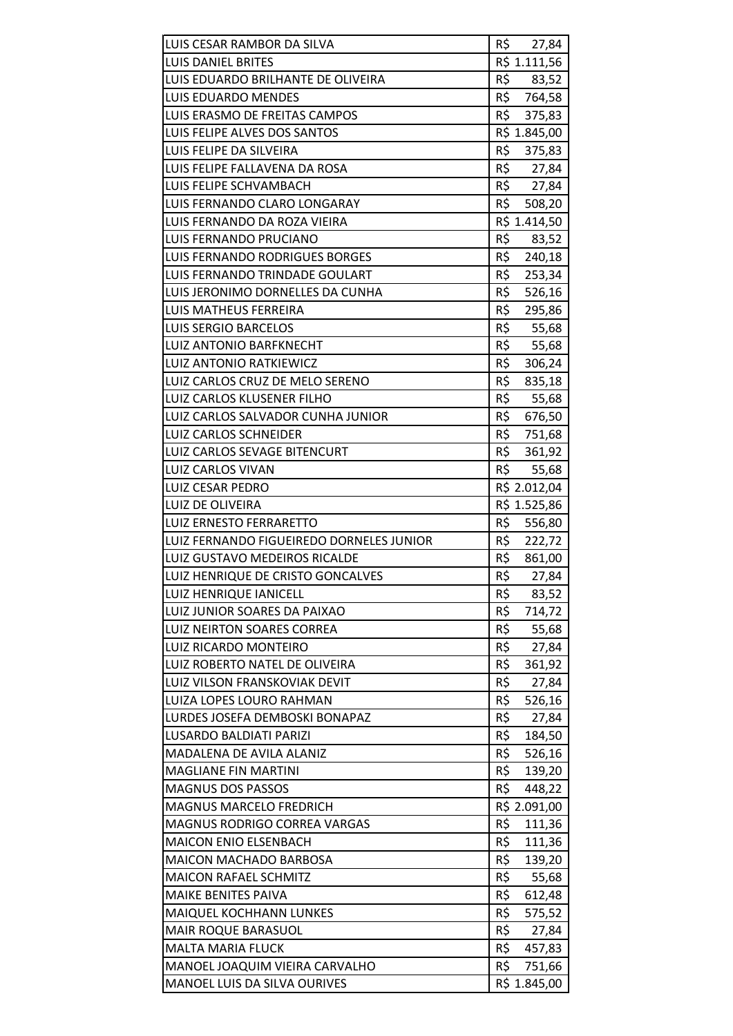| | |
|---|---|
| LUIS CESAR RAMBOR DA SILVA | R$ 27,84 |
| LUIS DANIEL BRITES | R$ 1.111,56 |
| LUIS EDUARDO BRILHANTE DE OLIVEIRA | R$ 83,52 |
| LUIS EDUARDO MENDES | R$ 764,58 |
| LUIS ERASMO DE FREITAS CAMPOS | R$ 375,83 |
| LUIS FELIPE ALVES DOS SANTOS | R$ 1.845,00 |
| LUIS FELIPE DA SILVEIRA | R$ 375,83 |
| LUIS FELIPE FALLAVENA DA ROSA | R$ 27,84 |
| LUIS FELIPE SCHVAMBACH | R$ 27,84 |
| LUIS FERNANDO CLARO LONGARAY | R$ 508,20 |
| LUIS FERNANDO DA ROZA VIEIRA | R$ 1.414,50 |
| LUIS FERNANDO PRUCIANO | R$ 83,52 |
| LUIS FERNANDO RODRIGUES BORGES | R$ 240,18 |
| LUIS FERNANDO TRINDADE GOULART | R$ 253,34 |
| LUIS JERONIMO DORNELLES DA CUNHA | R$ 526,16 |
| LUIS MATHEUS FERREIRA | R$ 295,86 |
| LUIS SERGIO BARCELOS | R$ 55,68 |
| LUIZ ANTONIO BARFKNECHT | R$ 55,68 |
| LUIZ ANTONIO RATKIEWICZ | R$ 306,24 |
| LUIZ CARLOS CRUZ DE MELO SERENO | R$ 835,18 |
| LUIZ CARLOS KLUSENER FILHO | R$ 55,68 |
| LUIZ CARLOS SALVADOR CUNHA JUNIOR | R$ 676,50 |
| LUIZ CARLOS SCHNEIDER | R$ 751,68 |
| LUIZ CARLOS SEVAGE BITENCURT | R$ 361,92 |
| LUIZ CARLOS VIVAN | R$ 55,68 |
| LUIZ CESAR PEDRO | R$ 2.012,04 |
| LUIZ DE OLIVEIRA | R$ 1.525,86 |
| LUIZ ERNESTO FERRARETTO | R$ 556,80 |
| LUIZ FERNANDO FIGUEIREDO DORNELES JUNIOR | R$ 222,72 |
| LUIZ GUSTAVO MEDEIROS RICALDE | R$ 861,00 |
| LUIZ HENRIQUE DE CRISTO GONCALVES | R$ 27,84 |
| LUIZ HENRIQUE IANICELL | R$ 83,52 |
| LUIZ JUNIOR SOARES DA PAIXAO | R$ 714,72 |
| LUIZ NEIRTON SOARES CORREA | R$ 55,68 |
| LUIZ RICARDO MONTEIRO | R$ 27,84 |
| LUIZ ROBERTO NATEL DE OLIVEIRA | R$ 361,92 |
| LUIZ VILSON FRANSKOVIAK DEVIT | R$ 27,84 |
| LUIZA LOPES LOURO RAHMAN | R$ 526,16 |
| LURDES JOSEFA DEMBOSKI BONAPAZ | R$ 27,84 |
| LUSARDO BALDIATI PARIZI | R$ 184,50 |
| MADALENA DE AVILA ALANIZ | R$ 526,16 |
| MAGLIANE FIN MARTINI | R$ 139,20 |
| MAGNUS DOS PASSOS | R$ 448,22 |
| MAGNUS MARCELO FREDRICH | R$ 2.091,00 |
| MAGNUS RODRIGO CORREA VARGAS | R$ 111,36 |
| MAICON ENIO ELSENBACH | R$ 111,36 |
| MAICON MACHADO BARBOSA | R$ 139,20 |
| MAICON RAFAEL SCHMITZ | R$ 55,68 |
| MAIKE BENITES PAIVA | R$ 612,48 |
| MAIQUEL KOCHHANN LUNKES | R$ 575,52 |
| MAIR ROQUE BARASUOL | R$ 27,84 |
| MALTA MARIA FLUCK | R$ 457,83 |
| MANOEL JOAQUIM VIEIRA CARVALHO | R$ 751,66 |
| MANOEL LUIS DA SILVA OURIVES | R$ 1.845,00 |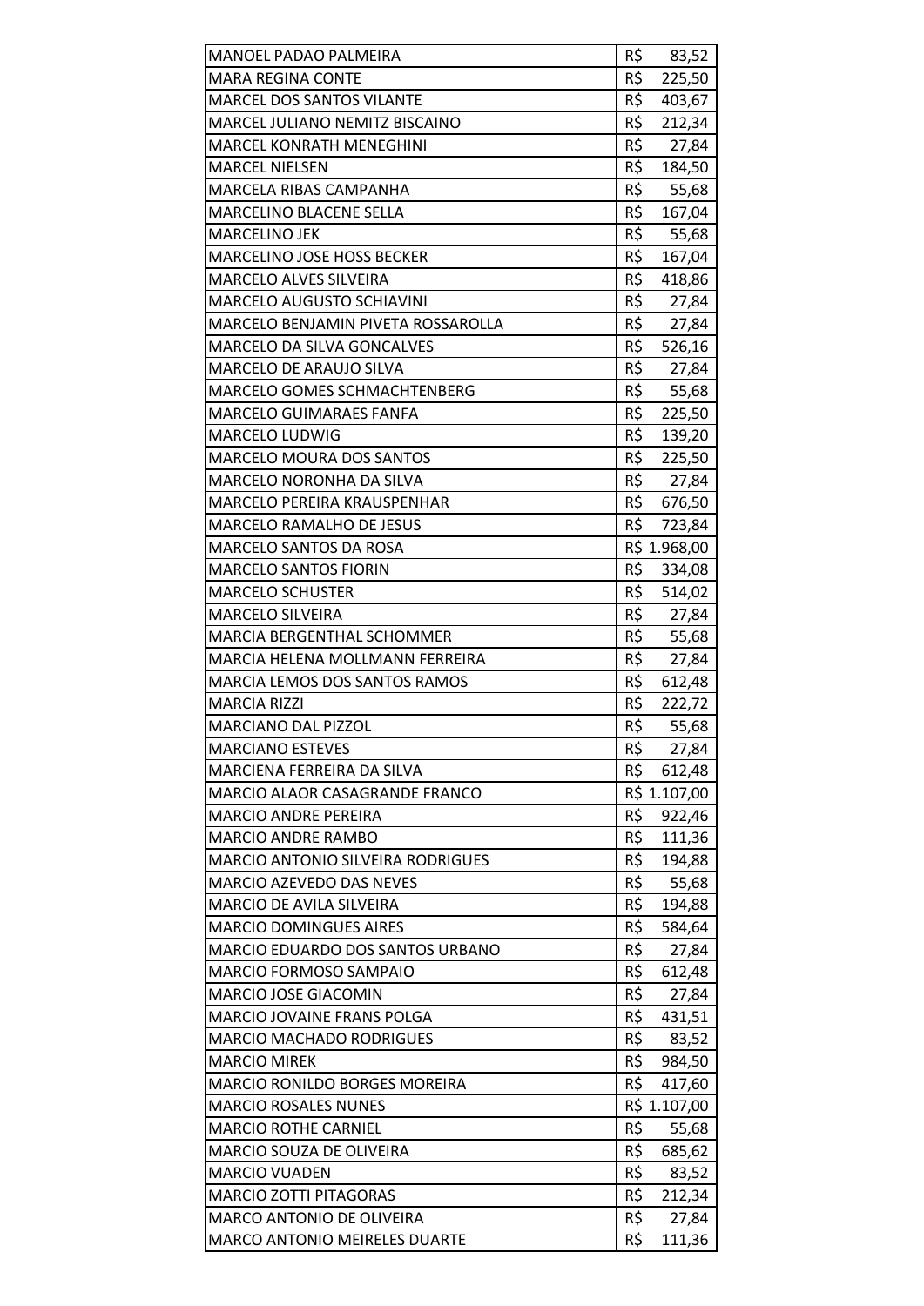| | |
|---|---|
| MANOEL PADAO PALMEIRA | R$ 83,52 |
| MARA REGINA CONTE | R$ 225,50 |
| MARCEL DOS SANTOS VILANTE | R$ 403,67 |
| MARCEL JULIANO NEMITZ BISCAINO | R$ 212,34 |
| MARCEL KONRATH MENEGHINI | R$ 27,84 |
| MARCEL NIELSEN | R$ 184,50 |
| MARCELA RIBAS CAMPANHA | R$ 55,68 |
| MARCELINO BLACENE SELLA | R$ 167,04 |
| MARCELINO JEK | R$ 55,68 |
| MARCELINO JOSE HOSS BECKER | R$ 167,04 |
| MARCELO ALVES SILVEIRA | R$ 418,86 |
| MARCELO AUGUSTO SCHIAVINI | R$ 27,84 |
| MARCELO BENJAMIN PIVETA ROSSAROLLA | R$ 27,84 |
| MARCELO DA SILVA GONCALVES | R$ 526,16 |
| MARCELO DE ARAUJO SILVA | R$ 27,84 |
| MARCELO GOMES SCHMACHTENBERG | R$ 55,68 |
| MARCELO GUIMARAES FANFA | R$ 225,50 |
| MARCELO LUDWIG | R$ 139,20 |
| MARCELO MOURA DOS SANTOS | R$ 225,50 |
| MARCELO NORONHA DA SILVA | R$ 27,84 |
| MARCELO PEREIRA KRAUSPENHAR | R$ 676,50 |
| MARCELO RAMALHO DE JESUS | R$ 723,84 |
| MARCELO SANTOS DA ROSA | R$ 1.968,00 |
| MARCELO SANTOS FIORIN | R$ 334,08 |
| MARCELO SCHUSTER | R$ 514,02 |
| MARCELO SILVEIRA | R$ 27,84 |
| MARCIA BERGENTHAL SCHOMMER | R$ 55,68 |
| MARCIA HELENA MOLLMANN FERREIRA | R$ 27,84 |
| MARCIA LEMOS DOS SANTOS RAMOS | R$ 612,48 |
| MARCIA RIZZI | R$ 222,72 |
| MARCIANO DAL PIZZOL | R$ 55,68 |
| MARCIANO ESTEVES | R$ 27,84 |
| MARCIENA FERREIRA DA SILVA | R$ 612,48 |
| MARCIO ALAOR CASAGRANDE FRANCO | R$ 1.107,00 |
| MARCIO ANDRE PEREIRA | R$ 922,46 |
| MARCIO ANDRE RAMBO | R$ 111,36 |
| MARCIO ANTONIO SILVEIRA RODRIGUES | R$ 194,88 |
| MARCIO AZEVEDO DAS NEVES | R$ 55,68 |
| MARCIO DE AVILA SILVEIRA | R$ 194,88 |
| MARCIO DOMINGUES AIRES | R$ 584,64 |
| MARCIO EDUARDO DOS SANTOS URBANO | R$ 27,84 |
| MARCIO FORMOSO SAMPAIO | R$ 612,48 |
| MARCIO JOSE GIACOMIN | R$ 27,84 |
| MARCIO JOVAINE FRANS POLGA | R$ 431,51 |
| MARCIO MACHADO RODRIGUES | R$ 83,52 |
| MARCIO MIREK | R$ 984,50 |
| MARCIO RONILDO BORGES MOREIRA | R$ 417,60 |
| MARCIO ROSALES NUNES | R$ 1.107,00 |
| MARCIO ROTHE CARNIEL | R$ 55,68 |
| MARCIO SOUZA DE OLIVEIRA | R$ 685,62 |
| MARCIO VUADEN | R$ 83,52 |
| MARCIO ZOTTI PITAGORAS | R$ 212,34 |
| MARCO ANTONIO DE OLIVEIRA | R$ 27,84 |
| MARCO ANTONIO MEIRELES DUARTE | R$ 111,36 |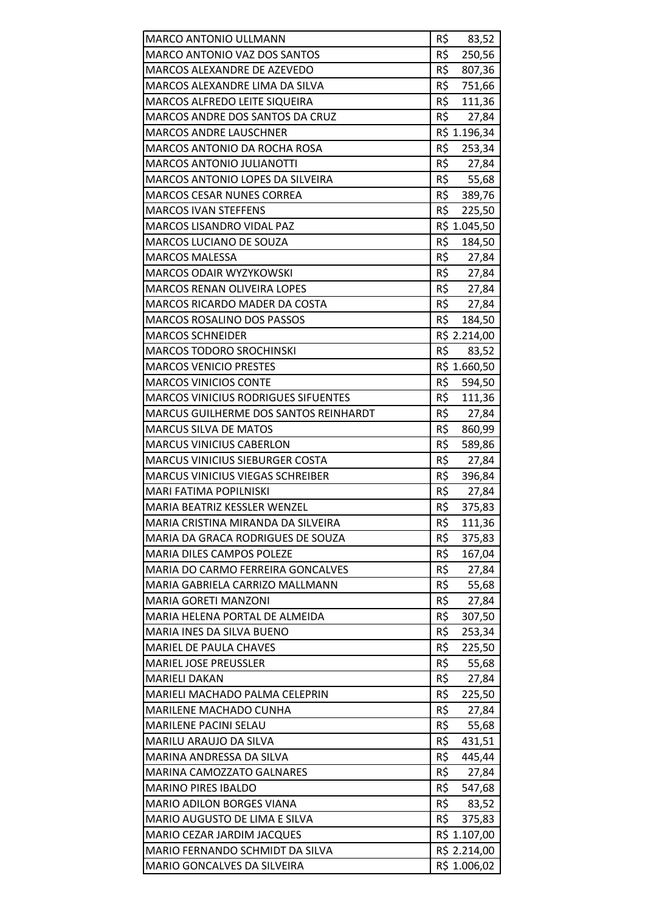| | |
|---|---|
| MARCO ANTONIO ULLMANN | R$ 83,52 |
| MARCO ANTONIO VAZ DOS SANTOS | R$ 250,56 |
| MARCOS ALEXANDRE DE AZEVEDO | R$ 807,36 |
| MARCOS ALEXANDRE LIMA DA SILVA | R$ 751,66 |
| MARCOS ALFREDO LEITE SIQUEIRA | R$ 111,36 |
| MARCOS ANDRE DOS SANTOS DA CRUZ | R$ 27,84 |
| MARCOS ANDRE LAUSCHNER | R$ 1.196,34 |
| MARCOS ANTONIO DA ROCHA ROSA | R$ 253,34 |
| MARCOS ANTONIO JULIANOTTI | R$ 27,84 |
| MARCOS ANTONIO LOPES DA SILVEIRA | R$ 55,68 |
| MARCOS CESAR NUNES CORREA | R$ 389,76 |
| MARCOS IVAN STEFFENS | R$ 225,50 |
| MARCOS LISANDRO VIDAL PAZ | R$ 1.045,50 |
| MARCOS LUCIANO DE SOUZA | R$ 184,50 |
| MARCOS MALESSA | R$ 27,84 |
| MARCOS ODAIR WYZYKOWSKI | R$ 27,84 |
| MARCOS RENAN OLIVEIRA LOPES | R$ 27,84 |
| MARCOS RICARDO MADER DA COSTA | R$ 27,84 |
| MARCOS ROSALINO DOS PASSOS | R$ 184,50 |
| MARCOS SCHNEIDER | R$ 2.214,00 |
| MARCOS TODORO SROCHINSKI | R$ 83,52 |
| MARCOS VENICIO PRESTES | R$ 1.660,50 |
| MARCOS VINICIOS CONTE | R$ 594,50 |
| MARCOS VINICIUS RODRIGUES SIFUENTES | R$ 111,36 |
| MARCUS GUILHERME DOS SANTOS REINHARDT | R$ 27,84 |
| MARCUS SILVA DE MATOS | R$ 860,99 |
| MARCUS VINICIUS CABERLON | R$ 589,86 |
| MARCUS VINICIUS SIEBURGER COSTA | R$ 27,84 |
| MARCUS VINICIUS VIEGAS SCHREIBER | R$ 396,84 |
| MARI FATIMA POPILNISKI | R$ 27,84 |
| MARIA BEATRIZ KESSLER WENZEL | R$ 375,83 |
| MARIA CRISTINA MIRANDA DA SILVEIRA | R$ 111,36 |
| MARIA DA GRACA RODRIGUES DE SOUZA | R$ 375,83 |
| MARIA DILES CAMPOS POLEZE | R$ 167,04 |
| MARIA DO CARMO FERREIRA GONCALVES | R$ 27,84 |
| MARIA GABRIELA CARRIZO MALLMANN | R$ 55,68 |
| MARIA GORETI MANZONI | R$ 27,84 |
| MARIA HELENA PORTAL DE ALMEIDA | R$ 307,50 |
| MARIA INES DA SILVA BUENO | R$ 253,34 |
| MARIEL DE PAULA CHAVES | R$ 225,50 |
| MARIEL JOSE PREUSSLER | R$ 55,68 |
| MARIELI DAKAN | R$ 27,84 |
| MARIELI MACHADO PALMA CELEPRIN | R$ 225,50 |
| MARILENE MACHADO CUNHA | R$ 27,84 |
| MARILENE PACINI SELAU | R$ 55,68 |
| MARILU ARAUJO DA SILVA | R$ 431,51 |
| MARINA ANDRESSA DA SILVA | R$ 445,44 |
| MARINA CAMOZZATO GALNARES | R$ 27,84 |
| MARINO PIRES IBALDO | R$ 547,68 |
| MARIO ADILON BORGES VIANA | R$ 83,52 |
| MARIO AUGUSTO DE LIMA E SILVA | R$ 375,83 |
| MARIO CEZAR JARDIM JACQUES | R$ 1.107,00 |
| MARIO FERNANDO SCHMIDT DA SILVA | R$ 2.214,00 |
| MARIO GONCALVES DA SILVEIRA | R$ 1.006,02 |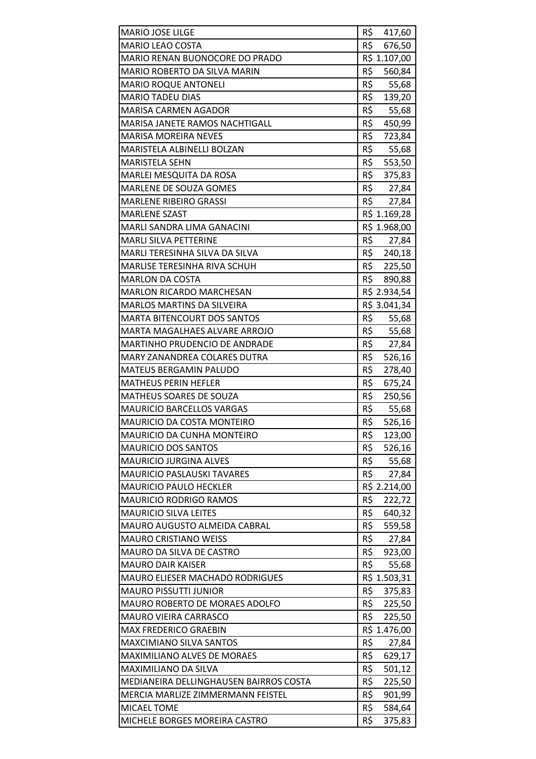| | |
|---|---|
| MARIO JOSE LILGE | R$ 417,60 |
| MARIO LEAO COSTA | R$ 676,50 |
| MARIO RENAN BUONOCORE DO PRADO | R$ 1.107,00 |
| MARIO ROBERTO DA SILVA MARIN | R$ 560,84 |
| MARIO ROQUE ANTONELI | R$ 55,68 |
| MARIO TADEU DIAS | R$ 139,20 |
| MARISA CARMEN AGADOR | R$ 55,68 |
| MARISA JANETE RAMOS NACHTIGALL | R$ 450,99 |
| MARISA MOREIRA NEVES | R$ 723,84 |
| MARISTELA ALBINELLI BOLZAN | R$ 55,68 |
| MARISTELA SEHN | R$ 553,50 |
| MARLEI MESQUITA DA ROSA | R$ 375,83 |
| MARLENE DE SOUZA GOMES | R$ 27,84 |
| MARLENE RIBEIRO GRASSI | R$ 27,84 |
| MARLENE SZAST | R$ 1.169,28 |
| MARLI SANDRA LIMA GANACINI | R$ 1.968,00 |
| MARLI SILVA PETTERINE | R$ 27,84 |
| MARLI TERESINHA SILVA DA SILVA | R$ 240,18 |
| MARLISE TERESINHA RIVA SCHUH | R$ 225,50 |
| MARLON DA COSTA | R$ 890,88 |
| MARLON RICARDO MARCHESAN | R$ 2.934,54 |
| MARLOS MARTINS DA SILVEIRA | R$ 3.041,34 |
| MARTA BITENCOURT DOS SANTOS | R$ 55,68 |
| MARTA MAGALHAES ALVARE ARROJO | R$ 55,68 |
| MARTINHO PRUDENCIO DE ANDRADE | R$ 27,84 |
| MARY ZANANDREA COLARES DUTRA | R$ 526,16 |
| MATEUS BERGAMIN PALUDO | R$ 278,40 |
| MATHEUS PERIN HEFLER | R$ 675,24 |
| MATHEUS SOARES DE SOUZA | R$ 250,56 |
| MAURICIO BARCELLOS VARGAS | R$ 55,68 |
| MAURICIO DA COSTA MONTEIRO | R$ 526,16 |
| MAURICIO DA CUNHA MONTEIRO | R$ 123,00 |
| MAURICIO DOS SANTOS | R$ 526,16 |
| MAURICIO JURGINA ALVES | R$ 55,68 |
| MAURICIO PASLAUSKI TAVARES | R$ 27,84 |
| MAURICIO PAULO HECKLER | R$ 2.214,00 |
| MAURICIO RODRIGO RAMOS | R$ 222,72 |
| MAURICIO SILVA LEITES | R$ 640,32 |
| MAURO AUGUSTO ALMEIDA CABRAL | R$ 559,58 |
| MAURO CRISTIANO WEISS | R$ 27,84 |
| MAURO DA SILVA DE CASTRO | R$ 923,00 |
| MAURO DAIR KAISER | R$ 55,68 |
| MAURO ELIESER MACHADO RODRIGUES | R$ 1.503,31 |
| MAURO PISSUTTI JUNIOR | R$ 375,83 |
| MAURO ROBERTO DE MORAES ADOLFO | R$ 225,50 |
| MAURO VIEIRA CARRASCO | R$ 225,50 |
| MAX FREDERICO GRAEBIN | R$ 1.476,00 |
| MAXCIMIANO SILVA SANTOS | R$ 27,84 |
| MAXIMILIANO ALVES DE MORAES | R$ 629,17 |
| MAXIMILIANO DA SILVA | R$ 501,12 |
| MEDIANEIRA DELLINGHAUSEN BAIRROS COSTA | R$ 225,50 |
| MERCIA MARLIZE ZIMMERMANN FEISTEL | R$ 901,99 |
| MICAEL TOME | R$ 584,64 |
| MICHELE BORGES MOREIRA CASTRO | R$ 375,83 |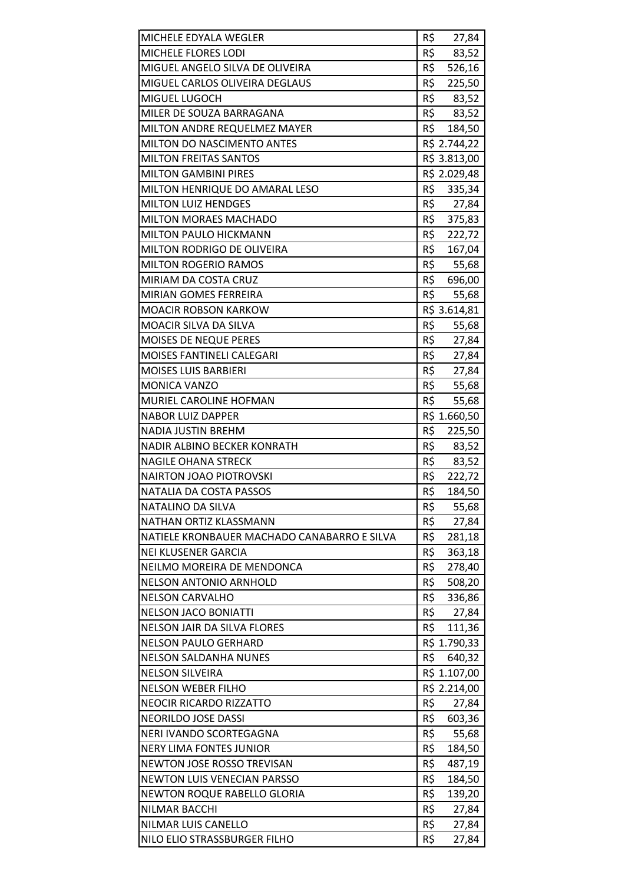| | |
|---|---|
| MICHELE EDYALA WEGLER | R$ 27,84 |
| MICHELE FLORES LODI | R$ 83,52 |
| MIGUEL ANGELO SILVA DE OLIVEIRA | R$ 526,16 |
| MIGUEL CARLOS OLIVEIRA DEGLAUS | R$ 225,50 |
| MIGUEL LUGOCH | R$ 83,52 |
| MILER DE SOUZA BARRAGANA | R$ 83,52 |
| MILTON ANDRE REQUELMEZ MAYER | R$ 184,50 |
| MILTON DO NASCIMENTO ANTES | R$ 2.744,22 |
| MILTON FREITAS SANTOS | R$ 3.813,00 |
| MILTON GAMBINI PIRES | R$ 2.029,48 |
| MILTON HENRIQUE DO AMARAL LESO | R$ 335,34 |
| MILTON LUIZ HENDGES | R$ 27,84 |
| MILTON MORAES MACHADO | R$ 375,83 |
| MILTON PAULO HICKMANN | R$ 222,72 |
| MILTON RODRIGO DE OLIVEIRA | R$ 167,04 |
| MILTON ROGERIO RAMOS | R$ 55,68 |
| MIRIAM DA COSTA CRUZ | R$ 696,00 |
| MIRIAN GOMES FERREIRA | R$ 55,68 |
| MOACIR ROBSON KARKOW | R$ 3.614,81 |
| MOACIR SILVA DA SILVA | R$ 55,68 |
| MOISES DE NEQUE PERES | R$ 27,84 |
| MOISES FANTINELI CALEGARI | R$ 27,84 |
| MOISES LUIS BARBIERI | R$ 27,84 |
| MONICA VANZO | R$ 55,68 |
| MURIEL CAROLINE HOFMAN | R$ 55,68 |
| NABOR LUIZ DAPPER | R$ 1.660,50 |
| NADIA JUSTIN BREHM | R$ 225,50 |
| NADIR ALBINO BECKER KONRATH | R$ 83,52 |
| NAGILE OHANA STRECK | R$ 83,52 |
| NAIRTON JOAO PIOTROVSKI | R$ 222,72 |
| NATALIA DA COSTA PASSOS | R$ 184,50 |
| NATALINO DA SILVA | R$ 55,68 |
| NATHAN ORTIZ KLASSMANN | R$ 27,84 |
| NATIELE KRONBAUER MACHADO CANABARRO E SILVA | R$ 281,18 |
| NEI KLUSENER GARCIA | R$ 363,18 |
| NEILMO MOREIRA DE MENDONCA | R$ 278,40 |
| NELSON ANTONIO ARNHOLD | R$ 508,20 |
| NELSON CARVALHO | R$ 336,86 |
| NELSON JACO BONIATTI | R$ 27,84 |
| NELSON JAIR DA SILVA FLORES | R$ 111,36 |
| NELSON PAULO GERHARD | R$ 1.790,33 |
| NELSON SALDANHA NUNES | R$ 640,32 |
| NELSON SILVEIRA | R$ 1.107,00 |
| NELSON WEBER FILHO | R$ 2.214,00 |
| NEOCIR RICARDO RIZZATTO | R$ 27,84 |
| NEORILDO JOSE DASSI | R$ 603,36 |
| NERI IVANDO SCORTEGAGNA | R$ 55,68 |
| NERY LIMA FONTES JUNIOR | R$ 184,50 |
| NEWTON JOSE ROSSO TREVISAN | R$ 487,19 |
| NEWTON LUIS VENECIAN PARSSO | R$ 184,50 |
| NEWTON ROQUE RABELLO GLORIA | R$ 139,20 |
| NILMAR BACCHI | R$ 27,84 |
| NILMAR LUIS CANELLO | R$ 27,84 |
| NILO ELIO STRASSBURGER FILHO | R$ 27,84 |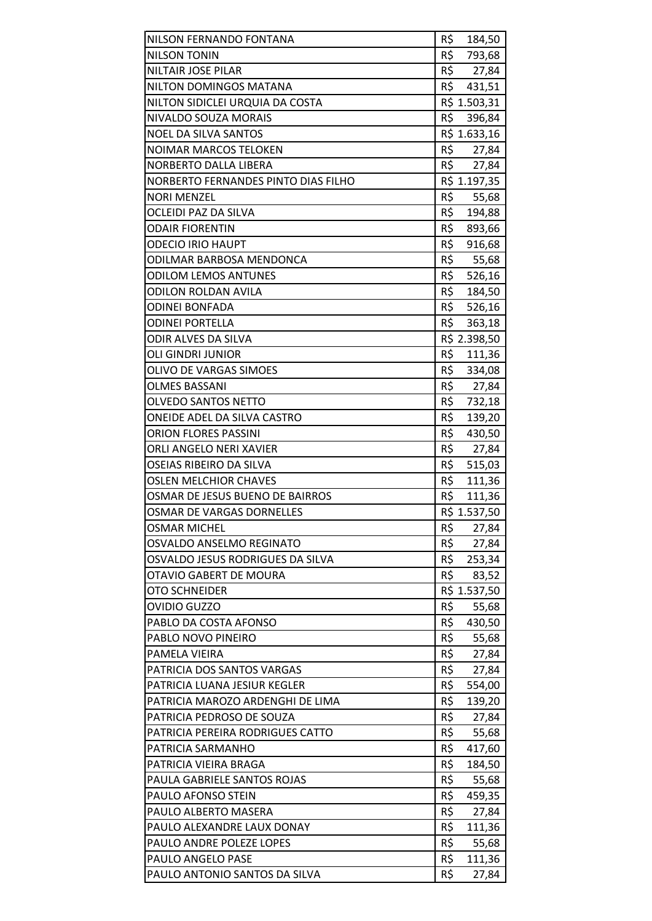| NILSON FERNANDO FONTANA | R$ 184,50 |
|---|---|
| NILSON TONIN | R$ 793,68 |
| NILTAIR JOSE PILAR | R$ 27,84 |
| NILTON DOMINGOS MATANA | R$ 431,51 |
| NILTON SIDICLEI URQUIA DA COSTA | R$ 1.503,31 |
| NIVALDO SOUZA MORAIS | R$ 396,84 |
| NOEL DA SILVA SANTOS | R$ 1.633,16 |
| NOIMAR MARCOS TELOKEN | R$ 27,84 |
| NORBERTO DALLA LIBERA | R$ 27,84 |
| NORBERTO FERNANDES PINTO DIAS FILHO | R$ 1.197,35 |
| NORI MENZEL | R$ 55,68 |
| OCLEIDI PAZ DA SILVA | R$ 194,88 |
| ODAIR FIORENTIN | R$ 893,66 |
| ODECIO IRIO HAUPT | R$ 916,68 |
| ODILMAR BARBOSA MENDONCA | R$ 55,68 |
| ODILOM LEMOS ANTUNES | R$ 526,16 |
| ODILON ROLDAN AVILA | R$ 184,50 |
| ODINEI BONFADA | R$ 526,16 |
| ODINEI PORTELLA | R$ 363,18 |
| ODIR ALVES DA SILVA | R$ 2.398,50 |
| OLI GINDRI JUNIOR | R$ 111,36 |
| OLIVO DE VARGAS SIMOES | R$ 334,08 |
| OLMES BASSANI | R$ 27,84 |
| OLVEDO SANTOS NETTO | R$ 732,18 |
| ONEIDE ADEL DA SILVA CASTRO | R$ 139,20 |
| ORION FLORES PASSINI | R$ 430,50 |
| ORLI ANGELO NERI XAVIER | R$ 27,84 |
| OSEIAS RIBEIRO DA SILVA | R$ 515,03 |
| OSLEN MELCHIOR CHAVES | R$ 111,36 |
| OSMAR DE JESUS BUENO DE BAIRROS | R$ 111,36 |
| OSMAR DE VARGAS DORNELLES | R$ 1.537,50 |
| OSMAR MICHEL | R$ 27,84 |
| OSVALDO ANSELMO REGINATO | R$ 27,84 |
| OSVALDO JESUS RODRIGUES DA SILVA | R$ 253,34 |
| OTAVIO GABERT DE MOURA | R$ 83,52 |
| OTO SCHNEIDER | R$ 1.537,50 |
| OVIDIO GUZZO | R$ 55,68 |
| PABLO DA COSTA AFONSO | R$ 430,50 |
| PABLO NOVO PINEIRO | R$ 55,68 |
| PAMELA VIEIRA | R$ 27,84 |
| PATRICIA DOS SANTOS VARGAS | R$ 27,84 |
| PATRICIA LUANA JESIUR KEGLER | R$ 554,00 |
| PATRICIA MAROZO ARDENGHI DE LIMA | R$ 139,20 |
| PATRICIA PEDROSO DE SOUZA | R$ 27,84 |
| PATRICIA PEREIRA RODRIGUES CATTO | R$ 55,68 |
| PATRICIA SARMANHO | R$ 417,60 |
| PATRICIA VIEIRA BRAGA | R$ 184,50 |
| PAULA GABRIELE SANTOS ROJAS | R$ 55,68 |
| PAULO AFONSO STEIN | R$ 459,35 |
| PAULO ALBERTO MASERA | R$ 27,84 |
| PAULO ALEXANDRE LAUX DONAY | R$ 111,36 |
| PAULO ANDRE POLEZE LOPES | R$ 55,68 |
| PAULO ANGELO PASE | R$ 111,36 |
| PAULO ANTONIO SANTOS DA SILVA | R$ 27,84 |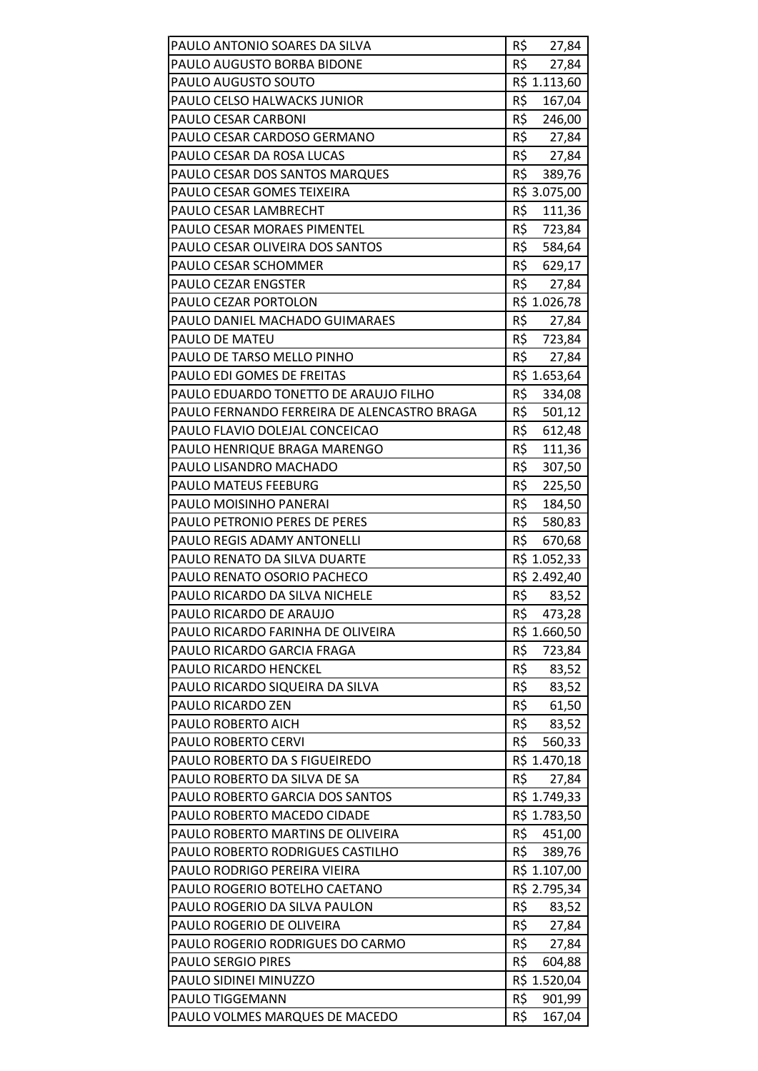| PAULO ANTONIO SOARES DA SILVA | R$ 27,84 |
|---|---|
| PAULO AUGUSTO BORBA BIDONE | R$ 27,84 |
| PAULO AUGUSTO SOUTO | R$ 1.113,60 |
| PAULO CELSO HALWACKS JUNIOR | R$ 167,04 |
| PAULO CESAR CARBONI | R$ 246,00 |
| PAULO CESAR CARDOSO GERMANO | R$ 27,84 |
| PAULO CESAR DA ROSA LUCAS | R$ 27,84 |
| PAULO CESAR DOS SANTOS MARQUES | R$ 389,76 |
| PAULO CESAR GOMES TEIXEIRA | R$ 3.075,00 |
| PAULO CESAR LAMBRECHT | R$ 111,36 |
| PAULO CESAR MORAES PIMENTEL | R$ 723,84 |
| PAULO CESAR OLIVEIRA DOS SANTOS | R$ 584,64 |
| PAULO CESAR SCHOMMER | R$ 629,17 |
| PAULO CEZAR ENGSTER | R$ 27,84 |
| PAULO CEZAR PORTOLON | R$ 1.026,78 |
| PAULO DANIEL MACHADO GUIMARAES | R$ 27,84 |
| PAULO DE MATEU | R$ 723,84 |
| PAULO DE TARSO MELLO PINHO | R$ 27,84 |
| PAULO EDI GOMES DE FREITAS | R$ 1.653,64 |
| PAULO EDUARDO TONETTO DE ARAUJO FILHO | R$ 334,08 |
| PAULO FERNANDO FERREIRA DE ALENCASTRO BRAGA | R$ 501,12 |
| PAULO FLAVIO DOLEJAL CONCEICAO | R$ 612,48 |
| PAULO HENRIQUE BRAGA MARENGO | R$ 111,36 |
| PAULO LISANDRO MACHADO | R$ 307,50 |
| PAULO MATEUS FEEBURG | R$ 225,50 |
| PAULO MOISINHO PANERAI | R$ 184,50 |
| PAULO PETRONIO PERES DE PERES | R$ 580,83 |
| PAULO REGIS ADAMY ANTONELLI | R$ 670,68 |
| PAULO RENATO DA SILVA DUARTE | R$ 1.052,33 |
| PAULO RENATO OSORIO PACHECO | R$ 2.492,40 |
| PAULO RICARDO DA SILVA NICHELE | R$ 83,52 |
| PAULO RICARDO DE ARAUJO | R$ 473,28 |
| PAULO RICARDO FARINHA DE OLIVEIRA | R$ 1.660,50 |
| PAULO RICARDO GARCIA FRAGA | R$ 723,84 |
| PAULO RICARDO HENCKEL | R$ 83,52 |
| PAULO RICARDO SIQUEIRA DA SILVA | R$ 83,52 |
| PAULO RICARDO ZEN | R$ 61,50 |
| PAULO ROBERTO AICH | R$ 83,52 |
| PAULO ROBERTO CERVI | R$ 560,33 |
| PAULO ROBERTO DA S FIGUEIREDO | R$ 1.470,18 |
| PAULO ROBERTO DA SILVA DE SA | R$ 27,84 |
| PAULO ROBERTO GARCIA DOS SANTOS | R$ 1.749,33 |
| PAULO ROBERTO MACEDO CIDADE | R$ 1.783,50 |
| PAULO ROBERTO MARTINS DE OLIVEIRA | R$ 451,00 |
| PAULO ROBERTO RODRIGUES CASTILHO | R$ 389,76 |
| PAULO RODRIGO PEREIRA VIEIRA | R$ 1.107,00 |
| PAULO ROGERIO BOTELHO CAETANO | R$ 2.795,34 |
| PAULO ROGERIO DA SILVA PAULON | R$ 83,52 |
| PAULO ROGERIO DE OLIVEIRA | R$ 27,84 |
| PAULO ROGERIO RODRIGUES DO CARMO | R$ 27,84 |
| PAULO SERGIO PIRES | R$ 604,88 |
| PAULO SIDINEI MINUZZO | R$ 1.520,04 |
| PAULO TIGGEMANN | R$ 901,99 |
| PAULO VOLMES MARQUES DE MACEDO | R$ 167,04 |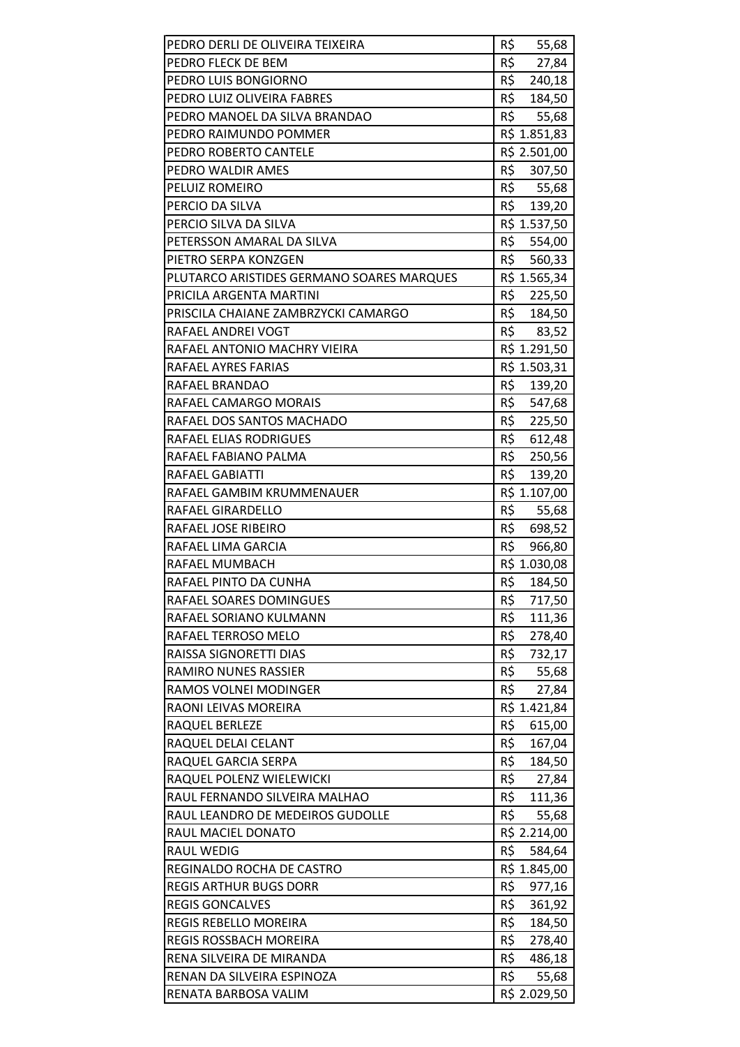| | |
|---|---|
| PEDRO DERLI DE OLIVEIRA TEIXEIRA | R$ 55,68 |
| PEDRO FLECK DE BEM | R$ 27,84 |
| PEDRO LUIS BONGIORNO | R$ 240,18 |
| PEDRO LUIZ OLIVEIRA FABRES | R$ 184,50 |
| PEDRO MANOEL DA SILVA BRANDAO | R$ 55,68 |
| PEDRO RAIMUNDO POMMER | R$ 1.851,83 |
| PEDRO ROBERTO CANTELE | R$ 2.501,00 |
| PEDRO WALDIR AMES | R$ 307,50 |
| PELUIZ ROMEIRO | R$ 55,68 |
| PERCIO DA SILVA | R$ 139,20 |
| PERCIO SILVA DA SILVA | R$ 1.537,50 |
| PETERSSON AMARAL DA SILVA | R$ 554,00 |
| PIETRO SERPA KONZGEN | R$ 560,33 |
| PLUTARCO ARISTIDES GERMANO SOARES MARQUES | R$ 1.565,34 |
| PRICILA ARGENTA MARTINI | R$ 225,50 |
| PRISCILA CHAIANE ZAMBRZYCKI CAMARGO | R$ 184,50 |
| RAFAEL ANDREI VOGT | R$ 83,52 |
| RAFAEL ANTONIO MACHRY VIEIRA | R$ 1.291,50 |
| RAFAEL AYRES FARIAS | R$ 1.503,31 |
| RAFAEL BRANDAO | R$ 139,20 |
| RAFAEL CAMARGO MORAIS | R$ 547,68 |
| RAFAEL DOS SANTOS MACHADO | R$ 225,50 |
| RAFAEL ELIAS RODRIGUES | R$ 612,48 |
| RAFAEL FABIANO PALMA | R$ 250,56 |
| RAFAEL GABIATTI | R$ 139,20 |
| RAFAEL GAMBIM KRUMMENAUER | R$ 1.107,00 |
| RAFAEL GIRARDELLO | R$ 55,68 |
| RAFAEL JOSE RIBEIRO | R$ 698,52 |
| RAFAEL LIMA GARCIA | R$ 966,80 |
| RAFAEL MUMBACH | R$ 1.030,08 |
| RAFAEL PINTO DA CUNHA | R$ 184,50 |
| RAFAEL SOARES DOMINGUES | R$ 717,50 |
| RAFAEL SORIANO KULMANN | R$ 111,36 |
| RAFAEL TERROSO MELO | R$ 278,40 |
| RAISSA SIGNORETTI DIAS | R$ 732,17 |
| RAMIRO NUNES RASSIER | R$ 55,68 |
| RAMOS VOLNEI MODINGER | R$ 27,84 |
| RAONI LEIVAS MOREIRA | R$ 1.421,84 |
| RAQUEL BERLEZE | R$ 615,00 |
| RAQUEL DELAI CELANT | R$ 167,04 |
| RAQUEL GARCIA SERPA | R$ 184,50 |
| RAQUEL POLENZ WIELEWICKI | R$ 27,84 |
| RAUL FERNANDO SILVEIRA MALHAO | R$ 111,36 |
| RAUL LEANDRO DE MEDEIROS GUDOLLE | R$ 55,68 |
| RAUL MACIEL DONATO | R$ 2.214,00 |
| RAUL WEDIG | R$ 584,64 |
| REGINALDO ROCHA DE CASTRO | R$ 1.845,00 |
| REGIS ARTHUR BUGS DORR | R$ 977,16 |
| REGIS GONCALVES | R$ 361,92 |
| REGIS REBELLO MOREIRA | R$ 184,50 |
| REGIS ROSSBACH MOREIRA | R$ 278,40 |
| RENA SILVEIRA DE MIRANDA | R$ 486,18 |
| RENAN DA SILVEIRA ESPINOZA | R$ 55,68 |
| RENATA BARBOSA VALIM | R$ 2.029,50 |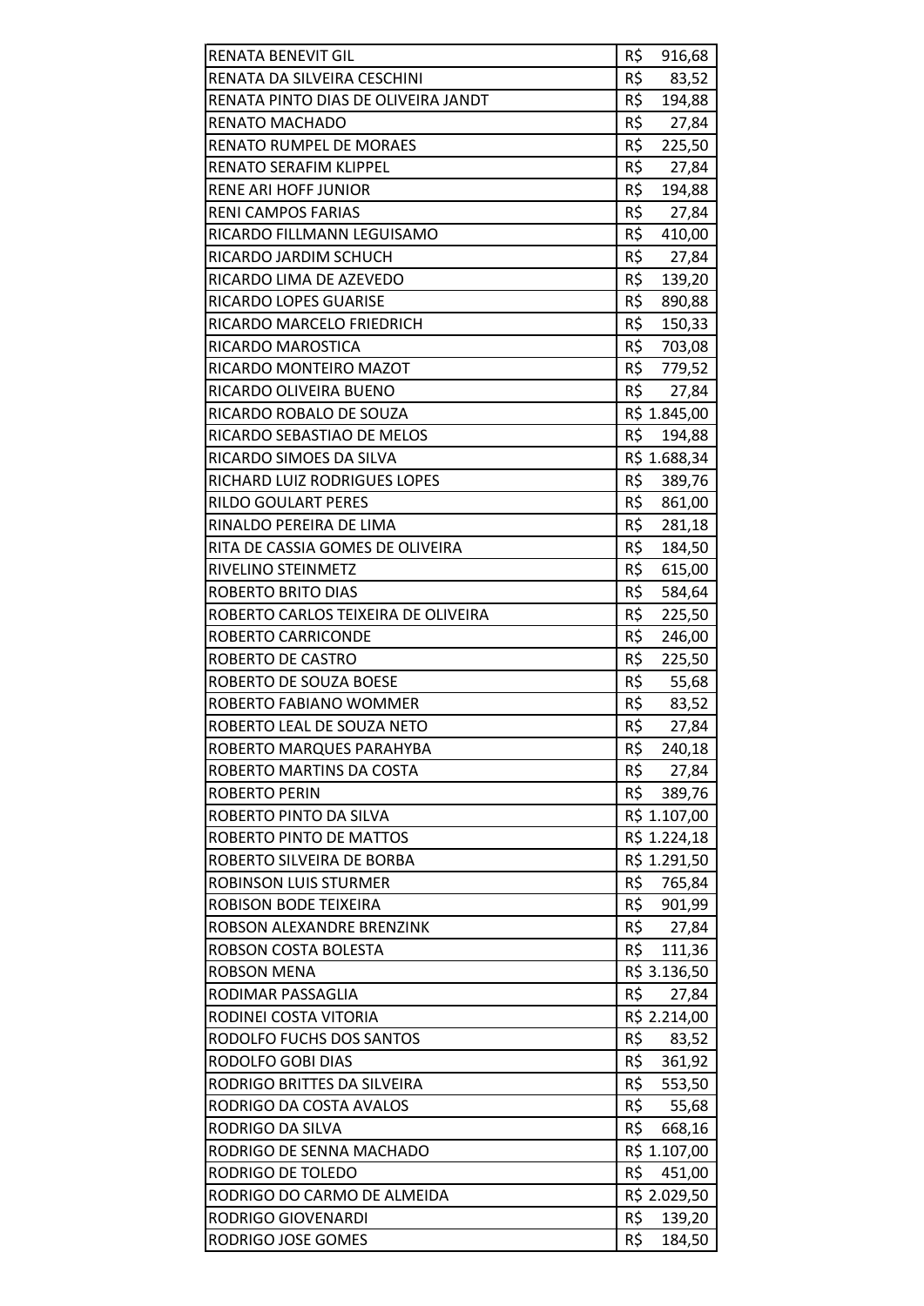| | |
|---|---|
| RENATA BENEVIT GIL | R$ 916,68 |
| RENATA DA SILVEIRA CESCHINI | R$ 83,52 |
| RENATA PINTO DIAS DE OLIVEIRA JANDT | R$ 194,88 |
| RENATO MACHADO | R$ 27,84 |
| RENATO RUMPEL DE MORAES | R$ 225,50 |
| RENATO SERAFIM KLIPPEL | R$ 27,84 |
| RENE ARI HOFF JUNIOR | R$ 194,88 |
| RENI CAMPOS FARIAS | R$ 27,84 |
| RICARDO FILLMANN LEGUISAMO | R$ 410,00 |
| RICARDO JARDIM SCHUCH | R$ 27,84 |
| RICARDO LIMA DE AZEVEDO | R$ 139,20 |
| RICARDO LOPES GUARISE | R$ 890,88 |
| RICARDO MARCELO FRIEDRICH | R$ 150,33 |
| RICARDO MAROSTICA | R$ 703,08 |
| RICARDO MONTEIRO MAZOT | R$ 779,52 |
| RICARDO OLIVEIRA BUENO | R$ 27,84 |
| RICARDO ROBALO DE SOUZA | R$ 1.845,00 |
| RICARDO SEBASTIAO DE MELOS | R$ 194,88 |
| RICARDO SIMOES DA SILVA | R$ 1.688,34 |
| RICHARD LUIZ RODRIGUES LOPES | R$ 389,76 |
| RILDO GOULART PERES | R$ 861,00 |
| RINALDO PEREIRA DE LIMA | R$ 281,18 |
| RITA DE CASSIA GOMES DE OLIVEIRA | R$ 184,50 |
| RIVELINO STEINMETZ | R$ 615,00 |
| ROBERTO BRITO DIAS | R$ 584,64 |
| ROBERTO CARLOS TEIXEIRA DE OLIVEIRA | R$ 225,50 |
| ROBERTO CARRICONDE | R$ 246,00 |
| ROBERTO DE CASTRO | R$ 225,50 |
| ROBERTO DE SOUZA BOESE | R$ 55,68 |
| ROBERTO FABIANO WOMMER | R$ 83,52 |
| ROBERTO LEAL DE SOUZA NETO | R$ 27,84 |
| ROBERTO MARQUES PARAHYBA | R$ 240,18 |
| ROBERTO MARTINS DA COSTA | R$ 27,84 |
| ROBERTO PERIN | R$ 389,76 |
| ROBERTO PINTO DA SILVA | R$ 1.107,00 |
| ROBERTO PINTO DE MATTOS | R$ 1.224,18 |
| ROBERTO SILVEIRA DE BORBA | R$ 1.291,50 |
| ROBINSON LUIS STURMER | R$ 765,84 |
| ROBISON BODE TEIXEIRA | R$ 901,99 |
| ROBSON ALEXANDRE BRENZINK | R$ 27,84 |
| ROBSON COSTA BOLESTA | R$ 111,36 |
| ROBSON MENA | R$ 3.136,50 |
| RODIMAR PASSAGLIA | R$ 27,84 |
| RODINEI COSTA VITORIA | R$ 2.214,00 |
| RODOLFO FUCHS DOS SANTOS | R$ 83,52 |
| RODOLFO GOBI DIAS | R$ 361,92 |
| RODRIGO BRITTES DA SILVEIRA | R$ 553,50 |
| RODRIGO DA COSTA AVALOS | R$ 55,68 |
| RODRIGO DA SILVA | R$ 668,16 |
| RODRIGO DE SENNA MACHADO | R$ 1.107,00 |
| RODRIGO DE TOLEDO | R$ 451,00 |
| RODRIGO DO CARMO DE ALMEIDA | R$ 2.029,50 |
| RODRIGO GIOVENARDI | R$ 139,20 |
| RODRIGO JOSE GOMES | R$ 184,50 |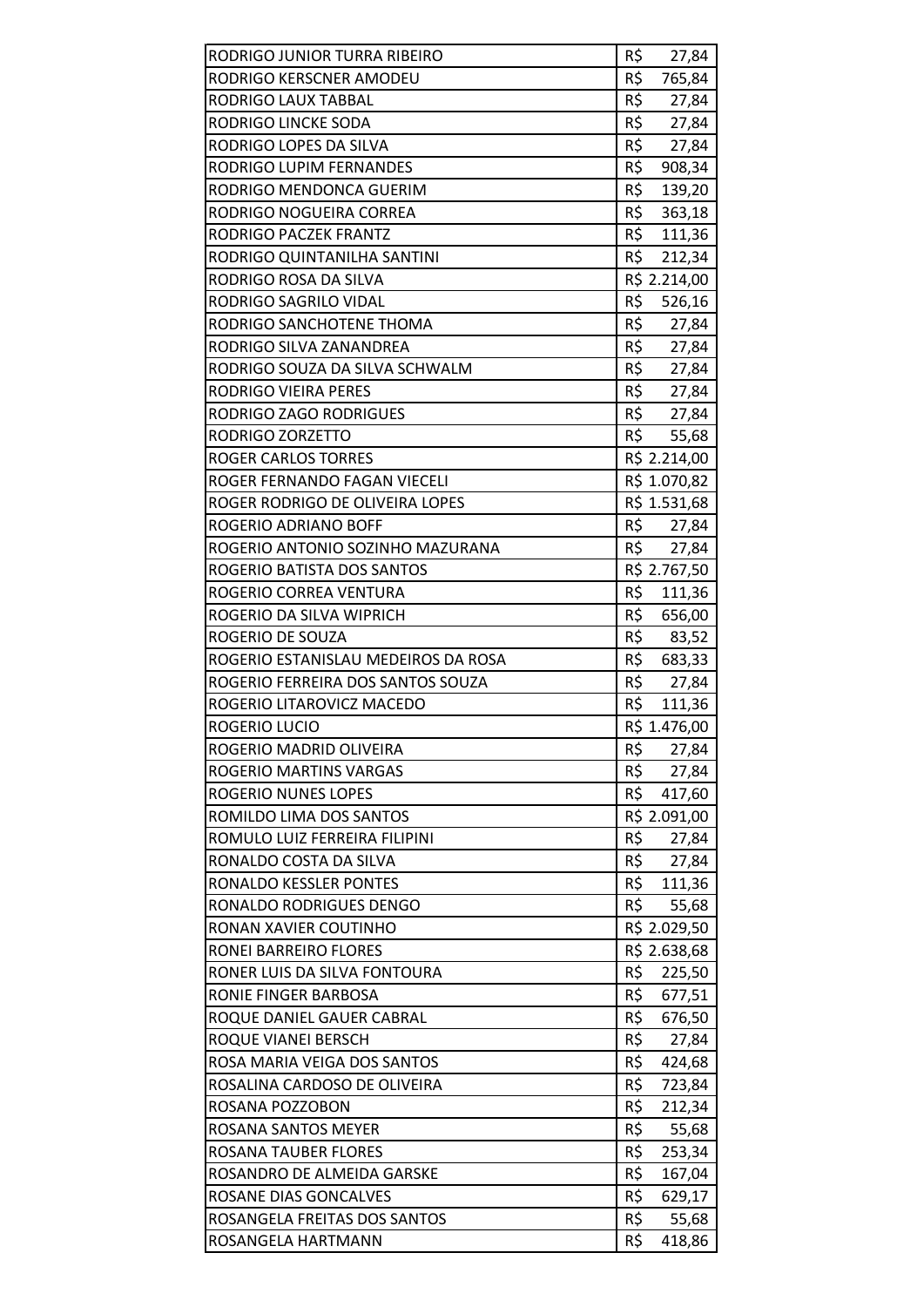| | |
|---|---|
| RODRIGO JUNIOR TURRA RIBEIRO | R$ 27,84 |
| RODRIGO KERSCNER AMODEU | R$ 765,84 |
| RODRIGO LAUX TABBAL | R$ 27,84 |
| RODRIGO LINCKE SODA | R$ 27,84 |
| RODRIGO LOPES DA SILVA | R$ 27,84 |
| RODRIGO LUPIM FERNANDES | R$ 908,34 |
| RODRIGO MENDONCA GUERIM | R$ 139,20 |
| RODRIGO NOGUEIRA CORREA | R$ 363,18 |
| RODRIGO PACZEK FRANTZ | R$ 111,36 |
| RODRIGO QUINTANILHA SANTINI | R$ 212,34 |
| RODRIGO ROSA DA SILVA | R$ 2.214,00 |
| RODRIGO SAGRILO VIDAL | R$ 526,16 |
| RODRIGO SANCHOTENE THOMA | R$ 27,84 |
| RODRIGO SILVA ZANANDREA | R$ 27,84 |
| RODRIGO SOUZA DA SILVA SCHWALM | R$ 27,84 |
| RODRIGO VIEIRA PERES | R$ 27,84 |
| RODRIGO ZAGO RODRIGUES | R$ 27,84 |
| RODRIGO ZORZETTO | R$ 55,68 |
| ROGER CARLOS TORRES | R$ 2.214,00 |
| ROGER FERNANDO FAGAN VIECELI | R$ 1.070,82 |
| ROGER RODRIGO DE OLIVEIRA LOPES | R$ 1.531,68 |
| ROGERIO ADRIANO BOFF | R$ 27,84 |
| ROGERIO ANTONIO SOZINHO MAZURANA | R$ 27,84 |
| ROGERIO BATISTA DOS SANTOS | R$ 2.767,50 |
| ROGERIO CORREA VENTURA | R$ 111,36 |
| ROGERIO DA SILVA WIPRICH | R$ 656,00 |
| ROGERIO DE SOUZA | R$ 83,52 |
| ROGERIO ESTANISLAU MEDEIROS DA ROSA | R$ 683,33 |
| ROGERIO FERREIRA DOS SANTOS SOUZA | R$ 27,84 |
| ROGERIO LITAROVICZ MACEDO | R$ 111,36 |
| ROGERIO LUCIO | R$ 1.476,00 |
| ROGERIO MADRID OLIVEIRA | R$ 27,84 |
| ROGERIO MARTINS VARGAS | R$ 27,84 |
| ROGERIO NUNES LOPES | R$ 417,60 |
| ROMILDO LIMA DOS SANTOS | R$ 2.091,00 |
| ROMULO LUIZ FERREIRA FILIPINI | R$ 27,84 |
| RONALDO COSTA DA SILVA | R$ 27,84 |
| RONALDO KESSLER PONTES | R$ 111,36 |
| RONALDO RODRIGUES DENGO | R$ 55,68 |
| RONAN XAVIER COUTINHO | R$ 2.029,50 |
| RONEI BARREIRO FLORES | R$ 2.638,68 |
| RONER LUIS DA SILVA FONTOURA | R$ 225,50 |
| RONIE FINGER BARBOSA | R$ 677,51 |
| ROQUE DANIEL GAUER CABRAL | R$ 676,50 |
| ROQUE VIANEI BERSCH | R$ 27,84 |
| ROSA MARIA VEIGA DOS SANTOS | R$ 424,68 |
| ROSALINA CARDOSO DE OLIVEIRA | R$ 723,84 |
| ROSANA POZZOBON | R$ 212,34 |
| ROSANA SANTOS MEYER | R$ 55,68 |
| ROSANA TAUBER FLORES | R$ 253,34 |
| ROSANDRO DE ALMEIDA GARSKE | R$ 167,04 |
| ROSANE DIAS GONCALVES | R$ 629,17 |
| ROSANGELA FREITAS DOS SANTOS | R$ 55,68 |
| ROSANGELA HARTMANN | R$ 418,86 |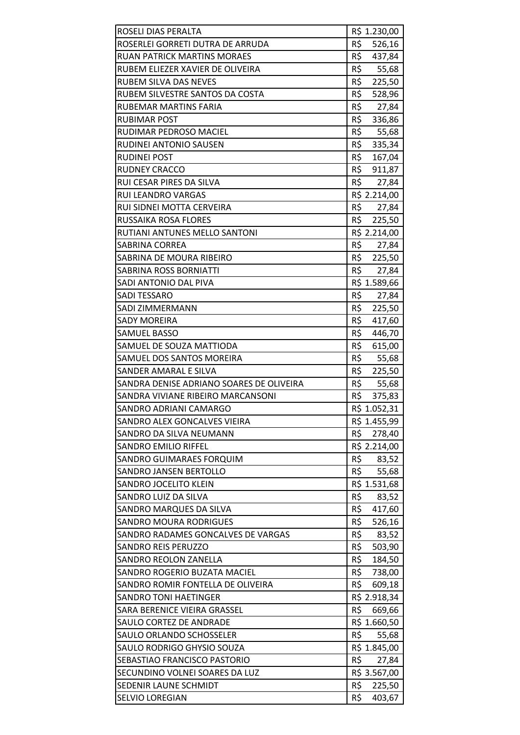| | |
|---|---|
| ROSELI DIAS PERALTA | R$ 1.230,00 |
| ROSERLEI GORRETI DUTRA DE ARRUDA | R$ 526,16 |
| RUAN PATRICK MARTINS MORAES | R$ 437,84 |
| RUBEM ELIEZER XAVIER DE OLIVEIRA | R$ 55,68 |
| RUBEM SILVA DAS NEVES | R$ 225,50 |
| RUBEM SILVESTRE SANTOS DA COSTA | R$ 528,96 |
| RUBEMAR MARTINS FARIA | R$ 27,84 |
| RUBIMAR POST | R$ 336,86 |
| RUDIMAR PEDROSO MACIEL | R$ 55,68 |
| RUDINEI ANTONIO SAUSEN | R$ 335,34 |
| RUDINEI POST | R$ 167,04 |
| RUDNEY CRACCO | R$ 911,87 |
| RUI CESAR PIRES DA SILVA | R$ 27,84 |
| RUI LEANDRO VARGAS | R$ 2.214,00 |
| RUI SIDNEI MOTTA CERVEIRA | R$ 27,84 |
| RUSSAIKA ROSA FLORES | R$ 225,50 |
| RUTIANI ANTUNES MELLO SANTONI | R$ 2.214,00 |
| SABRINA CORREA | R$ 27,84 |
| SABRINA DE MOURA RIBEIRO | R$ 225,50 |
| SABRINA ROSS BORNIATTI | R$ 27,84 |
| SADI ANTONIO DAL PIVA | R$ 1.589,66 |
| SADI TESSARO | R$ 27,84 |
| SADI ZIMMERMANN | R$ 225,50 |
| SADY MOREIRA | R$ 417,60 |
| SAMUEL BASSO | R$ 446,70 |
| SAMUEL DE SOUZA MATTIODA | R$ 615,00 |
| SAMUEL DOS SANTOS MOREIRA | R$ 55,68 |
| SANDER AMARAL E SILVA | R$ 225,50 |
| SANDRA DENISE ADRIANO SOARES DE OLIVEIRA | R$ 55,68 |
| SANDRA VIVIANE RIBEIRO MARCANSONI | R$ 375,83 |
| SANDRO ADRIANI CAMARGO | R$ 1.052,31 |
| SANDRO ALEX GONCALVES VIEIRA | R$ 1.455,99 |
| SANDRO DA SILVA NEUMANN | R$ 278,40 |
| SANDRO EMILIO RIFFEL | R$ 2.214,00 |
| SANDRO GUIMARAES FORQUIM | R$ 83,52 |
| SANDRO JANSEN BERTOLLO | R$ 55,68 |
| SANDRO JOCELITO KLEIN | R$ 1.531,68 |
| SANDRO LUIZ DA SILVA | R$ 83,52 |
| SANDRO MARQUES DA SILVA | R$ 417,60 |
| SANDRO MOURA RODRIGUES | R$ 526,16 |
| SANDRO RADAMES GONCALVES DE VARGAS | R$ 83,52 |
| SANDRO REIS PERUZZO | R$ 503,90 |
| SANDRO REOLON ZANELLA | R$ 184,50 |
| SANDRO ROGERIO BUZATA MACIEL | R$ 738,00 |
| SANDRO ROMIR FONTELLA DE OLIVEIRA | R$ 609,18 |
| SANDRO TONI HAETINGER | R$ 2.918,34 |
| SARA BERENICE VIEIRA GRASSEL | R$ 669,66 |
| SAULO CORTEZ DE ANDRADE | R$ 1.660,50 |
| SAULO ORLANDO SCHOSSELER | R$ 55,68 |
| SAULO RODRIGO GHYSIO SOUZA | R$ 1.845,00 |
| SEBASTIAO FRANCISCO PASTORIO | R$ 27,84 |
| SECUNDINO VOLNEI SOARES DA LUZ | R$ 3.567,00 |
| SEDENIR LAUNE SCHMIDT | R$ 225,50 |
| SELVIO LOREGIAN | R$ 403,67 |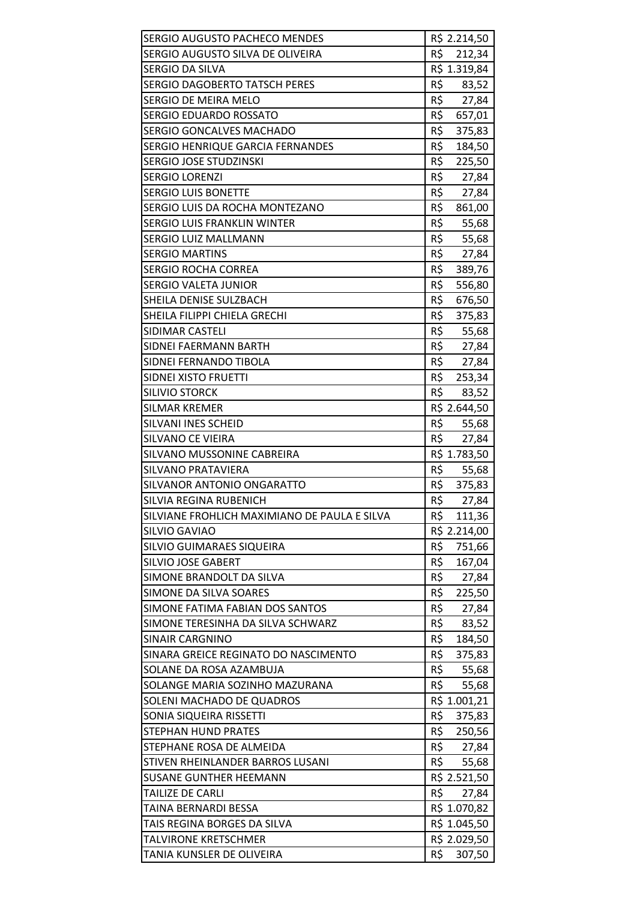| | |
|---|---|
| SERGIO AUGUSTO PACHECO MENDES | R$ 2.214,50 |
| SERGIO AUGUSTO SILVA DE OLIVEIRA | R$ 212,34 |
| SERGIO DA SILVA | R$ 1.319,84 |
| SERGIO DAGOBERTO TATSCH PERES | R$ 83,52 |
| SERGIO DE MEIRA MELO | R$ 27,84 |
| SERGIO EDUARDO ROSSATO | R$ 657,01 |
| SERGIO GONCALVES MACHADO | R$ 375,83 |
| SERGIO HENRIQUE GARCIA FERNANDES | R$ 184,50 |
| SERGIO JOSE STUDZINSKI | R$ 225,50 |
| SERGIO LORENZI | R$ 27,84 |
| SERGIO LUIS BONETTE | R$ 27,84 |
| SERGIO LUIS DA ROCHA MONTEZANO | R$ 861,00 |
| SERGIO LUIS FRANKLIN WINTER | R$ 55,68 |
| SERGIO LUIZ MALLMANN | R$ 55,68 |
| SERGIO MARTINS | R$ 27,84 |
| SERGIO ROCHA CORREA | R$ 389,76 |
| SERGIO VALETA JUNIOR | R$ 556,80 |
| SHEILA DENISE SULZBACH | R$ 676,50 |
| SHEILA FILIPPI CHIELA GRECHI | R$ 375,83 |
| SIDIMAR CASTELI | R$ 55,68 |
| SIDNEI FAERMANN BARTH | R$ 27,84 |
| SIDNEI FERNANDO TIBOLA | R$ 27,84 |
| SIDNEI XISTO FRUETTI | R$ 253,34 |
| SILIVIO STORCK | R$ 83,52 |
| SILMAR KREMER | R$ 2.644,50 |
| SILVANI INES SCHEID | R$ 55,68 |
| SILVANO CE VIEIRA | R$ 27,84 |
| SILVANO MUSSONINE CABREIRA | R$ 1.783,50 |
| SILVANO PRATAVIERA | R$ 55,68 |
| SILVANOR ANTONIO ONGARATTO | R$ 375,83 |
| SILVIA REGINA RUBENICH | R$ 27,84 |
| SILVIANE FROHLICH MAXIMIANO DE PAULA E SILVA | R$ 111,36 |
| SILVIO GAVIAO | R$ 2.214,00 |
| SILVIO GUIMARAES SIQUEIRA | R$ 751,66 |
| SILVIO JOSE GABERT | R$ 167,04 |
| SIMONE BRANDOLT DA SILVA | R$ 27,84 |
| SIMONE DA SILVA SOARES | R$ 225,50 |
| SIMONE FATIMA FABIAN DOS SANTOS | R$ 27,84 |
| SIMONE TERESINHA DA SILVA SCHWARZ | R$ 83,52 |
| SINAIR CARGNINO | R$ 184,50 |
| SINARA GREICE REGINATO DO NASCIMENTO | R$ 375,83 |
| SOLANE DA ROSA AZAMBUJA | R$ 55,68 |
| SOLANGE MARIA SOZINHO MAZURANA | R$ 55,68 |
| SOLENI MACHADO DE QUADROS | R$ 1.001,21 |
| SONIA SIQUEIRA RISSETTI | R$ 375,83 |
| STEPHAN HUND PRATES | R$ 250,56 |
| STEPHANE ROSA DE ALMEIDA | R$ 27,84 |
| STIVEN RHEINLANDER BARROS LUSANI | R$ 55,68 |
| SUSANE GUNTHER HEEMANN | R$ 2.521,50 |
| TAILIZE DE CARLI | R$ 27,84 |
| TAINA BERNARDI BESSA | R$ 1.070,82 |
| TAIS REGINA BORGES DA SILVA | R$ 1.045,50 |
| TALVIRONE KRETSCHMER | R$ 2.029,50 |
| TANIA KUNSLER DE OLIVEIRA | R$ 307,50 |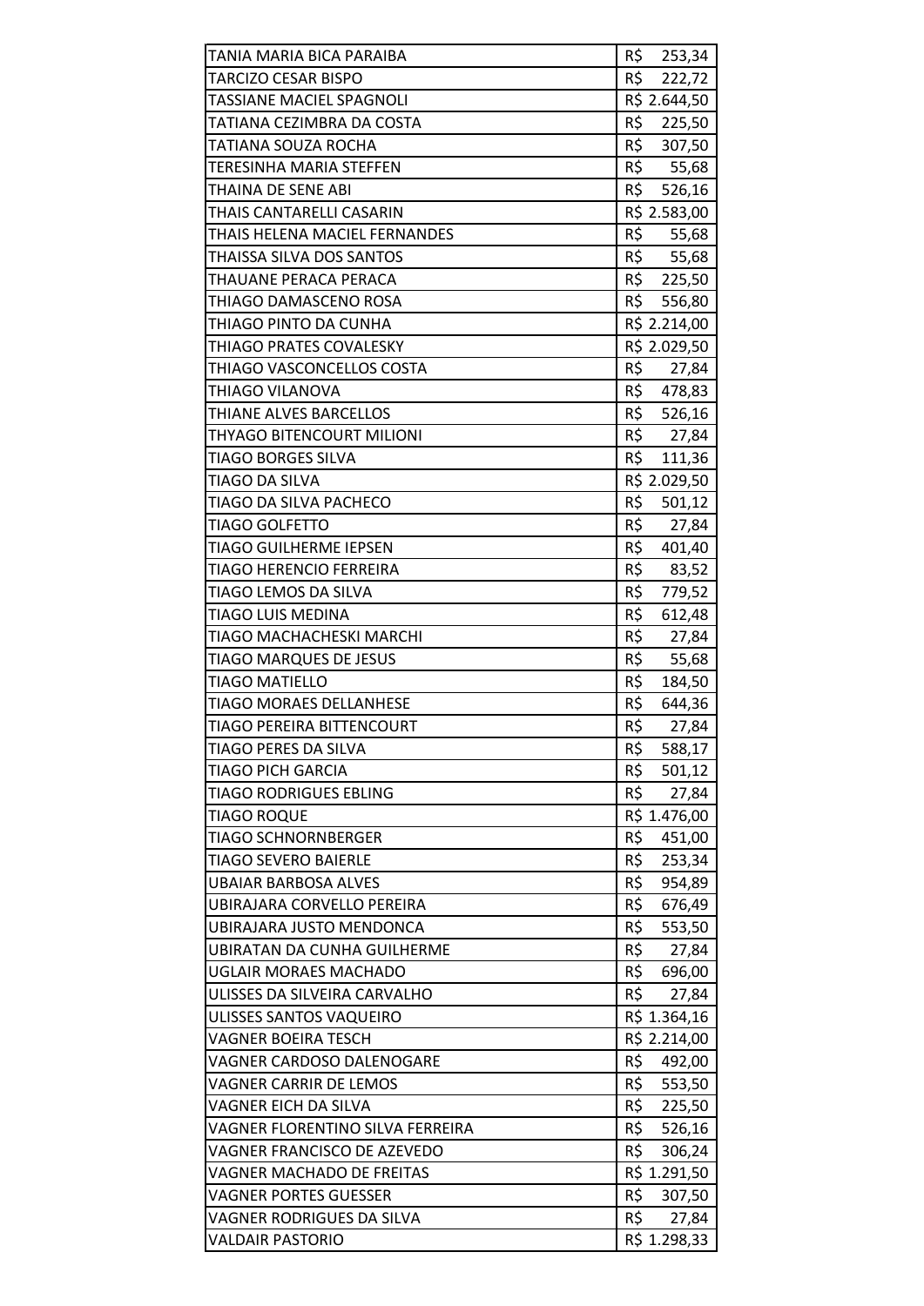| | |
|---|---|
| TANIA MARIA BICA PARAIBA | R$ 253,34 |
| TARCIZO CESAR BISPO | R$ 222,72 |
| TASSIANE MACIEL SPAGNOLI | R$ 2.644,50 |
| TATIANA CEZIMBRA DA COSTA | R$ 225,50 |
| TATIANA SOUZA ROCHA | R$ 307,50 |
| TERESINHA MARIA STEFFEN | R$ 55,68 |
| THAINA DE SENE ABI | R$ 526,16 |
| THAIS CANTARELLI CASARIN | R$ 2.583,00 |
| THAIS HELENA MACIEL FERNANDES | R$ 55,68 |
| THAISSA SILVA DOS SANTOS | R$ 55,68 |
| THAUANE PERACA PERACA | R$ 225,50 |
| THIAGO DAMASCENO ROSA | R$ 556,80 |
| THIAGO PINTO DA CUNHA | R$ 2.214,00 |
| THIAGO PRATES COVALESKY | R$ 2.029,50 |
| THIAGO VASCONCELLOS COSTA | R$ 27,84 |
| THIAGO VILANOVA | R$ 478,83 |
| THIANE ALVES BARCELLOS | R$ 526,16 |
| THYAGO BITENCOURT MILIONI | R$ 27,84 |
| TIAGO BORGES SILVA | R$ 111,36 |
| TIAGO DA SILVA | R$ 2.029,50 |
| TIAGO DA SILVA PACHECO | R$ 501,12 |
| TIAGO GOLFETTO | R$ 27,84 |
| TIAGO GUILHERME IEPSEN | R$ 401,40 |
| TIAGO HERENCIO FERREIRA | R$ 83,52 |
| TIAGO LEMOS DA SILVA | R$ 779,52 |
| TIAGO LUIS MEDINA | R$ 612,48 |
| TIAGO MACHACHESKI MARCHI | R$ 27,84 |
| TIAGO MARQUES DE JESUS | R$ 55,68 |
| TIAGO MATIELLO | R$ 184,50 |
| TIAGO MORAES DELLANHESE | R$ 644,36 |
| TIAGO PEREIRA BITTENCOURT | R$ 27,84 |
| TIAGO PERES DA SILVA | R$ 588,17 |
| TIAGO PICH GARCIA | R$ 501,12 |
| TIAGO RODRIGUES EBLING | R$ 27,84 |
| TIAGO ROQUE | R$ 1.476,00 |
| TIAGO SCHNORNBERGER | R$ 451,00 |
| TIAGO SEVERO BAIERLE | R$ 253,34 |
| UBAIAR BARBOSA ALVES | R$ 954,89 |
| UBIRAJARA CORVELLO PEREIRA | R$ 676,49 |
| UBIRAJARA JUSTO MENDONCA | R$ 553,50 |
| UBIRATAN DA CUNHA GUILHERME | R$ 27,84 |
| UGLAIR MORAES MACHADO | R$ 696,00 |
| ULISSES DA SILVEIRA CARVALHO | R$ 27,84 |
| ULISSES SANTOS VAQUEIRO | R$ 1.364,16 |
| VAGNER BOEIRA TESCH | R$ 2.214,00 |
| VAGNER CARDOSO DALENOGARE | R$ 492,00 |
| VAGNER CARRIR DE LEMOS | R$ 553,50 |
| VAGNER EICH DA SILVA | R$ 225,50 |
| VAGNER FLORENTINO SILVA FERREIRA | R$ 526,16 |
| VAGNER FRANCISCO DE AZEVEDO | R$ 306,24 |
| VAGNER MACHADO DE FREITAS | R$ 1.291,50 |
| VAGNER PORTES GUESSER | R$ 307,50 |
| VAGNER RODRIGUES DA SILVA | R$ 27,84 |
| VALDAIR PASTORIO | R$ 1.298,33 |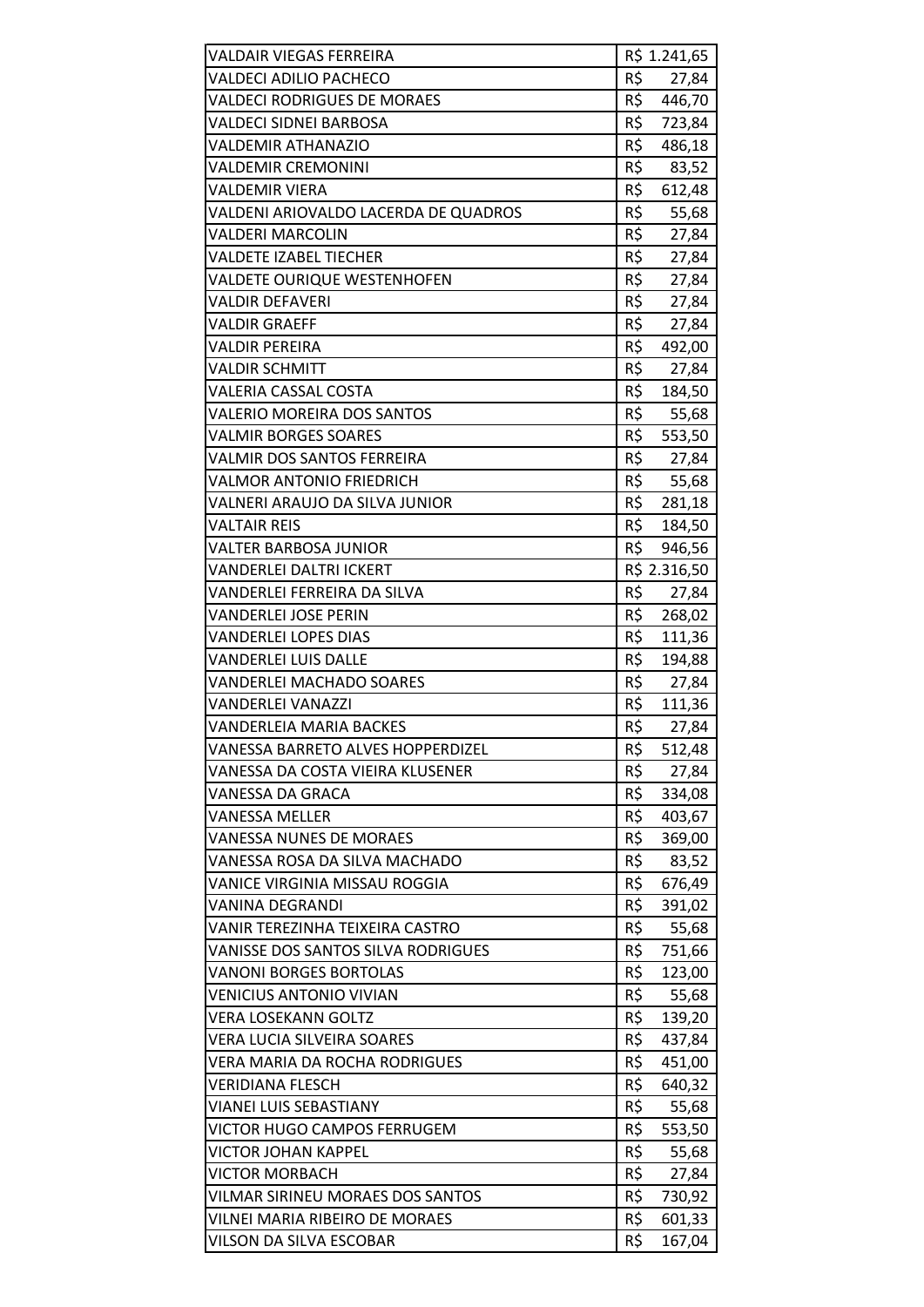| | |
|---|---|
| VALDAIR VIEGAS FERREIRA | R$ 1.241,65 |
| VALDECI ADILIO PACHECO | R$ 27,84 |
| VALDECI RODRIGUES DE MORAES | R$ 446,70 |
| VALDECI SIDNEI BARBOSA | R$ 723,84 |
| VALDEMIR ATHANAZIO | R$ 486,18 |
| VALDEMIR CREMONINI | R$ 83,52 |
| VALDEMIR VIERA | R$ 612,48 |
| VALDENI ARIOVALDO LACERDA DE QUADROS | R$ 55,68 |
| VALDERI MARCOLIN | R$ 27,84 |
| VALDETE IZABEL TIECHER | R$ 27,84 |
| VALDETE OURIQUE WESTENHOFEN | R$ 27,84 |
| VALDIR DEFAVERI | R$ 27,84 |
| VALDIR GRAEFF | R$ 27,84 |
| VALDIR PEREIRA | R$ 492,00 |
| VALDIR SCHMITT | R$ 27,84 |
| VALERIA CASSAL COSTA | R$ 184,50 |
| VALERIO MOREIRA DOS SANTOS | R$ 55,68 |
| VALMIR BORGES SOARES | R$ 553,50 |
| VALMIR DOS SANTOS FERREIRA | R$ 27,84 |
| VALMOR ANTONIO FRIEDRICH | R$ 55,68 |
| VALNERI ARAUJO DA SILVA JUNIOR | R$ 281,18 |
| VALTAIR REIS | R$ 184,50 |
| VALTER BARBOSA JUNIOR | R$ 946,56 |
| VANDERLEI DALTRI ICKERT | R$ 2.316,50 |
| VANDERLEI FERREIRA DA SILVA | R$ 27,84 |
| VANDERLEI JOSE PERIN | R$ 268,02 |
| VANDERLEI LOPES DIAS | R$ 111,36 |
| VANDERLEI LUIS DALLE | R$ 194,88 |
| VANDERLEI MACHADO SOARES | R$ 27,84 |
| VANDERLEI VANAZZI | R$ 111,36 |
| VANDERLEIA MARIA BACKES | R$ 27,84 |
| VANESSA BARRETO ALVES HOPPERDIZEL | R$ 512,48 |
| VANESSA DA COSTA VIEIRA KLUSENER | R$ 27,84 |
| VANESSA DA GRACA | R$ 334,08 |
| VANESSA MELLER | R$ 403,67 |
| VANESSA NUNES DE MORAES | R$ 369,00 |
| VANESSA ROSA DA SILVA MACHADO | R$ 83,52 |
| VANICE VIRGINIA MISSAU ROGGIA | R$ 676,49 |
| VANINA DEGRANDI | R$ 391,02 |
| VANIR TEREZINHA TEIXEIRA CASTRO | R$ 55,68 |
| VANISSE DOS SANTOS SILVA RODRIGUES | R$ 751,66 |
| VANONI BORGES BORTOLAS | R$ 123,00 |
| VENICIUS ANTONIO VIVIAN | R$ 55,68 |
| VERA LOSEKANN GOLTZ | R$ 139,20 |
| VERA LUCIA SILVEIRA SOARES | R$ 437,84 |
| VERA MARIA DA ROCHA RODRIGUES | R$ 451,00 |
| VERIDIANA FLESCH | R$ 640,32 |
| VIANEI LUIS SEBASTIANY | R$ 55,68 |
| VICTOR HUGO CAMPOS FERRUGEM | R$ 553,50 |
| VICTOR JOHAN KAPPEL | R$ 55,68 |
| VICTOR MORBACH | R$ 27,84 |
| VILMAR SIRINEU MORAES DOS SANTOS | R$ 730,92 |
| VILNEI MARIA RIBEIRO DE MORAES | R$ 601,33 |
| VILSON DA SILVA ESCOBAR | R$ 167,04 |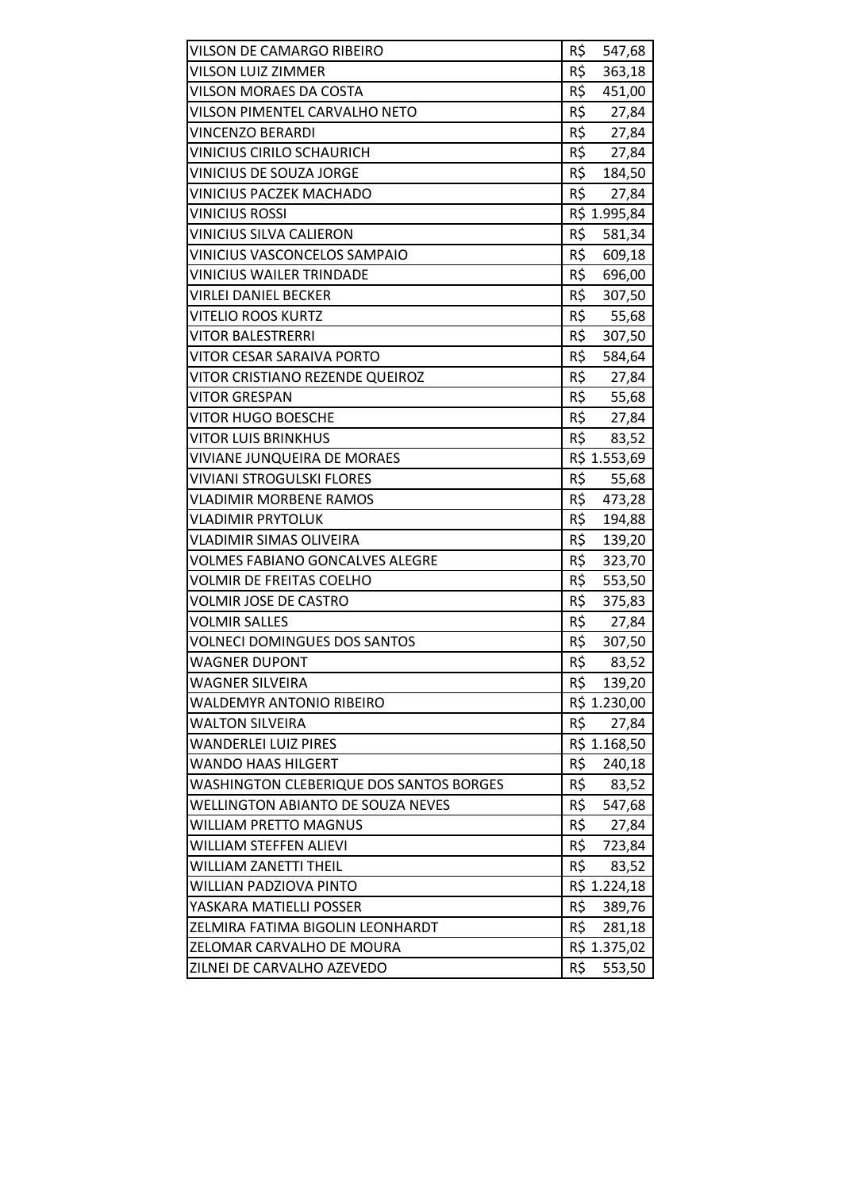| | |
|---|---|
| VILSON DE CAMARGO RIBEIRO | R$ 547,68 |
| VILSON LUIZ ZIMMER | R$ 363,18 |
| VILSON MORAES DA COSTA | R$ 451,00 |
| VILSON PIMENTEL CARVALHO NETO | R$ 27,84 |
| VINCENZO BERARDI | R$ 27,84 |
| VINICIUS CIRILO SCHAURICH | R$ 27,84 |
| VINICIUS DE SOUZA JORGE | R$ 184,50 |
| VINICIUS PACZEK MACHADO | R$ 27,84 |
| VINICIUS ROSSI | R$ 1.995,84 |
| VINICIUS SILVA CALIERON | R$ 581,34 |
| VINICIUS VASCONCELOS SAMPAIO | R$ 609,18 |
| VINICIUS WAILER TRINDADE | R$ 696,00 |
| VIRLEI DANIEL BECKER | R$ 307,50 |
| VITELIO ROOS KURTZ | R$ 55,68 |
| VITOR BALESTRERRI | R$ 307,50 |
| VITOR CESAR SARAIVA PORTO | R$ 584,64 |
| VITOR CRISTIANO REZENDE QUEIROZ | R$ 27,84 |
| VITOR GRESPAN | R$ 55,68 |
| VITOR HUGO BOESCHE | R$ 27,84 |
| VITOR LUIS BRINKHUS | R$ 83,52 |
| VIVIANE JUNQUEIRA DE MORAES | R$ 1.553,69 |
| VIVIANI STROGULSKI FLORES | R$ 55,68 |
| VLADIMIR MORBENE RAMOS | R$ 473,28 |
| VLADIMIR PRYTOLUK | R$ 194,88 |
| VLADIMIR SIMAS OLIVEIRA | R$ 139,20 |
| VOLMES FABIANO GONCALVES ALEGRE | R$ 323,70 |
| VOLMIR DE FREITAS COELHO | R$ 553,50 |
| VOLMIR JOSE DE CASTRO | R$ 375,83 |
| VOLMIR SALLES | R$ 27,84 |
| VOLNECI DOMINGUES DOS SANTOS | R$ 307,50 |
| WAGNER DUPONT | R$ 83,52 |
| WAGNER SILVEIRA | R$ 139,20 |
| WALDEMYR ANTONIO RIBEIRO | R$ 1.230,00 |
| WALTON SILVEIRA | R$ 27,84 |
| WANDERLEI LUIZ PIRES | R$ 1.168,50 |
| WANDO HAAS HILGERT | R$ 240,18 |
| WASHINGTON CLEBERIQUE DOS SANTOS BORGES | R$ 83,52 |
| WELLINGTON ABIANTO DE SOUZA NEVES | R$ 547,68 |
| WILLIAM PRETTO MAGNUS | R$ 27,84 |
| WILLIAM STEFFEN ALIEVI | R$ 723,84 |
| WILLIAM ZANETTI THEIL | R$ 83,52 |
| WILLIAN PADZIOVA PINTO | R$ 1.224,18 |
| YASKARA MATIELLI POSSER | R$ 389,76 |
| ZELMIRA FATIMA BIGOLIN LEONHARDT | R$ 281,18 |
| ZELOMAR CARVALHO DE MOURA | R$ 1.375,02 |
| ZILNEI DE CARVALHO AZEVEDO | R$ 553,50 |